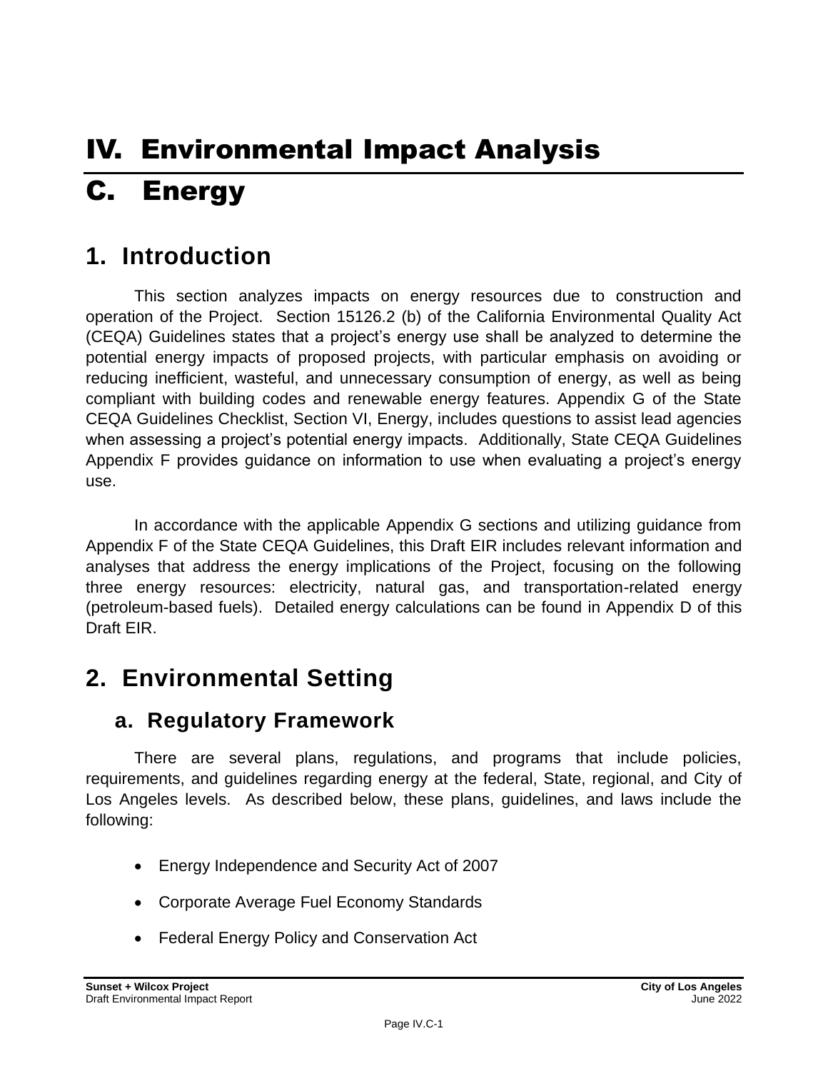# IV. Environmental Impact Analysis

# C. Energy

## 1. Introduction

This section analyzes impacts on energy resources due to construction and operation of the Project. Section 15126.2 (b) of the California Environmental Quality Act (CEQA) Guidelines states that a project's energy use shall be analyzed to determine the potential energy impacts of proposed projects, with particular emphasis on avoiding or reducing inefficient, wasteful, and unnecessary consumption of energy, as well as being compliant with building codes and renewable energy features. Appendix G of the State CEQA Guidelines Checklist, Section VI, Energy, includes questions to assist lead agencies when assessing a project's potential energy impacts. Additionally, State CEQA Guidelines Appendix F provides guidance on information to use when evaluating a project's energy use.

In accordance with the applicable Appendix G sections and utilizing guidance from Appendix F of the State CEQA Guidelines, this Draft EIR includes relevant information and analyses that address the energy implications of the Project, focusing on the following three energy resources: electricity, natural gas, and transportation-related energy (petroleum-based fuels). Detailed energy calculations can be found in Appendix D of this Draft EIR.

## 2. Environmental Setting

### a. Regulatory Framework

There are several plans, regulations, and programs that include policies, requirements, and guidelines regarding energy at the federal, State, regional, and City of Los Angeles levels. As described below, these plans, guidelines, and laws include the following:

- Energy Independence and Security Act of 2007
- Corporate Average Fuel Economy Standards
- Federal Energy Policy and Conservation Act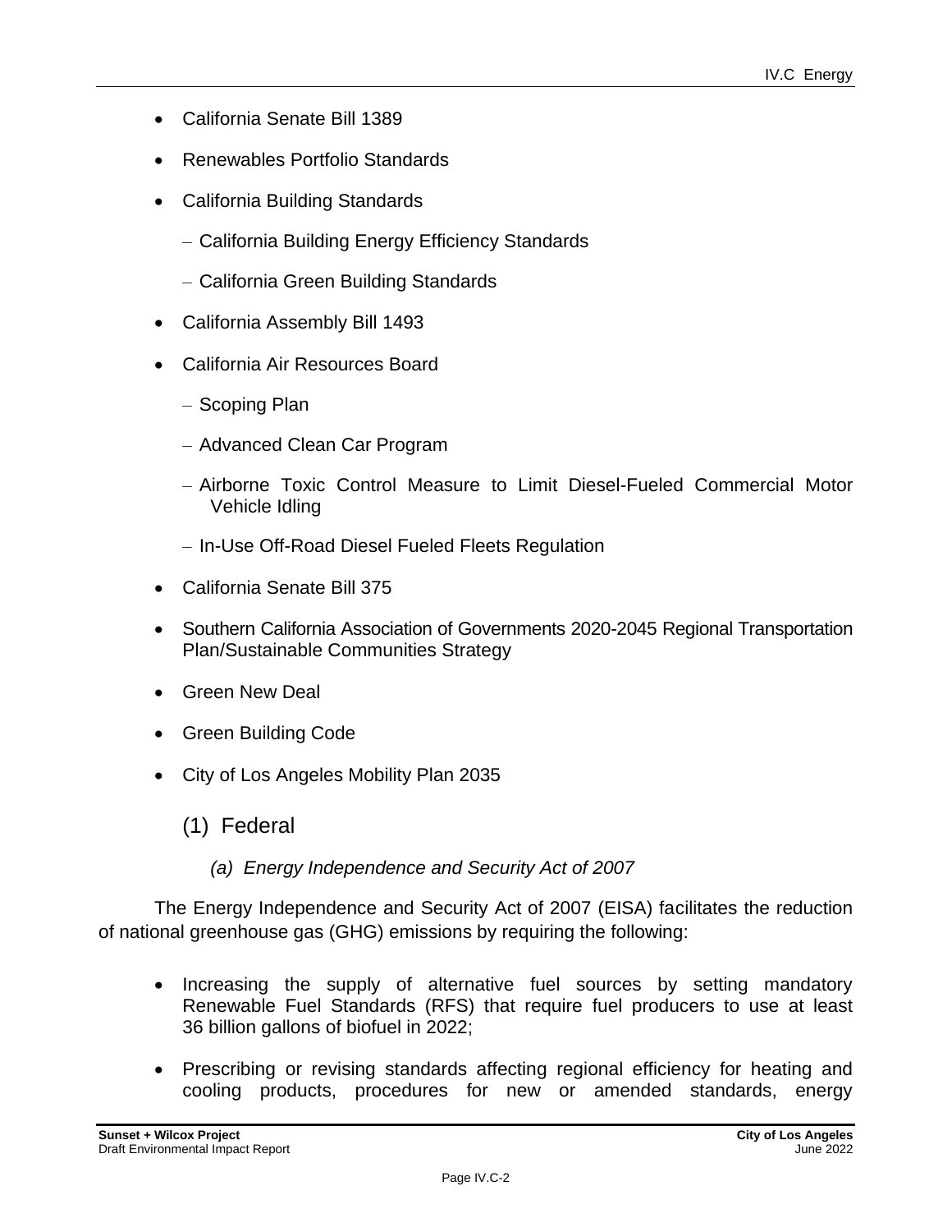- California Senate Bill 1389
- Renewables Portfolio Standards
- California Building Standards
  - California Building Energy Efficiency Standards
  - California Green Building Standards
- California Assembly Bill 1493
- California Air Resources Board
  - Scoping Plan
  - Advanced Clean Car Program
  - Airborne Toxic Control Measure to Limit Diesel-Fueled Commercial Motor Vehicle Idling
  - In-Use Off-Road Diesel Fueled Fleets Regulation
- California Senate Bill 375
- Southern California Association of Governments 2020-2045 Regional Transportation Plan/Sustainable Communities Strategy
- Green New Deal
- Green Building Code
- City of Los Angeles Mobility Plan 2035

### (1) Federal

#### *(a) Energy Independence and Security Act of 2007*

The Energy Independence and Security Act of 2007 (EISA) facilitates the reduction of national greenhouse gas (GHG) emissions by requiring the following:

- Increasing the supply of alternative fuel sources by setting mandatory Renewable Fuel Standards (RFS) that require fuel producers to use at least 36 billion gallons of biofuel in 2022;
- Prescribing or revising standards affecting regional efficiency for heating and cooling products, procedures for new or amended standards, energy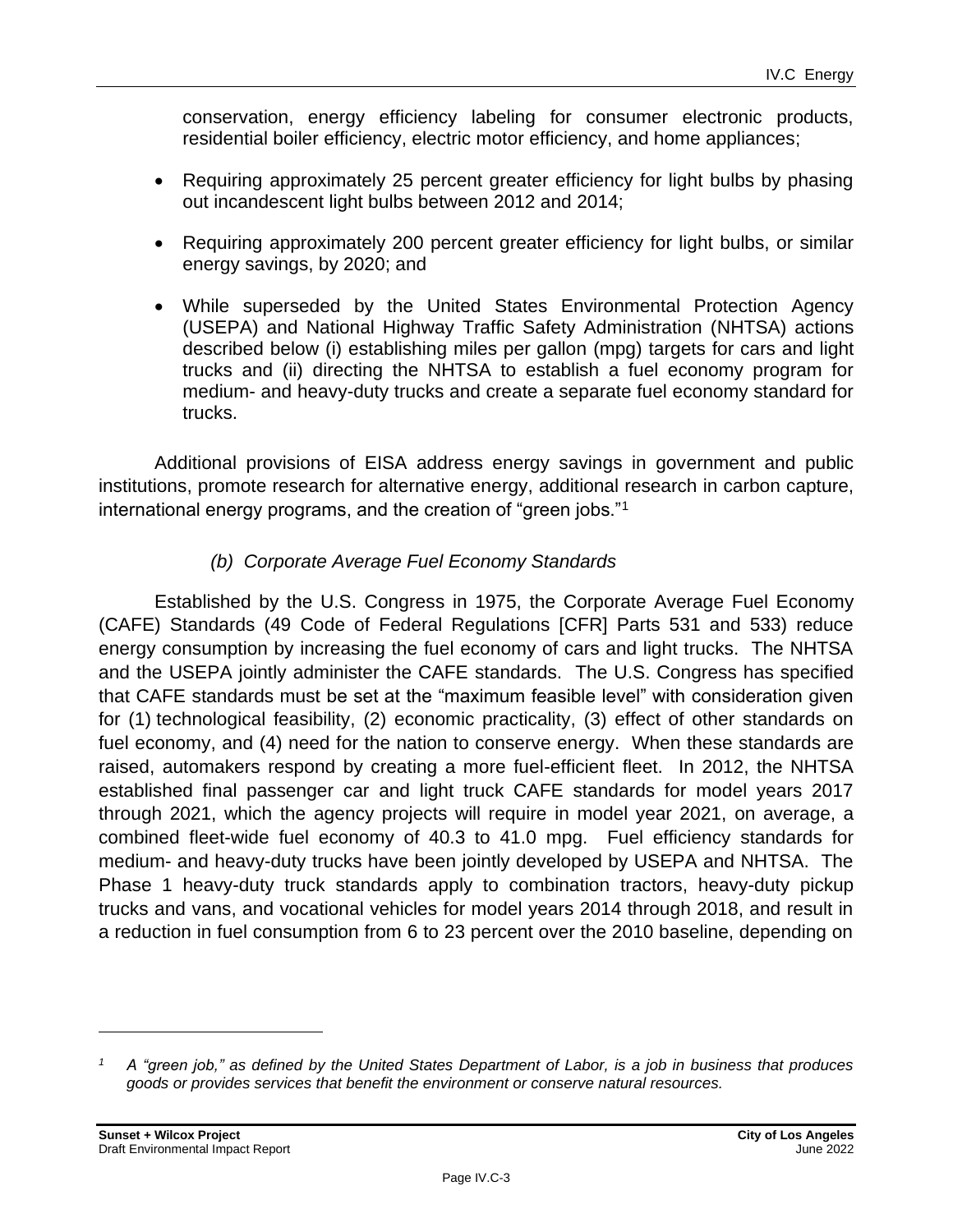conservation, energy efficiency labeling for consumer electronic products, residential boiler efficiency, electric motor efficiency, and home appliances;

- Requiring approximately 25 percent greater efficiency for light bulbs by phasing out incandescent light bulbs between 2012 and 2014;
- Requiring approximately 200 percent greater efficiency for light bulbs, or similar energy savings, by 2020; and
- While superseded by the United States Environmental Protection Agency (USEPA) and National Highway Traffic Safety Administration (NHTSA) actions described below (i) establishing miles per gallon (mpg) targets for cars and light trucks and (ii) directing the NHTSA to establish a fuel economy program for medium- and heavy-duty trucks and create a separate fuel economy standard for trucks.

Additional provisions of EISA address energy savings in government and public institutions, promote research for alternative energy, additional research in carbon capture, international energy programs, and the creation of "green jobs."[1]

*(b) Corporate Average Fuel Economy Standards*

Established by the U.S. Congress in 1975, the Corporate Average Fuel Economy (CAFE) Standards (49 Code of Federal Regulations [CFR] Parts 531 and 533) reduce energy consumption by increasing the fuel economy of cars and light trucks. The NHTSA and the USEPA jointly administer the CAFE standards. The U.S. Congress has specified that CAFE standards must be set at the "maximum feasible level" with consideration given for (1) technological feasibility, (2) economic practicality, (3) effect of other standards on fuel economy, and (4) need for the nation to conserve energy. When these standards are raised, automakers respond by creating a more fuel-efficient fleet. In 2012, the NHTSA established final passenger car and light truck CAFE standards for model years 2017 through 2021, which the agency projects will require in model year 2021, on average, a combined fleet-wide fuel economy of 40.3 to 41.0 mpg. Fuel efficiency standards for medium- and heavy-duty trucks have been jointly developed by USEPA and NHTSA. The Phase 1 heavy-duty truck standards apply to combination tractors, heavy-duty pickup trucks and vans, and vocational vehicles for model years 2014 through 2018, and result in a reduction in fuel consumption from 6 to 23 percent over the 2010 baseline, depending on

---

[1] *A "green job," as defined by the United States Department of Labor, is a job in business that produces goods or provides services that benefit the environment or conserve natural resources.*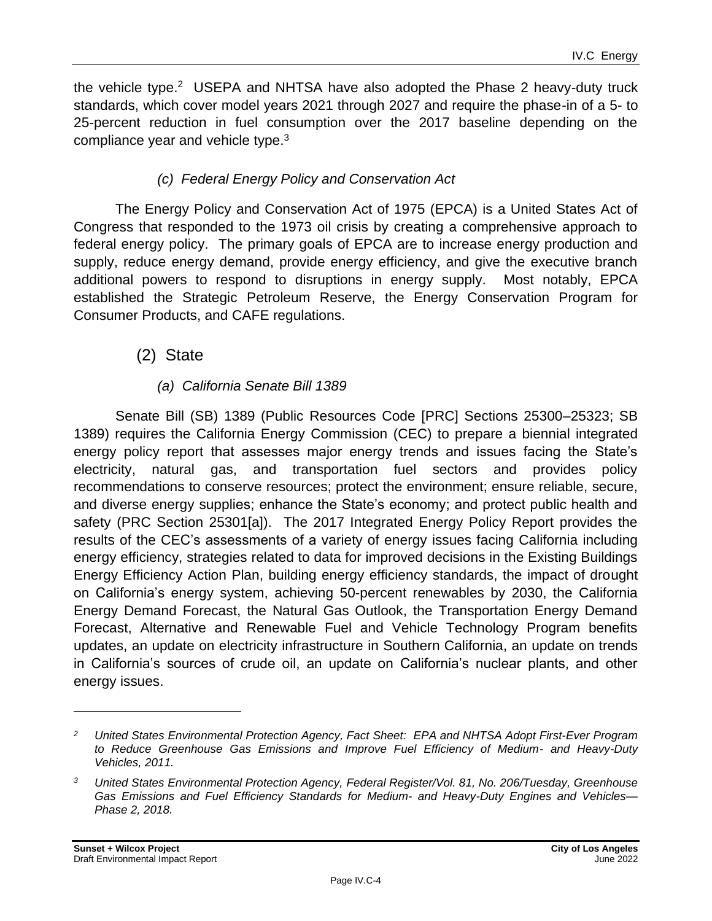the vehicle type.[2] USEPA and NHTSA have also adopted the Phase 2 heavy-duty truck standards, which cover model years 2021 through 2027 and require the phase-in of a 5- to 25-percent reduction in fuel consumption over the 2017 baseline depending on the compliance year and vehicle type.[3]

##### *(c) Federal Energy Policy and Conservation Act*

The Energy Policy and Conservation Act of 1975 (EPCA) is a United States Act of Congress that responded to the 1973 oil crisis by creating a comprehensive approach to federal energy policy. The primary goals of EPCA are to increase energy production and supply, reduce energy demand, provide energy efficiency, and give the executive branch additional powers to respond to disruptions in energy supply. Most notably, EPCA established the Strategic Petroleum Reserve, the Energy Conservation Program for Consumer Products, and CAFE regulations.

#### (2) State

##### *(a) California Senate Bill 1389*

Senate Bill (SB) 1389 (Public Resources Code [PRC] Sections 25300–25323; SB 1389) requires the California Energy Commission (CEC) to prepare a biennial integrated energy policy report that assesses major energy trends and issues facing the State's electricity, natural gas, and transportation fuel sectors and provides policy recommendations to conserve resources; protect the environment; ensure reliable, secure, and diverse energy supplies; enhance the State's economy; and protect public health and safety (PRC Section 25301[a]). The 2017 Integrated Energy Policy Report provides the results of the CEC's assessments of a variety of energy issues facing California including energy efficiency, strategies related to data for improved decisions in the Existing Buildings Energy Efficiency Action Plan, building energy efficiency standards, the impact of drought on California's energy system, achieving 50-percent renewables by 2030, the California Energy Demand Forecast, the Natural Gas Outlook, the Transportation Energy Demand Forecast, Alternative and Renewable Fuel and Vehicle Technology Program benefits updates, an update on electricity infrastructure in Southern California, an update on trends in California's sources of crude oil, an update on California's nuclear plants, and other energy issues.

---

*[2] United States Environmental Protection Agency, Fact Sheet: EPA and NHTSA Adopt First-Ever Program to Reduce Greenhouse Gas Emissions and Improve Fuel Efficiency of Medium- and Heavy-Duty Vehicles, 2011.*

*[3] United States Environmental Protection Agency, Federal Register/Vol. 81, No. 206/Tuesday, Greenhouse Gas Emissions and Fuel Efficiency Standards for Medium- and Heavy-Duty Engines and Vehicles—Phase 2, 2018.*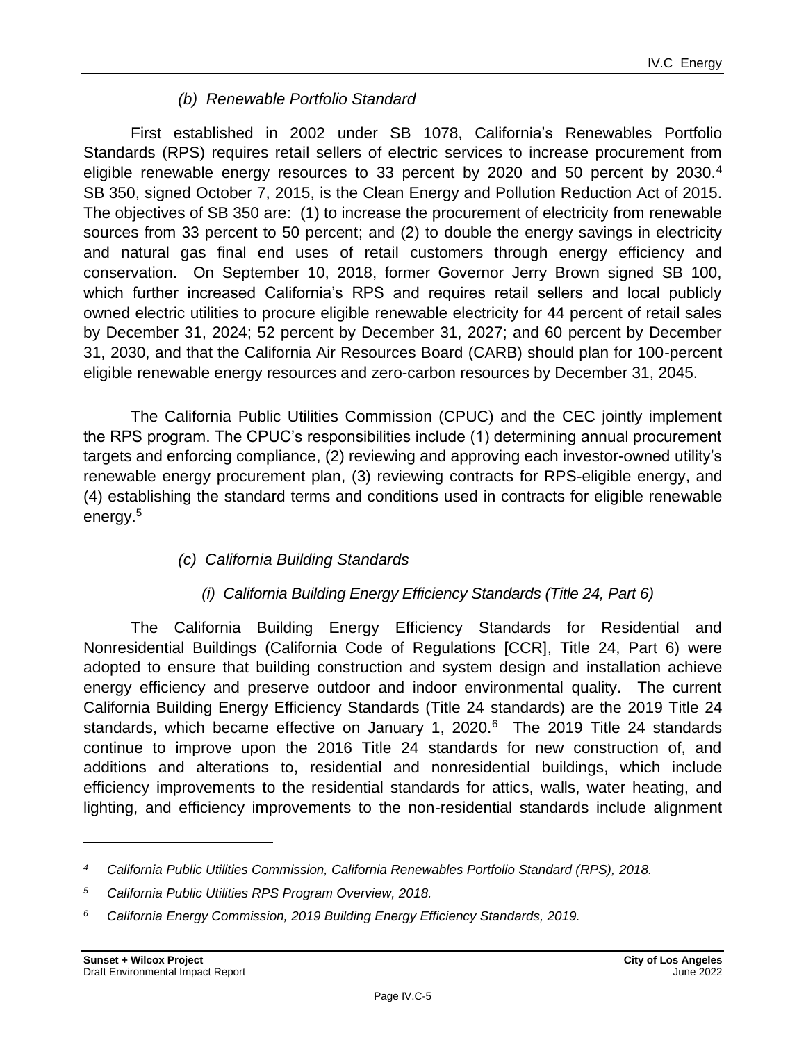*(b) Renewable Portfolio Standard*

First established in 2002 under SB 1078, California's Renewables Portfolio Standards (RPS) requires retail sellers of electric services to increase procurement from eligible renewable energy resources to 33 percent by 2020 and 50 percent by 2030.[4] SB 350, signed October 7, 2015, is the Clean Energy and Pollution Reduction Act of 2015. The objectives of SB 350 are: (1) to increase the procurement of electricity from renewable sources from 33 percent to 50 percent; and (2) to double the energy savings in electricity and natural gas final end uses of retail customers through energy efficiency and conservation. On September 10, 2018, former Governor Jerry Brown signed SB 100, which further increased California's RPS and requires retail sellers and local publicly owned electric utilities to procure eligible renewable electricity for 44 percent of retail sales by December 31, 2024; 52 percent by December 31, 2027; and 60 percent by December 31, 2030, and that the California Air Resources Board (CARB) should plan for 100-percent eligible renewable energy resources and zero-carbon resources by December 31, 2045.

The California Public Utilities Commission (CPUC) and the CEC jointly implement the RPS program. The CPUC's responsibilities include (1) determining annual procurement targets and enforcing compliance, (2) reviewing and approving each investor-owned utility's renewable energy procurement plan, (3) reviewing contracts for RPS-eligible energy, and (4) establishing the standard terms and conditions used in contracts for eligible renewable energy.[5]

*(c) California Building Standards*

*(i) California Building Energy Efficiency Standards (Title 24, Part 6)*

The California Building Energy Efficiency Standards for Residential and Nonresidential Buildings (California Code of Regulations [CCR], Title 24, Part 6) were adopted to ensure that building construction and system design and installation achieve energy efficiency and preserve outdoor and indoor environmental quality. The current California Building Energy Efficiency Standards (Title 24 standards) are the 2019 Title 24 standards, which became effective on January 1, 2020.[6] The 2019 Title 24 standards continue to improve upon the 2016 Title 24 standards for new construction of, and additions and alterations to, residential and nonresidential buildings, which include efficiency improvements to the residential standards for attics, walls, water heating, and lighting, and efficiency improvements to the non-residential standards include alignment

---

*[4] California Public Utilities Commission, California Renewables Portfolio Standard (RPS), 2018.*

*[5] California Public Utilities RPS Program Overview, 2018.*

*[6] California Energy Commission, 2019 Building Energy Efficiency Standards, 2019.*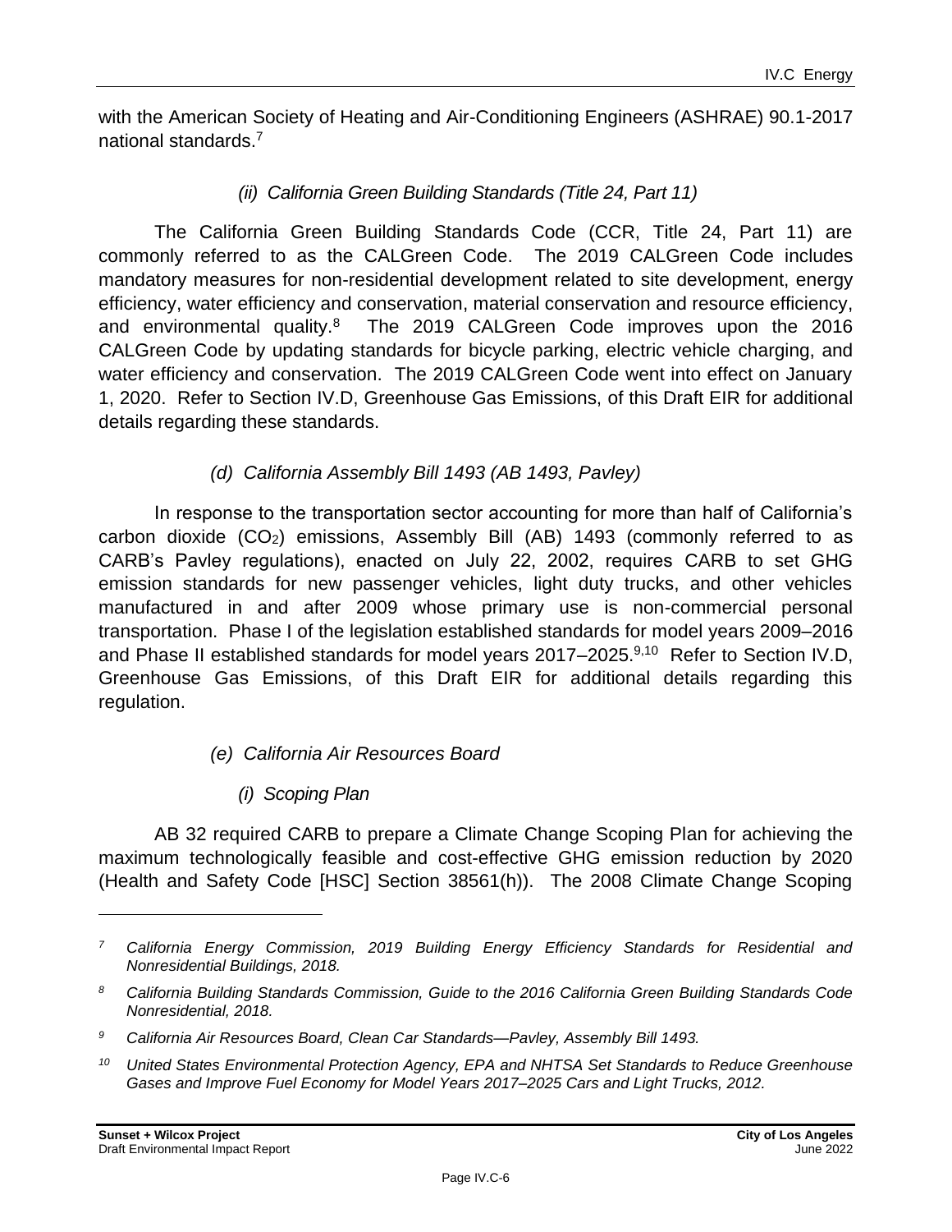with the American Society of Heating and Air-Conditioning Engineers (ASHRAE) 90.1-2017 national standards.[7]

*(ii) California Green Building Standards (Title 24, Part 11)*

The California Green Building Standards Code (CCR, Title 24, Part 11) are commonly referred to as the CALGreen Code. The 2019 CALGreen Code includes mandatory measures for non-residential development related to site development, energy efficiency, water efficiency and conservation, material conservation and resource efficiency, and environmental quality.[8] The 2019 CALGreen Code improves upon the 2016 CALGreen Code by updating standards for bicycle parking, electric vehicle charging, and water efficiency and conservation. The 2019 CALGreen Code went into effect on January 1, 2020. Refer to Section IV.D, Greenhouse Gas Emissions, of this Draft EIR for additional details regarding these standards.

*(d) California Assembly Bill 1493 (AB 1493, Pavley)*

In response to the transportation sector accounting for more than half of California's carbon dioxide ($CO_2$) emissions, Assembly Bill (AB) 1493 (commonly referred to as CARB's Pavley regulations), enacted on July 22, 2002, requires CARB to set GHG emission standards for new passenger vehicles, light duty trucks, and other vehicles manufactured in and after 2009 whose primary use is non-commercial personal transportation. Phase I of the legislation established standards for model years 2009–2016 and Phase II established standards for model years 2017–2025.[9,10] Refer to Section IV.D, Greenhouse Gas Emissions, of this Draft EIR for additional details regarding this regulation.

*(e) California Air Resources Board*

*(i) Scoping Plan*

AB 32 required CARB to prepare a Climate Change Scoping Plan for achieving the maximum technologically feasible and cost-effective GHG emission reduction by 2020 (Health and Safety Code [HSC] Section 38561(h)). The 2008 Climate Change Scoping

---

*[7] California Energy Commission, 2019 Building Energy Efficiency Standards for Residential and Nonresidential Buildings, 2018.*

*[8] California Building Standards Commission, Guide to the 2016 California Green Building Standards Code Nonresidential, 2018.*

*[9] California Air Resources Board, Clean Car Standards—Pavley, Assembly Bill 1493.*

*[10] United States Environmental Protection Agency, EPA and NHTSA Set Standards to Reduce Greenhouse Gases and Improve Fuel Economy for Model Years 2017–2025 Cars and Light Trucks, 2012.*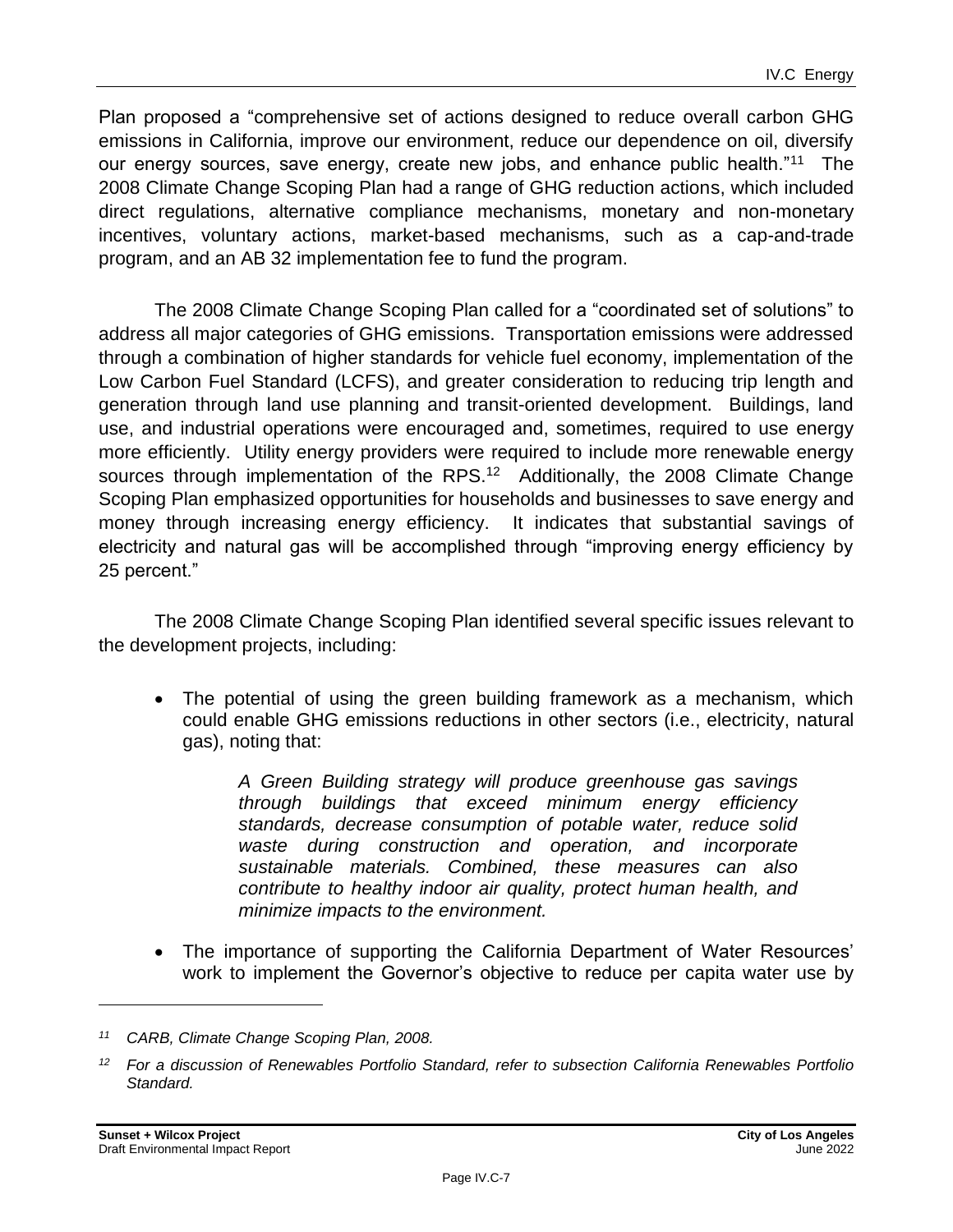Plan proposed a "comprehensive set of actions designed to reduce overall carbon GHG emissions in California, improve our environment, reduce our dependence on oil, diversify our energy sources, save energy, create new jobs, and enhance public health."[11] The 2008 Climate Change Scoping Plan had a range of GHG reduction actions, which included direct regulations, alternative compliance mechanisms, monetary and non-monetary incentives, voluntary actions, market-based mechanisms, such as a cap-and-trade program, and an AB 32 implementation fee to fund the program.

The 2008 Climate Change Scoping Plan called for a "coordinated set of solutions" to address all major categories of GHG emissions. Transportation emissions were addressed through a combination of higher standards for vehicle fuel economy, implementation of the Low Carbon Fuel Standard (LCFS), and greater consideration to reducing trip length and generation through land use planning and transit-oriented development. Buildings, land use, and industrial operations were encouraged and, sometimes, required to use energy more efficiently. Utility energy providers were required to include more renewable energy sources through implementation of the RPS.[12] Additionally, the 2008 Climate Change Scoping Plan emphasized opportunities for households and businesses to save energy and money through increasing energy efficiency. It indicates that substantial savings of electricity and natural gas will be accomplished through "improving energy efficiency by 25 percent."

The 2008 Climate Change Scoping Plan identified several specific issues relevant to the development projects, including:

- The potential of using the green building framework as a mechanism, which could enable GHG emissions reductions in other sectors (i.e., electricity, natural gas), noting that:

  > *A Green Building strategy will produce greenhouse gas savings through buildings that exceed minimum energy efficiency standards, decrease consumption of potable water, reduce solid waste during construction and operation, and incorporate sustainable materials. Combined, these measures can also contribute to healthy indoor air quality, protect human health, and minimize impacts to the environment.*

- The importance of supporting the California Department of Water Resources' work to implement the Governor's objective to reduce per capita water use by

---

*[11] CARB, Climate Change Scoping Plan, 2008.*

*[12] For a discussion of Renewables Portfolio Standard, refer to subsection California Renewables Portfolio Standard.*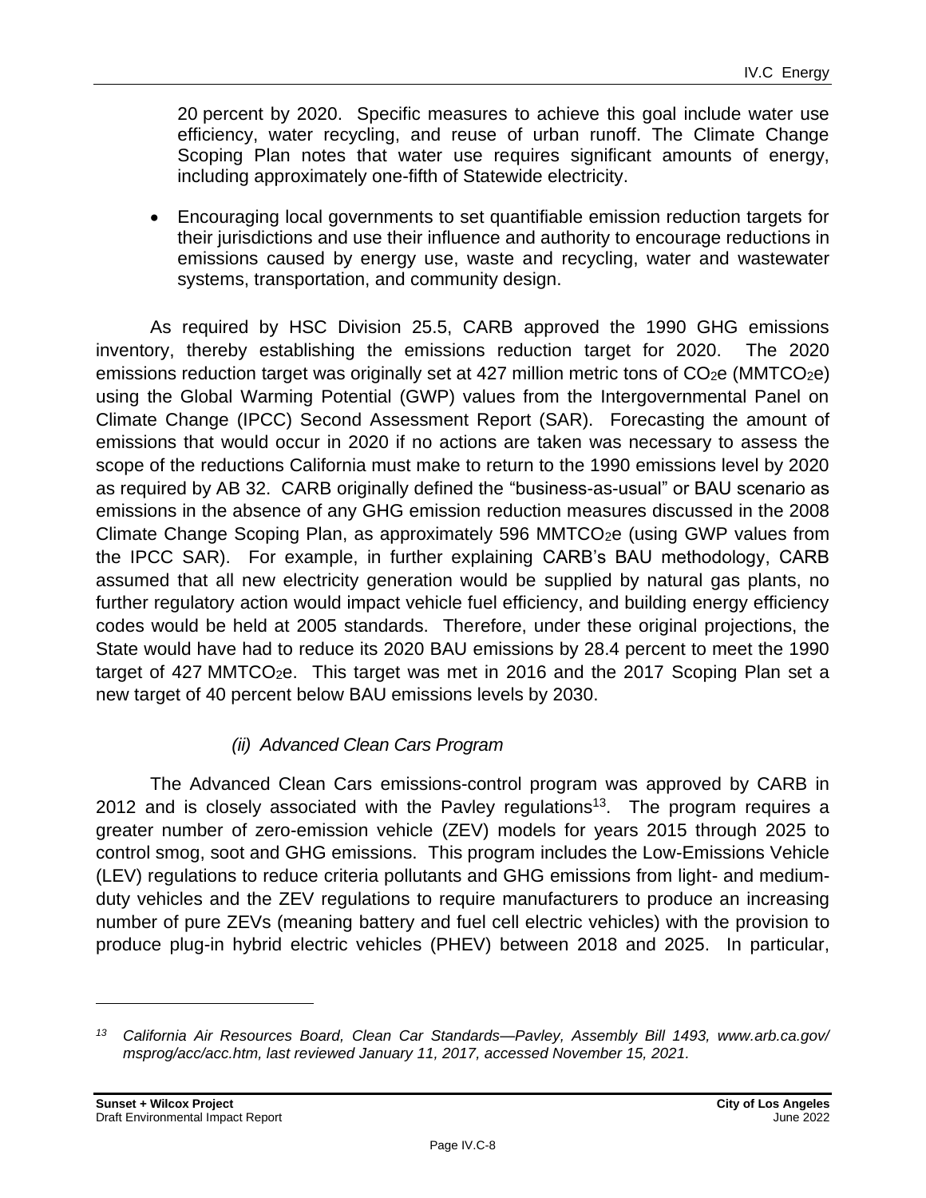20 percent by 2020. Specific measures to achieve this goal include water use efficiency, water recycling, and reuse of urban runoff. The Climate Change Scoping Plan notes that water use requires significant amounts of energy, including approximately one-fifth of Statewide electricity.

- Encouraging local governments to set quantifiable emission reduction targets for their jurisdictions and use their influence and authority to encourage reductions in emissions caused by energy use, waste and recycling, water and wastewater systems, transportation, and community design.

As required by HSC Division 25.5, CARB approved the 1990 GHG emissions inventory, thereby establishing the emissions reduction target for 2020. The 2020 emissions reduction target was originally set at 427 million metric tons of $CO_2e$ ($MMTCO_2e$) using the Global Warming Potential (GWP) values from the Intergovernmental Panel on Climate Change (IPCC) Second Assessment Report (SAR). Forecasting the amount of emissions that would occur in 2020 if no actions are taken was necessary to assess the scope of the reductions California must make to return to the 1990 emissions level by 2020 as required by AB 32. CARB originally defined the "business-as-usual" or BAU scenario as emissions in the absence of any GHG emission reduction measures discussed in the 2008 Climate Change Scoping Plan, as approximately 596 $MMTCO_2e$ (using GWP values from the IPCC SAR). For example, in further explaining CARB's BAU methodology, CARB assumed that all new electricity generation would be supplied by natural gas plants, no further regulatory action would impact vehicle fuel efficiency, and building energy efficiency codes would be held at 2005 standards. Therefore, under these original projections, the State would have had to reduce its 2020 BAU emissions by 28.4 percent to meet the 1990 target of 427 $MMTCO_2e$. This target was met in 2016 and the 2017 Scoping Plan set a new target of 40 percent below BAU emissions levels by 2030.

*(ii) Advanced Clean Cars Program*

The Advanced Clean Cars emissions-control program was approved by CARB in 2012 and is closely associated with the Pavley regulations[13]. The program requires a greater number of zero-emission vehicle (ZEV) models for years 2015 through 2025 to control smog, soot and GHG emissions. This program includes the Low-Emissions Vehicle (LEV) regulations to reduce criteria pollutants and GHG emissions from light- and medium-duty vehicles and the ZEV regulations to require manufacturers to produce an increasing number of pure ZEVs (meaning battery and fuel cell electric vehicles) with the provision to produce plug-in hybrid electric vehicles (PHEV) between 2018 and 2025. In particular,

---

[13] *California Air Resources Board, Clean Car Standards—Pavley, Assembly Bill 1493, www.arb.ca.gov/msprog/acc/acc.htm, last reviewed January 11, 2017, accessed November 15, 2021.*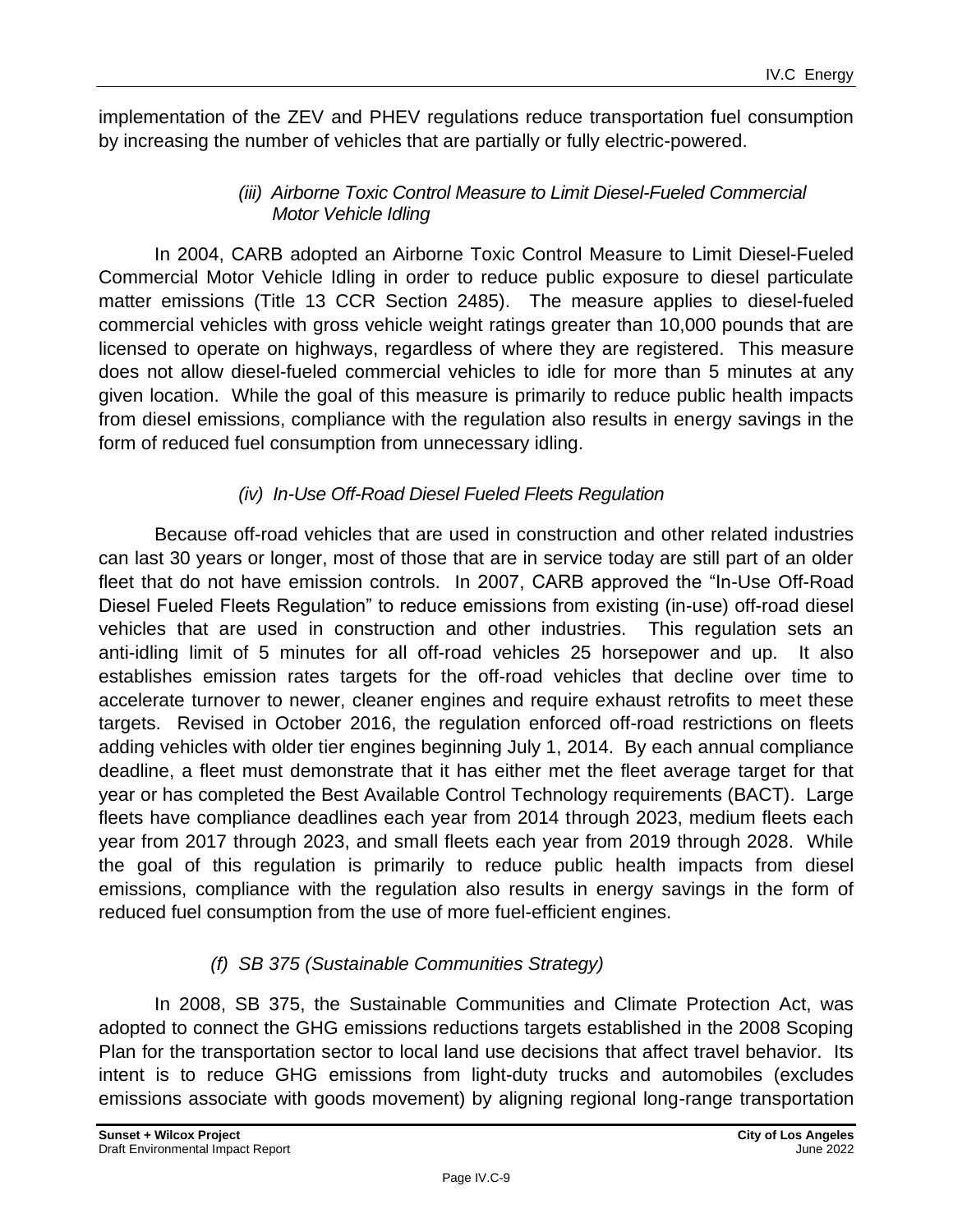implementation of the ZEV and PHEV regulations reduce transportation fuel consumption by increasing the number of vehicles that are partially or fully electric-powered.

##### *(iii) Airborne Toxic Control Measure to Limit Diesel-Fueled Commercial Motor Vehicle Idling*

In 2004, CARB adopted an Airborne Toxic Control Measure to Limit Diesel-Fueled Commercial Motor Vehicle Idling in order to reduce public exposure to diesel particulate matter emissions (Title 13 CCR Section 2485). The measure applies to diesel-fueled commercial vehicles with gross vehicle weight ratings greater than 10,000 pounds that are licensed to operate on highways, regardless of where they are registered. This measure does not allow diesel-fueled commercial vehicles to idle for more than 5 minutes at any given location. While the goal of this measure is primarily to reduce public health impacts from diesel emissions, compliance with the regulation also results in energy savings in the form of reduced fuel consumption from unnecessary idling.

##### *(iv) In-Use Off-Road Diesel Fueled Fleets Regulation*

Because off-road vehicles that are used in construction and other related industries can last 30 years or longer, most of those that are in service today are still part of an older fleet that do not have emission controls. In 2007, CARB approved the "In-Use Off-Road Diesel Fueled Fleets Regulation" to reduce emissions from existing (in-use) off-road diesel vehicles that are used in construction and other industries. This regulation sets an anti-idling limit of 5 minutes for all off-road vehicles 25 horsepower and up. It also establishes emission rates targets for the off-road vehicles that decline over time to accelerate turnover to newer, cleaner engines and require exhaust retrofits to meet these targets. Revised in October 2016, the regulation enforced off-road restrictions on fleets adding vehicles with older tier engines beginning July 1, 2014. By each annual compliance deadline, a fleet must demonstrate that it has either met the fleet average target for that year or has completed the Best Available Control Technology requirements (BACT). Large fleets have compliance deadlines each year from 2014 through 2023, medium fleets each year from 2017 through 2023, and small fleets each year from 2019 through 2028. While the goal of this regulation is primarily to reduce public health impacts from diesel emissions, compliance with the regulation also results in energy savings in the form of reduced fuel consumption from the use of more fuel-efficient engines.

#### *(f) SB 375 (Sustainable Communities Strategy)*

In 2008, SB 375, the Sustainable Communities and Climate Protection Act, was adopted to connect the GHG emissions reductions targets established in the 2008 Scoping Plan for the transportation sector to local land use decisions that affect travel behavior. Its intent is to reduce GHG emissions from light-duty trucks and automobiles (excludes emissions associate with goods movement) by aligning regional long-range transportation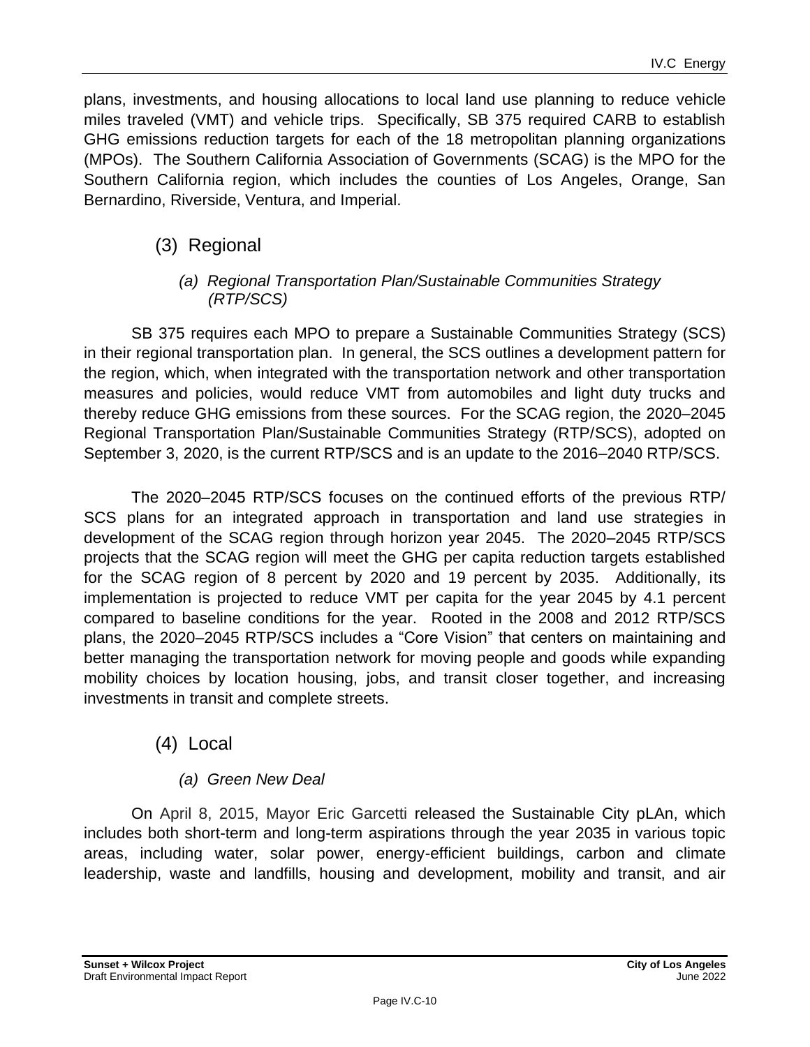plans, investments, and housing allocations to local land use planning to reduce vehicle miles traveled (VMT) and vehicle trips. Specifically, SB 375 required CARB to establish GHG emissions reduction targets for each of the 18 metropolitan planning organizations (MPOs). The Southern California Association of Governments (SCAG) is the MPO for the Southern California region, which includes the counties of Los Angeles, Orange, San Bernardino, Riverside, Ventura, and Imperial.

## (3) Regional

### *(a) Regional Transportation Plan/Sustainable Communities Strategy (RTP/SCS)*

SB 375 requires each MPO to prepare a Sustainable Communities Strategy (SCS) in their regional transportation plan. In general, the SCS outlines a development pattern for the region, which, when integrated with the transportation network and other transportation measures and policies, would reduce VMT from automobiles and light duty trucks and thereby reduce GHG emissions from these sources. For the SCAG region, the 2020–2045 Regional Transportation Plan/Sustainable Communities Strategy (RTP/SCS), adopted on September 3, 2020, is the current RTP/SCS and is an update to the 2016–2040 RTP/SCS.

The 2020–2045 RTP/SCS focuses on the continued efforts of the previous RTP/ SCS plans for an integrated approach in transportation and land use strategies in development of the SCAG region through horizon year 2045. The 2020–2045 RTP/SCS projects that the SCAG region will meet the GHG per capita reduction targets established for the SCAG region of 8 percent by 2020 and 19 percent by 2035. Additionally, its implementation is projected to reduce VMT per capita for the year 2045 by 4.1 percent compared to baseline conditions for the year. Rooted in the 2008 and 2012 RTP/SCS plans, the 2020–2045 RTP/SCS includes a "Core Vision" that centers on maintaining and better managing the transportation network for moving people and goods while expanding mobility choices by location housing, jobs, and transit closer together, and increasing investments in transit and complete streets.

## (4) Local

### *(a) Green New Deal*

On April 8, 2015, Mayor Eric Garcetti released the Sustainable City pLAn, which includes both short-term and long-term aspirations through the year 2035 in various topic areas, including water, solar power, energy-efficient buildings, carbon and climate leadership, waste and landfills, housing and development, mobility and transit, and air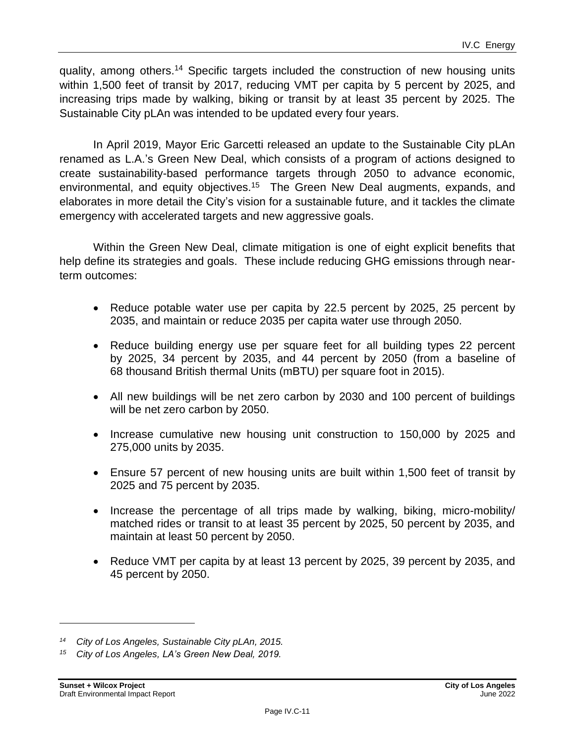quality, among others.[14] Specific targets included the construction of new housing units within 1,500 feet of transit by 2017, reducing VMT per capita by 5 percent by 2025, and increasing trips made by walking, biking or transit by at least 35 percent by 2025. The Sustainable City pLAn was intended to be updated every four years.

In April 2019, Mayor Eric Garcetti released an update to the Sustainable City pLAn renamed as L.A.'s Green New Deal, which consists of a program of actions designed to create sustainability-based performance targets through 2050 to advance economic, environmental, and equity objectives.[15] The Green New Deal augments, expands, and elaborates in more detail the City's vision for a sustainable future, and it tackles the climate emergency with accelerated targets and new aggressive goals.

Within the Green New Deal, climate mitigation is one of eight explicit benefits that help define its strategies and goals. These include reducing GHG emissions through near-term outcomes:

- Reduce potable water use per capita by 22.5 percent by 2025, 25 percent by 2035, and maintain or reduce 2035 per capita water use through 2050.
- Reduce building energy use per square feet for all building types 22 percent by 2025, 34 percent by 2035, and 44 percent by 2050 (from a baseline of 68 thousand British thermal Units (mBTU) per square foot in 2015).
- All new buildings will be net zero carbon by 2030 and 100 percent of buildings will be net zero carbon by 2050.
- Increase cumulative new housing unit construction to 150,000 by 2025 and 275,000 units by 2035.
- Ensure 57 percent of new housing units are built within 1,500 feet of transit by 2025 and 75 percent by 2035.
- Increase the percentage of all trips made by walking, biking, micro-mobility/ matched rides or transit to at least 35 percent by 2025, 50 percent by 2035, and maintain at least 50 percent by 2050.
- Reduce VMT per capita by at least 13 percent by 2025, 39 percent by 2035, and 45 percent by 2050.

---

*[14] City of Los Angeles, Sustainable City pLAn, 2015.*

*[15] City of Los Angeles, LA's Green New Deal, 2019.*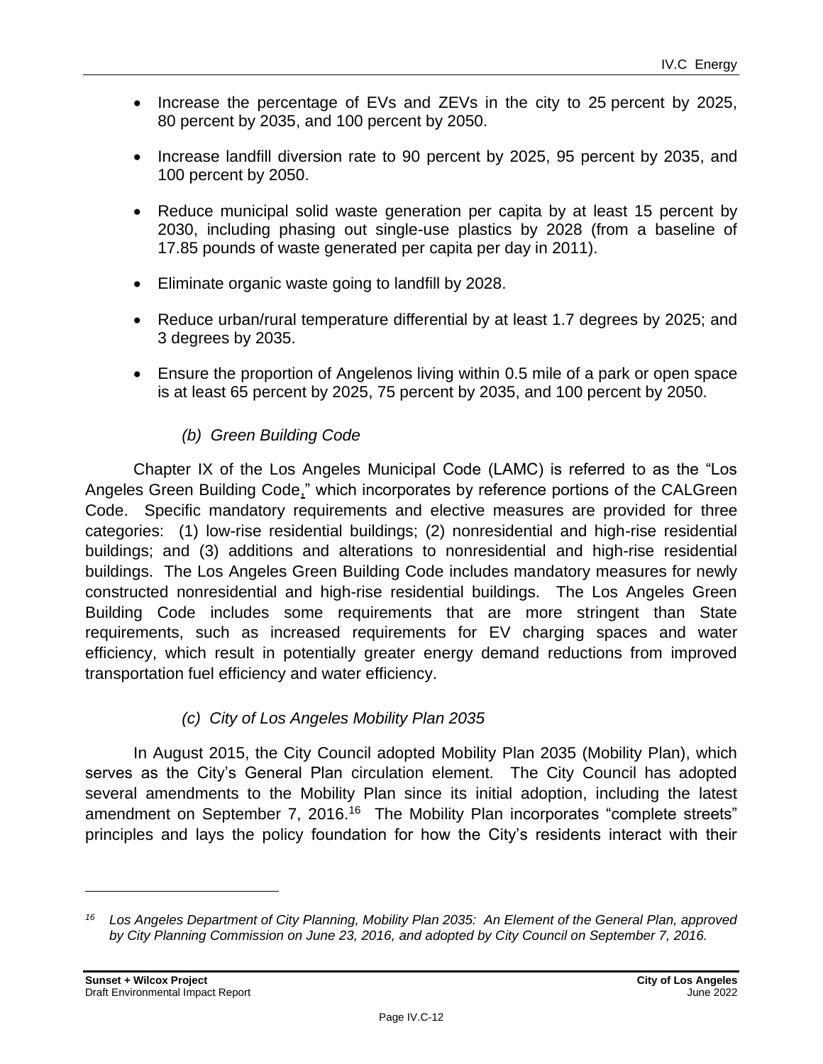- Increase the percentage of EVs and ZEVs in the city to 25 percent by 2025, 80 percent by 2035, and 100 percent by 2050.
- Increase landfill diversion rate to 90 percent by 2025, 95 percent by 2035, and 100 percent by 2050.
- Reduce municipal solid waste generation per capita by at least 15 percent by 2030, including phasing out single-use plastics by 2028 (from a baseline of 17.85 pounds of waste generated per capita per day in 2011).
- Eliminate organic waste going to landfill by 2028.
- Reduce urban/rural temperature differential by at least 1.7 degrees by 2025; and 3 degrees by 2035.
- Ensure the proportion of Angelenos living within 0.5 mile of a park or open space is at least 65 percent by 2025, 75 percent by 2035, and 100 percent by 2050.

*(b) Green Building Code*

Chapter IX of the Los Angeles Municipal Code (LAMC) is referred to as the "Los Angeles Green Building Code," which incorporates by reference portions of the CALGreen Code. Specific mandatory requirements and elective measures are provided for three categories: (1) low-rise residential buildings; (2) nonresidential and high-rise residential buildings; and (3) additions and alterations to nonresidential and high-rise residential buildings. The Los Angeles Green Building Code includes mandatory measures for newly constructed nonresidential and high-rise residential buildings. The Los Angeles Green Building Code includes some requirements that are more stringent than State requirements, such as increased requirements for EV charging spaces and water efficiency, which result in potentially greater energy demand reductions from improved transportation fuel efficiency and water efficiency.

*(c) City of Los Angeles Mobility Plan 2035*

In August 2015, the City Council adopted Mobility Plan 2035 (Mobility Plan), which serves as the City's General Plan circulation element. The City Council has adopted several amendments to the Mobility Plan since its initial adoption, including the latest amendment on September 7, 2016.[16] The Mobility Plan incorporates "complete streets" principles and lays the policy foundation for how the City's residents interact with their

[16] *Los Angeles Department of City Planning, Mobility Plan 2035: An Element of the General Plan, approved by City Planning Commission on June 23, 2016, and adopted by City Council on September 7, 2016.*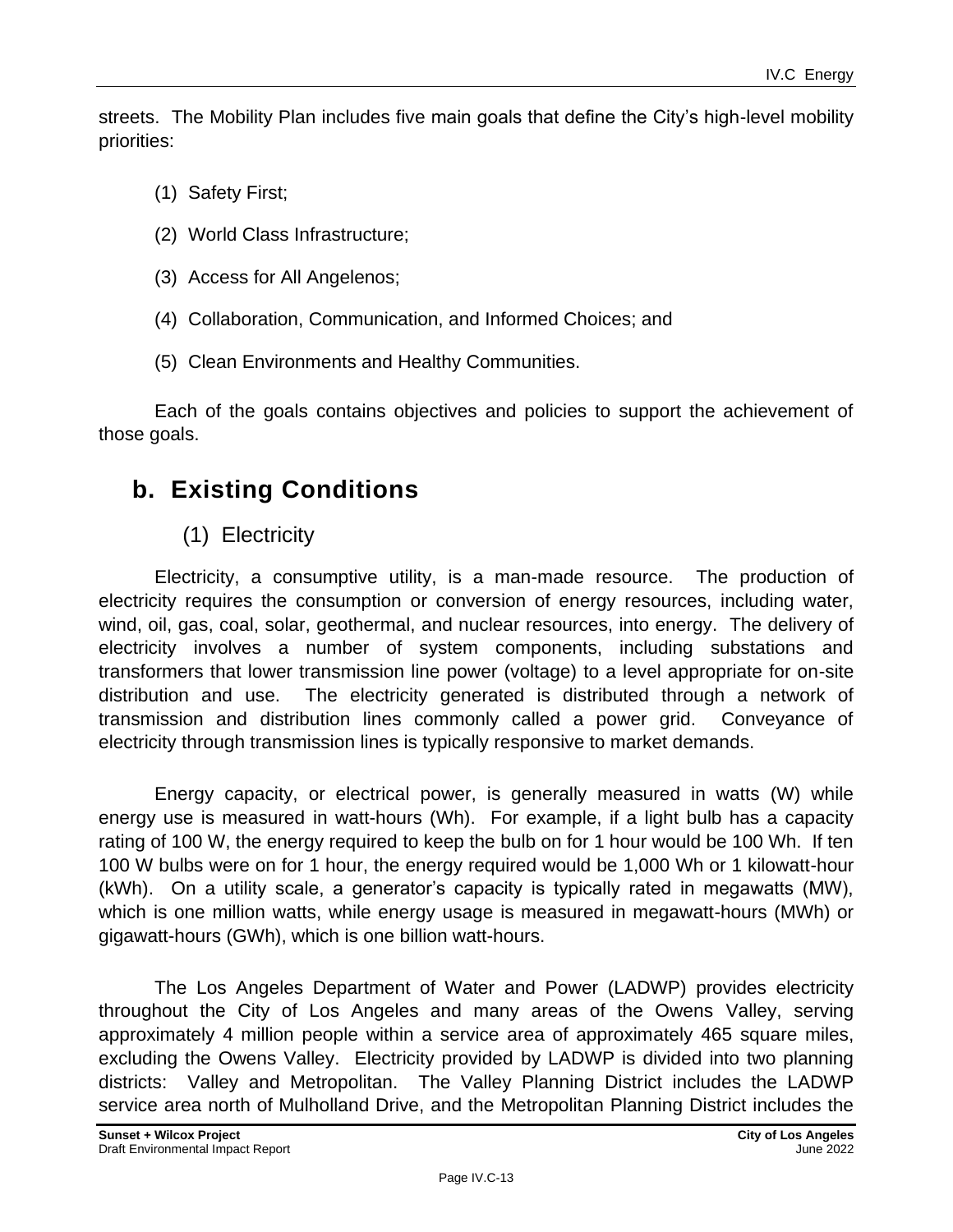streets. The Mobility Plan includes five main goals that define the City's high-level mobility priorities:

(1) Safety First;

(2) World Class Infrastructure;

(3) Access for All Angelenos;

(4) Collaboration, Communication, and Informed Choices; and

(5) Clean Environments and Healthy Communities.

Each of the goals contains objectives and policies to support the achievement of those goals.

## b. Existing Conditions

### (1) Electricity

Electricity, a consumptive utility, is a man-made resource. The production of electricity requires the consumption or conversion of energy resources, including water, wind, oil, gas, coal, solar, geothermal, and nuclear resources, into energy. The delivery of electricity involves a number of system components, including substations and transformers that lower transmission line power (voltage) to a level appropriate for on-site distribution and use. The electricity generated is distributed through a network of transmission and distribution lines commonly called a power grid. Conveyance of electricity through transmission lines is typically responsive to market demands.

Energy capacity, or electrical power, is generally measured in watts (W) while energy use is measured in watt-hours (Wh). For example, if a light bulb has a capacity rating of 100 W, the energy required to keep the bulb on for 1 hour would be 100 Wh. If ten 100 W bulbs were on for 1 hour, the energy required would be 1,000 Wh or 1 kilowatt-hour (kWh). On a utility scale, a generator's capacity is typically rated in megawatts (MW), which is one million watts, while energy usage is measured in megawatt-hours (MWh) or gigawatt-hours (GWh), which is one billion watt-hours.

The Los Angeles Department of Water and Power (LADWP) provides electricity throughout the City of Los Angeles and many areas of the Owens Valley, serving approximately 4 million people within a service area of approximately 465 square miles, excluding the Owens Valley. Electricity provided by LADWP is divided into two planning districts: Valley and Metropolitan. The Valley Planning District includes the LADWP service area north of Mulholland Drive, and the Metropolitan Planning District includes the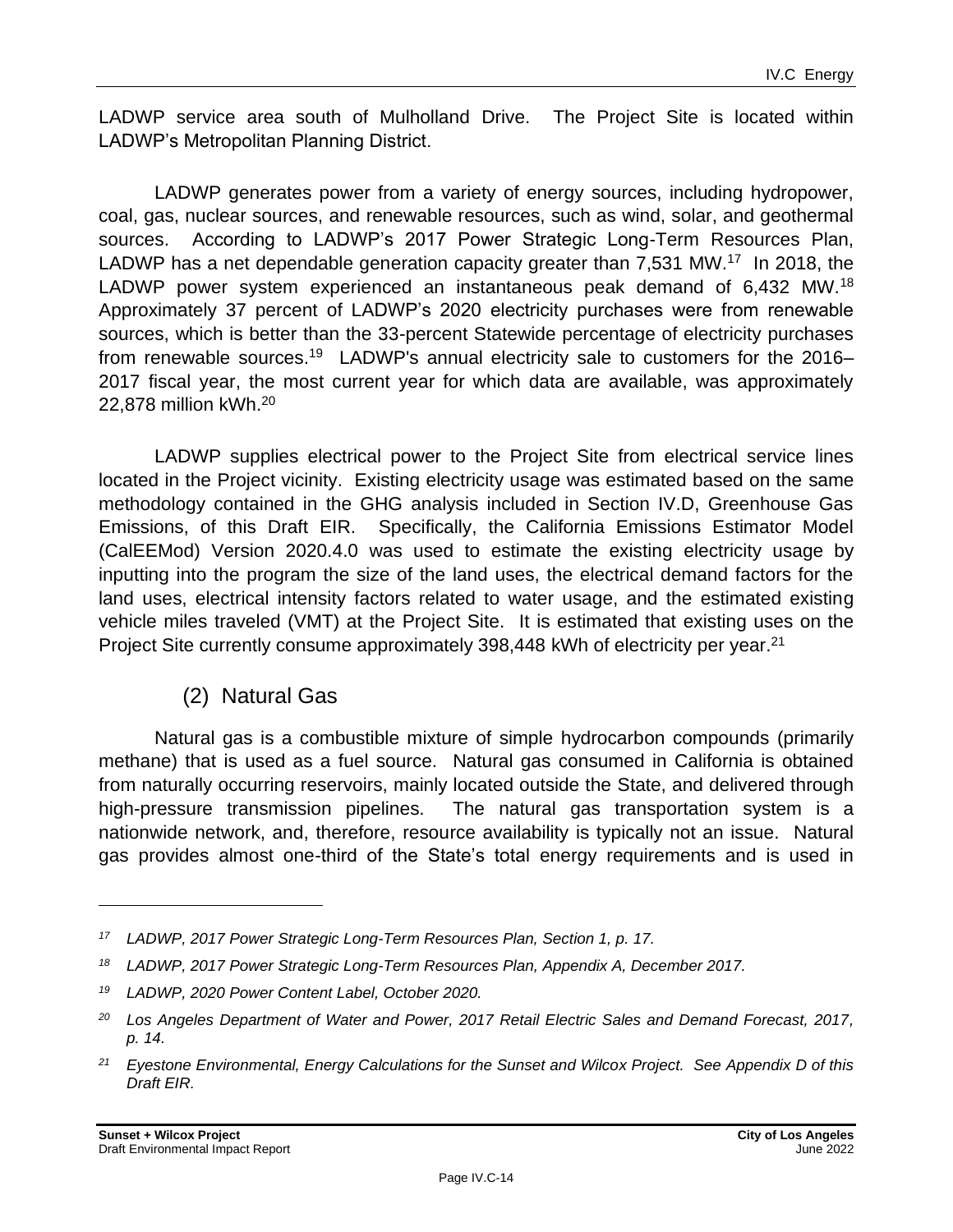LADWP service area south of Mulholland Drive. The Project Site is located within LADWP's Metropolitan Planning District.

LADWP generates power from a variety of energy sources, including hydropower, coal, gas, nuclear sources, and renewable resources, such as wind, solar, and geothermal sources. According to LADWP's 2017 Power Strategic Long-Term Resources Plan, LADWP has a net dependable generation capacity greater than 7,531 MW.[17] In 2018, the LADWP power system experienced an instantaneous peak demand of 6,432 MW.[18] Approximately 37 percent of LADWP's 2020 electricity purchases were from renewable sources, which is better than the 33-percent Statewide percentage of electricity purchases from renewable sources.[19] LADWP's annual electricity sale to customers for the 2016–2017 fiscal year, the most current year for which data are available, was approximately 22,878 million kWh.[20]

LADWP supplies electrical power to the Project Site from electrical service lines located in the Project vicinity. Existing electricity usage was estimated based on the same methodology contained in the GHG analysis included in Section IV.D, Greenhouse Gas Emissions, of this Draft EIR. Specifically, the California Emissions Estimator Model (CalEEMod) Version 2020.4.0 was used to estimate the existing electricity usage by inputting into the program the size of the land uses, the electrical demand factors for the land uses, electrical intensity factors related to water usage, and the estimated existing vehicle miles traveled (VMT) at the Project Site. It is estimated that existing uses on the Project Site currently consume approximately 398,448 kWh of electricity per year.[21]

### (2) Natural Gas

Natural gas is a combustible mixture of simple hydrocarbon compounds (primarily methane) that is used as a fuel source. Natural gas consumed in California is obtained from naturally occurring reservoirs, mainly located outside the State, and delivered through high-pressure transmission pipelines. The natural gas transportation system is a nationwide network, and, therefore, resource availability is typically not an issue. Natural gas provides almost one-third of the State's total energy requirements and is used in

---

*[17] LADWP, 2017 Power Strategic Long-Term Resources Plan, Section 1, p. 17.*

*[18] LADWP, 2017 Power Strategic Long-Term Resources Plan, Appendix A, December 2017.*

*[19] LADWP, 2020 Power Content Label, October 2020.*

*[20] Los Angeles Department of Water and Power, 2017 Retail Electric Sales and Demand Forecast, 2017, p. 14.*

*[21] Eyestone Environmental, Energy Calculations for the Sunset and Wilcox Project. See Appendix D of this Draft EIR.*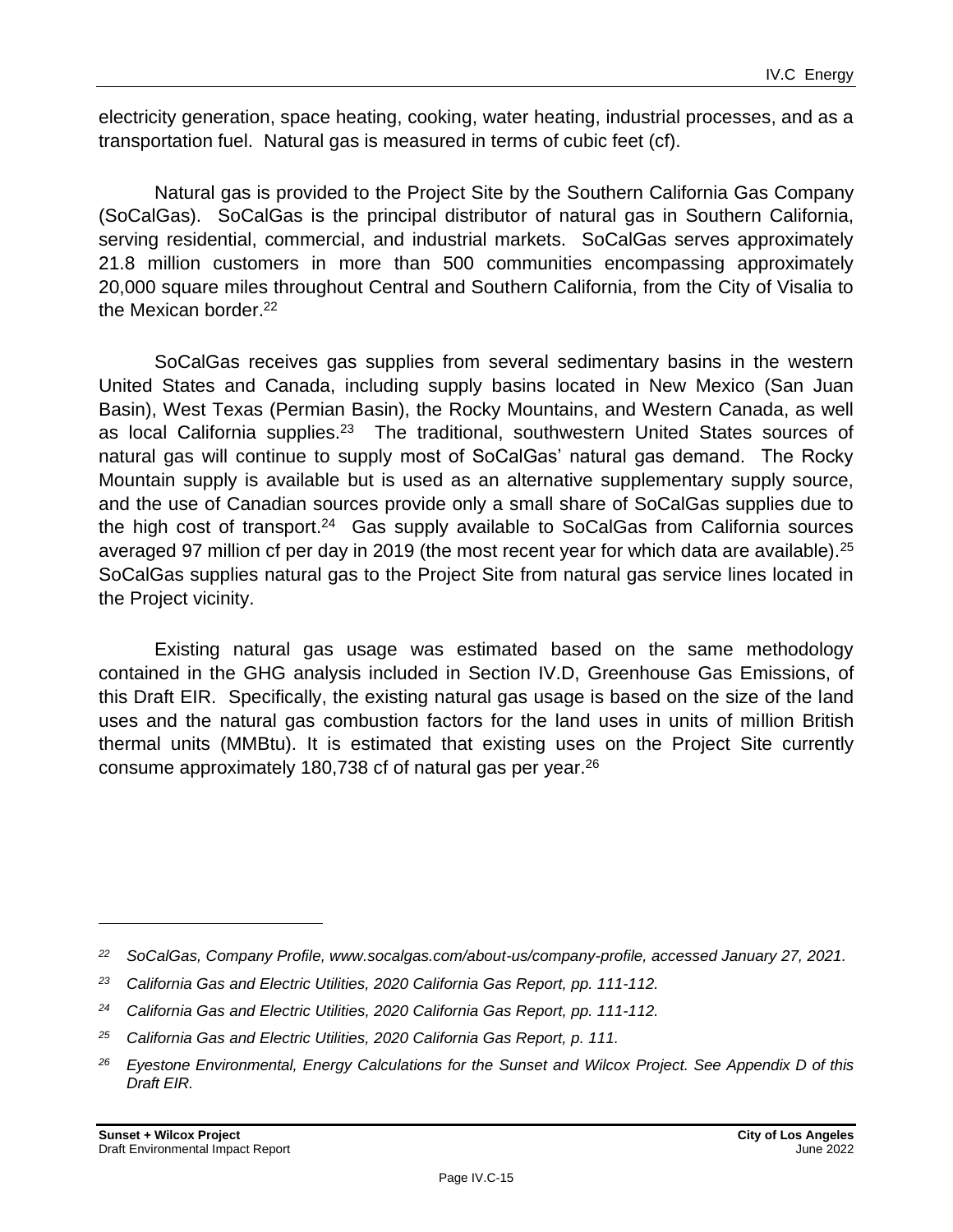electricity generation, space heating, cooking, water heating, industrial processes, and as a transportation fuel. Natural gas is measured in terms of cubic feet (cf).

Natural gas is provided to the Project Site by the Southern California Gas Company (SoCalGas). SoCalGas is the principal distributor of natural gas in Southern California, serving residential, commercial, and industrial markets. SoCalGas serves approximately 21.8 million customers in more than 500 communities encompassing approximately 20,000 square miles throughout Central and Southern California, from the City of Visalia to the Mexican border.[22]

SoCalGas receives gas supplies from several sedimentary basins in the western United States and Canada, including supply basins located in New Mexico (San Juan Basin), West Texas (Permian Basin), the Rocky Mountains, and Western Canada, as well as local California supplies.[23] The traditional, southwestern United States sources of natural gas will continue to supply most of SoCalGas' natural gas demand. The Rocky Mountain supply is available but is used as an alternative supplementary supply source, and the use of Canadian sources provide only a small share of SoCalGas supplies due to the high cost of transport.[24] Gas supply available to SoCalGas from California sources averaged 97 million cf per day in 2019 (the most recent year for which data are available).[25] SoCalGas supplies natural gas to the Project Site from natural gas service lines located in the Project vicinity.

Existing natural gas usage was estimated based on the same methodology contained in the GHG analysis included in Section IV.D, Greenhouse Gas Emissions, of this Draft EIR. Specifically, the existing natural gas usage is based on the size of the land uses and the natural gas combustion factors for the land uses in units of million British thermal units (MMBtu). It is estimated that existing uses on the Project Site currently consume approximately 180,738 cf of natural gas per year.[26]

---

[22] *SoCalGas, Company Profile, www.socalgas.com/about-us/company-profile, accessed January 27, 2021.*

[23] *California Gas and Electric Utilities, 2020 California Gas Report, pp. 111-112.*

[24] *California Gas and Electric Utilities, 2020 California Gas Report, pp. 111-112.*

[25] *California Gas and Electric Utilities, 2020 California Gas Report, p. 111.*

[26] *Eyestone Environmental, Energy Calculations for the Sunset and Wilcox Project. See Appendix D of this Draft EIR.*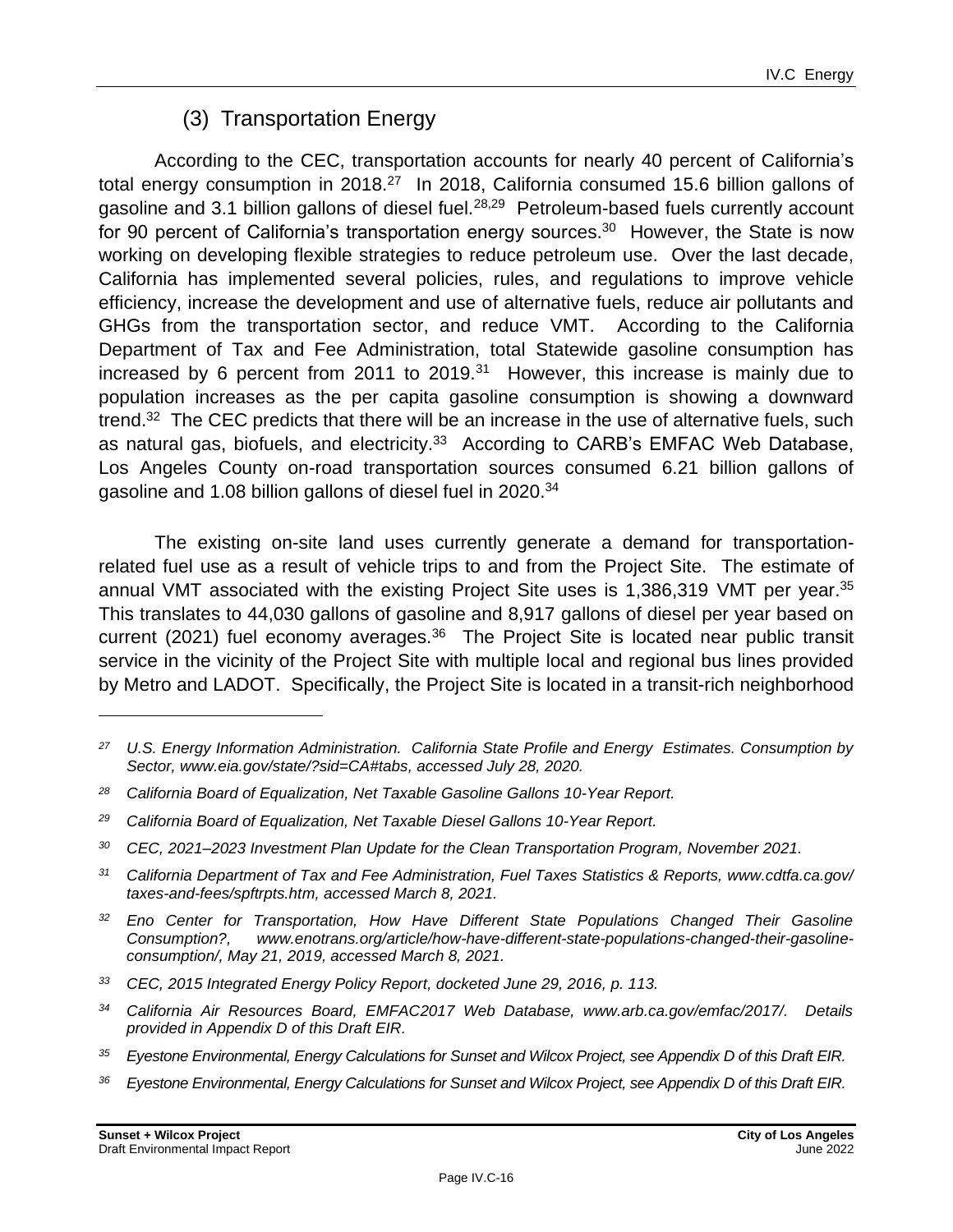### (3) Transportation Energy

According to the CEC, transportation accounts for nearly 40 percent of California's total energy consumption in 2018.[27] In 2018, California consumed 15.6 billion gallons of gasoline and 3.1 billion gallons of diesel fuel.[28,29] Petroleum-based fuels currently account for 90 percent of California's transportation energy sources.[30] However, the State is now working on developing flexible strategies to reduce petroleum use. Over the last decade, California has implemented several policies, rules, and regulations to improve vehicle efficiency, increase the development and use of alternative fuels, reduce air pollutants and GHGs from the transportation sector, and reduce VMT. According to the California Department of Tax and Fee Administration, total Statewide gasoline consumption has increased by 6 percent from 2011 to 2019.[31] However, this increase is mainly due to population increases as the per capita gasoline consumption is showing a downward trend.[32] The CEC predicts that there will be an increase in the use of alternative fuels, such as natural gas, biofuels, and electricity.[33] According to CARB's EMFAC Web Database, Los Angeles County on-road transportation sources consumed 6.21 billion gallons of gasoline and 1.08 billion gallons of diesel fuel in 2020.[34]

The existing on-site land uses currently generate a demand for transportation-related fuel use as a result of vehicle trips to and from the Project Site. The estimate of annual VMT associated with the existing Project Site uses is 1,386,319 VMT per year.[35] This translates to 44,030 gallons of gasoline and 8,917 gallons of diesel per year based on current (2021) fuel economy averages.[36] The Project Site is located near public transit service in the vicinity of the Project Site with multiple local and regional bus lines provided by Metro and LADOT. Specifically, the Project Site is located in a transit-rich neighborhood

---

*27 U.S. Energy Information Administration. California State Profile and Energy Estimates. Consumption by Sector, www.eia.gov/state/?sid=CA#tabs, accessed July 28, 2020.*

*28 California Board of Equalization, Net Taxable Gasoline Gallons 10-Year Report.*

*29 California Board of Equalization, Net Taxable Diesel Gallons 10-Year Report.*

*30 CEC, 2021–2023 Investment Plan Update for the Clean Transportation Program, November 2021.*

*31 California Department of Tax and Fee Administration, Fuel Taxes Statistics & Reports, www.cdtfa.ca.gov/taxes-and-fees/spftrpts.htm, accessed March 8, 2021.*

*32 Eno Center for Transportation, How Have Different State Populations Changed Their Gasoline Consumption?, www.enotrans.org/article/how-have-different-state-populations-changed-their-gasoline-consumption/, May 21, 2019, accessed March 8, 2021.*

*33 CEC, 2015 Integrated Energy Policy Report, docketed June 29, 2016, p. 113.*

*34 California Air Resources Board, EMFAC2017 Web Database, www.arb.ca.gov/emfac/2017/. Details provided in Appendix D of this Draft EIR.*

*35 Eyestone Environmental, Energy Calculations for Sunset and Wilcox Project, see Appendix D of this Draft EIR.*

*36 Eyestone Environmental, Energy Calculations for Sunset and Wilcox Project, see Appendix D of this Draft EIR.*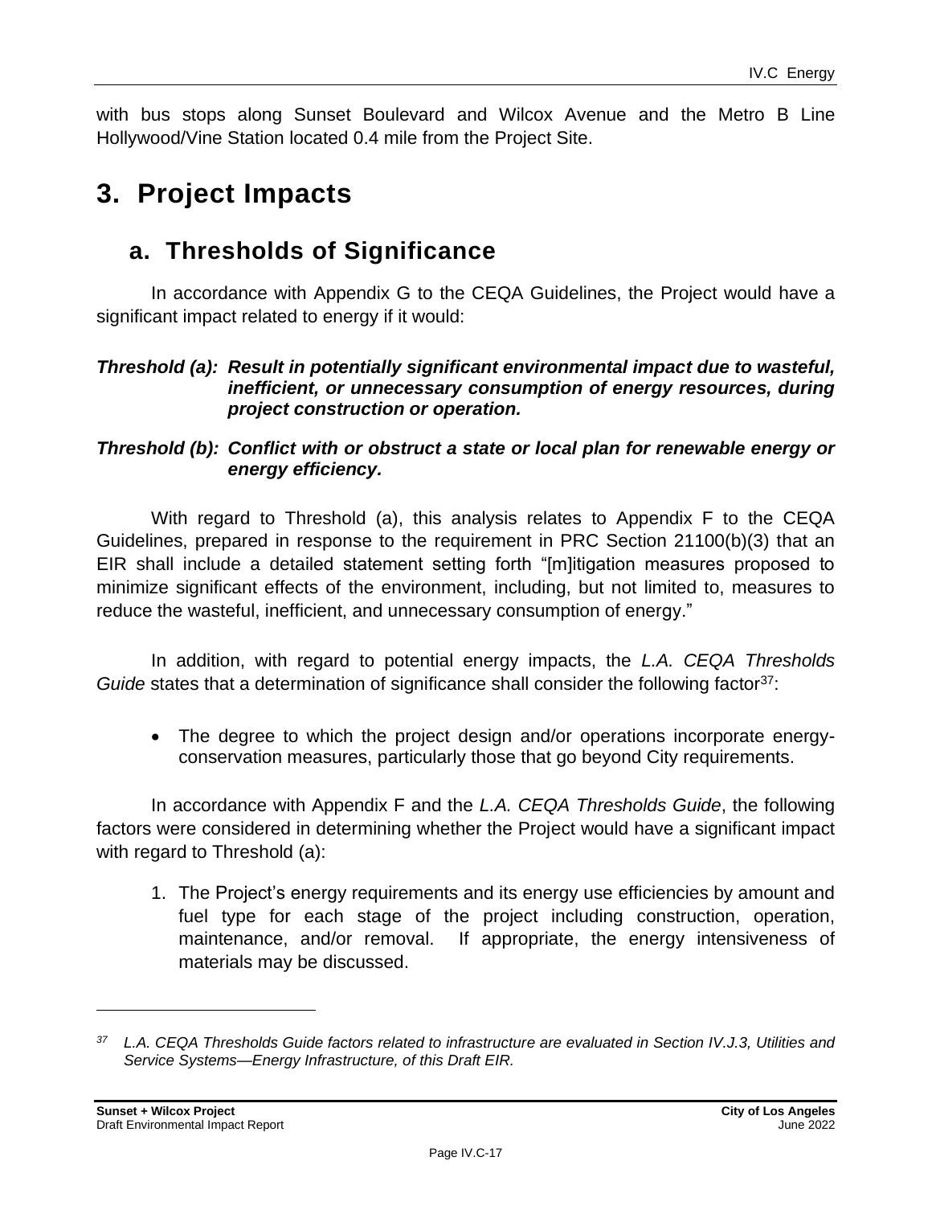with bus stops along Sunset Boulevard and Wilcox Avenue and the Metro B Line Hollywood/Vine Station located 0.4 mile from the Project Site.

# 3. Project Impacts

## a. Thresholds of Significance

In accordance with Appendix G to the CEQA Guidelines, the Project would have a significant impact related to energy if it would:

***Threshold (a): Result in potentially significant environmental impact due to wasteful, inefficient, or unnecessary consumption of energy resources, during project construction or operation.***

***Threshold (b): Conflict with or obstruct a state or local plan for renewable energy or energy efficiency.***

With regard to Threshold (a), this analysis relates to Appendix F to the CEQA Guidelines, prepared in response to the requirement in PRC Section 21100(b)(3) that an EIR shall include a detailed statement setting forth "[m]itigation measures proposed to minimize significant effects of the environment, including, but not limited to, measures to reduce the wasteful, inefficient, and unnecessary consumption of energy."

In addition, with regard to potential energy impacts, the *L.A. CEQA Thresholds Guide* states that a determination of significance shall consider the following factor[37]:

- The degree to which the project design and/or operations incorporate energy-conservation measures, particularly those that go beyond City requirements.

In accordance with Appendix F and the *L.A. CEQA Thresholds Guide*, the following factors were considered in determining whether the Project would have a significant impact with regard to Threshold (a):

1. The Project's energy requirements and its energy use efficiencies by amount and fuel type for each stage of the project including construction, operation, maintenance, and/or removal. If appropriate, the energy intensiveness of materials may be discussed.

---

[37] *L.A. CEQA Thresholds Guide factors related to infrastructure are evaluated in Section IV.J.3, Utilities and Service Systems—Energy Infrastructure, of this Draft EIR.*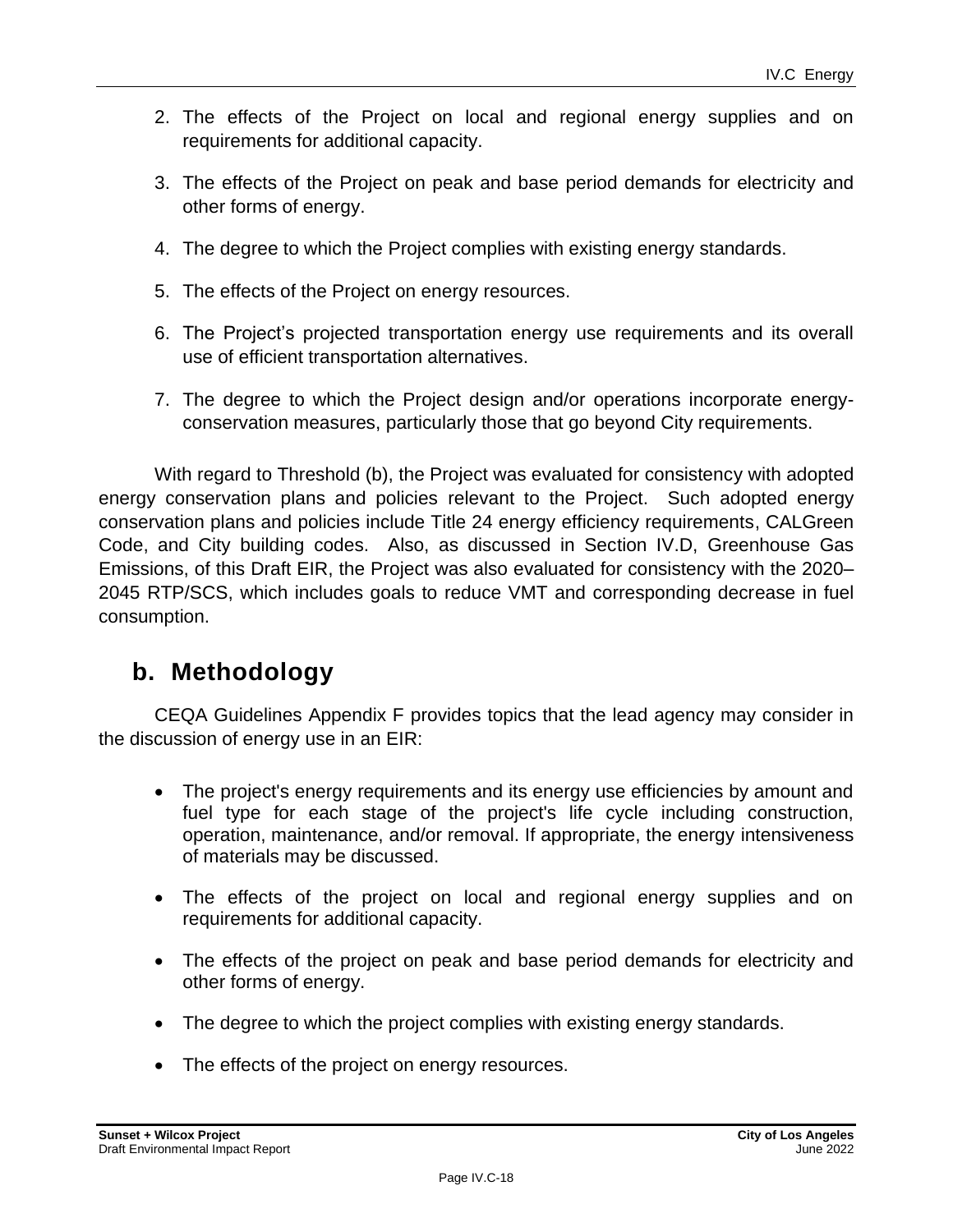2. The effects of the Project on local and regional energy supplies and on requirements for additional capacity.

3. The effects of the Project on peak and base period demands for electricity and other forms of energy.

4. The degree to which the Project complies with existing energy standards.

5. The effects of the Project on energy resources.

6. The Project's projected transportation energy use requirements and its overall use of efficient transportation alternatives.

7. The degree to which the Project design and/or operations incorporate energy-conservation measures, particularly those that go beyond City requirements.

With regard to Threshold (b), the Project was evaluated for consistency with adopted energy conservation plans and policies relevant to the Project. Such adopted energy conservation plans and policies include Title 24 energy efficiency requirements, CALGreen Code, and City building codes. Also, as discussed in Section IV.D, Greenhouse Gas Emissions, of this Draft EIR, the Project was also evaluated for consistency with the 2020–2045 RTP/SCS, which includes goals to reduce VMT and corresponding decrease in fuel consumption.

## b. Methodology

CEQA Guidelines Appendix F provides topics that the lead agency may consider in the discussion of energy use in an EIR:

- The project's energy requirements and its energy use efficiencies by amount and fuel type for each stage of the project's life cycle including construction, operation, maintenance, and/or removal. If appropriate, the energy intensiveness of materials may be discussed.
- The effects of the project on local and regional energy supplies and on requirements for additional capacity.
- The effects of the project on peak and base period demands for electricity and other forms of energy.
- The degree to which the project complies with existing energy standards.
- The effects of the project on energy resources.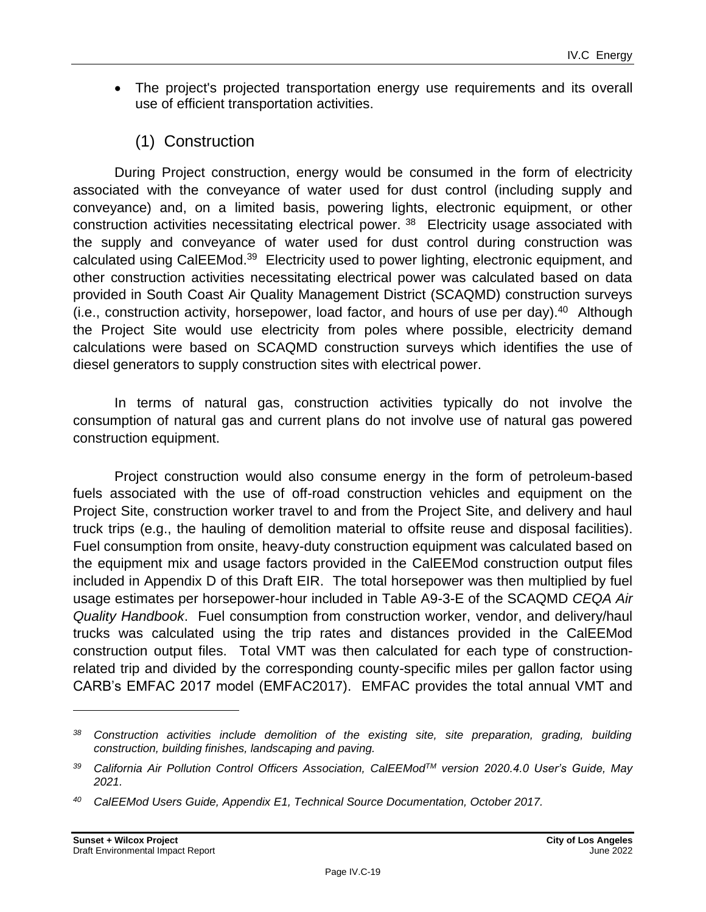- The project's projected transportation energy use requirements and its overall use of efficient transportation activities.

### (1) Construction

During Project construction, energy would be consumed in the form of electricity associated with the conveyance of water used for dust control (including supply and conveyance) and, on a limited basis, powering lights, electronic equipment, or other construction activities necessitating electrical power. [38] Electricity usage associated with the supply and conveyance of water used for dust control during construction was calculated using CalEEMod.[39] Electricity used to power lighting, electronic equipment, and other construction activities necessitating electrical power was calculated based on data provided in South Coast Air Quality Management District (SCAQMD) construction surveys (i.e., construction activity, horsepower, load factor, and hours of use per day).[40] Although the Project Site would use electricity from poles where possible, electricity demand calculations were based on SCAQMD construction surveys which identifies the use of diesel generators to supply construction sites with electrical power.

In terms of natural gas, construction activities typically do not involve the consumption of natural gas and current plans do not involve use of natural gas powered construction equipment.

Project construction would also consume energy in the form of petroleum-based fuels associated with the use of off-road construction vehicles and equipment on the Project Site, construction worker travel to and from the Project Site, and delivery and haul truck trips (e.g., the hauling of demolition material to offsite reuse and disposal facilities). Fuel consumption from onsite, heavy-duty construction equipment was calculated based on the equipment mix and usage factors provided in the CalEEMod construction output files included in Appendix D of this Draft EIR. The total horsepower was then multiplied by fuel usage estimates per horsepower-hour included in Table A9-3-E of the SCAQMD *CEQA Air Quality Handbook*. Fuel consumption from construction worker, vendor, and delivery/haul trucks was calculated using the trip rates and distances provided in the CalEEMod construction output files. Total VMT was then calculated for each type of construction-related trip and divided by the corresponding county-specific miles per gallon factor using CARB's EMFAC 2017 model (EMFAC2017). EMFAC provides the total annual VMT and

---

[38] *Construction activities include demolition of the existing site, site preparation, grading, building construction, building finishes, landscaping and paving.*

[39] *California Air Pollution Control Officers Association, CalEEMod™ version 2020.4.0 User's Guide, May 2021.*

[40] *CalEEMod Users Guide, Appendix E1, Technical Source Documentation, October 2017.*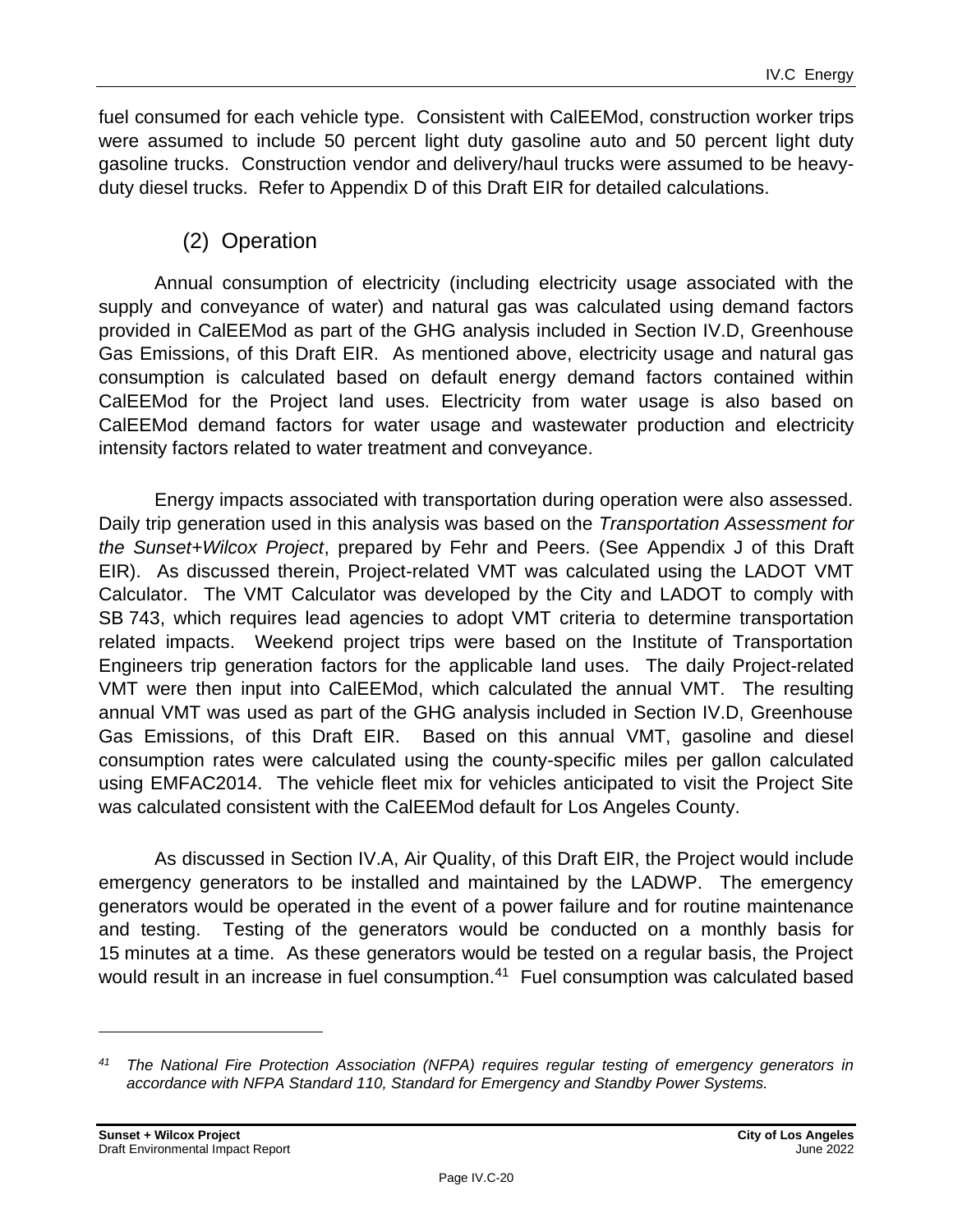fuel consumed for each vehicle type. Consistent with CalEEMod, construction worker trips were assumed to include 50 percent light duty gasoline auto and 50 percent light duty gasoline trucks. Construction vendor and delivery/haul trucks were assumed to be heavy-duty diesel trucks. Refer to Appendix D of this Draft EIR for detailed calculations.

#### (2) Operation

Annual consumption of electricity (including electricity usage associated with the supply and conveyance of water) and natural gas was calculated using demand factors provided in CalEEMod as part of the GHG analysis included in Section IV.D, Greenhouse Gas Emissions, of this Draft EIR. As mentioned above, electricity usage and natural gas consumption is calculated based on default energy demand factors contained within CalEEMod for the Project land uses. Electricity from water usage is also based on CalEEMod demand factors for water usage and wastewater production and electricity intensity factors related to water treatment and conveyance.

Energy impacts associated with transportation during operation were also assessed. Daily trip generation used in this analysis was based on the *Transportation Assessment for the Sunset+Wilcox Project*, prepared by Fehr and Peers. (See Appendix J of this Draft EIR). As discussed therein, Project-related VMT was calculated using the LADOT VMT Calculator. The VMT Calculator was developed by the City and LADOT to comply with SB 743, which requires lead agencies to adopt VMT criteria to determine transportation related impacts. Weekend project trips were based on the Institute of Transportation Engineers trip generation factors for the applicable land uses. The daily Project-related VMT were then input into CalEEMod, which calculated the annual VMT. The resulting annual VMT was used as part of the GHG analysis included in Section IV.D, Greenhouse Gas Emissions, of this Draft EIR. Based on this annual VMT, gasoline and diesel consumption rates were calculated using the county-specific miles per gallon calculated using EMFAC2014. The vehicle fleet mix for vehicles anticipated to visit the Project Site was calculated consistent with the CalEEMod default for Los Angeles County.

As discussed in Section IV.A, Air Quality, of this Draft EIR, the Project would include emergency generators to be installed and maintained by the LADWP. The emergency generators would be operated in the event of a power failure and for routine maintenance and testing. Testing of the generators would be conducted on a monthly basis for 15 minutes at a time. As these generators would be tested on a regular basis, the Project would result in an increase in fuel consumption.[41] Fuel consumption was calculated based

[41] *The National Fire Protection Association (NFPA) requires regular testing of emergency generators in accordance with NFPA Standard 110, Standard for Emergency and Standby Power Systems.*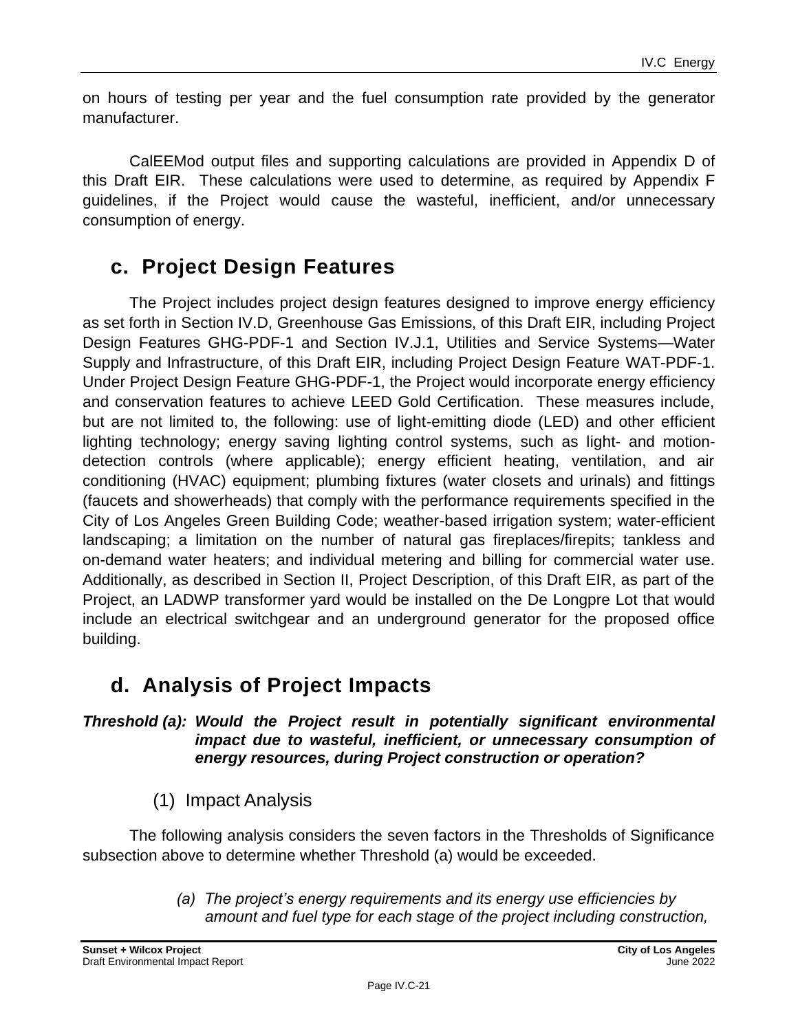on hours of testing per year and the fuel consumption rate provided by the generator manufacturer.

CalEEMod output files and supporting calculations are provided in Appendix D of this Draft EIR. These calculations were used to determine, as required by Appendix F guidelines, if the Project would cause the wasteful, inefficient, and/or unnecessary consumption of energy.

## c. Project Design Features

The Project includes project design features designed to improve energy efficiency as set forth in Section IV.D, Greenhouse Gas Emissions, of this Draft EIR, including Project Design Features GHG-PDF-1 and Section IV.J.1, Utilities and Service Systems—Water Supply and Infrastructure, of this Draft EIR, including Project Design Feature WAT-PDF-1. Under Project Design Feature GHG-PDF-1, the Project would incorporate energy efficiency and conservation features to achieve LEED Gold Certification. These measures include, but are not limited to, the following: use of light-emitting diode (LED) and other efficient lighting technology; energy saving lighting control systems, such as light- and motion-detection controls (where applicable); energy efficient heating, ventilation, and air conditioning (HVAC) equipment; plumbing fixtures (water closets and urinals) and fittings (faucets and showerheads) that comply with the performance requirements specified in the City of Los Angeles Green Building Code; weather-based irrigation system; water-efficient landscaping; a limitation on the number of natural gas fireplaces/firepits; tankless and on-demand water heaters; and individual metering and billing for commercial water use. Additionally, as described in Section II, Project Description, of this Draft EIR, as part of the Project, an LADWP transformer yard would be installed on the De Longpre Lot that would include an electrical switchgear and an underground generator for the proposed office building.

## d. Analysis of Project Impacts

***Threshold (a): Would the Project result in potentially significant environmental impact due to wasteful, inefficient, or unnecessary consumption of energy resources, during Project construction or operation?***

### (1) Impact Analysis

The following analysis considers the seven factors in the Thresholds of Significance subsection above to determine whether Threshold (a) would be exceeded.

*(a) The project's energy requirements and its energy use efficiencies by amount and fuel type for each stage of the project including construction,*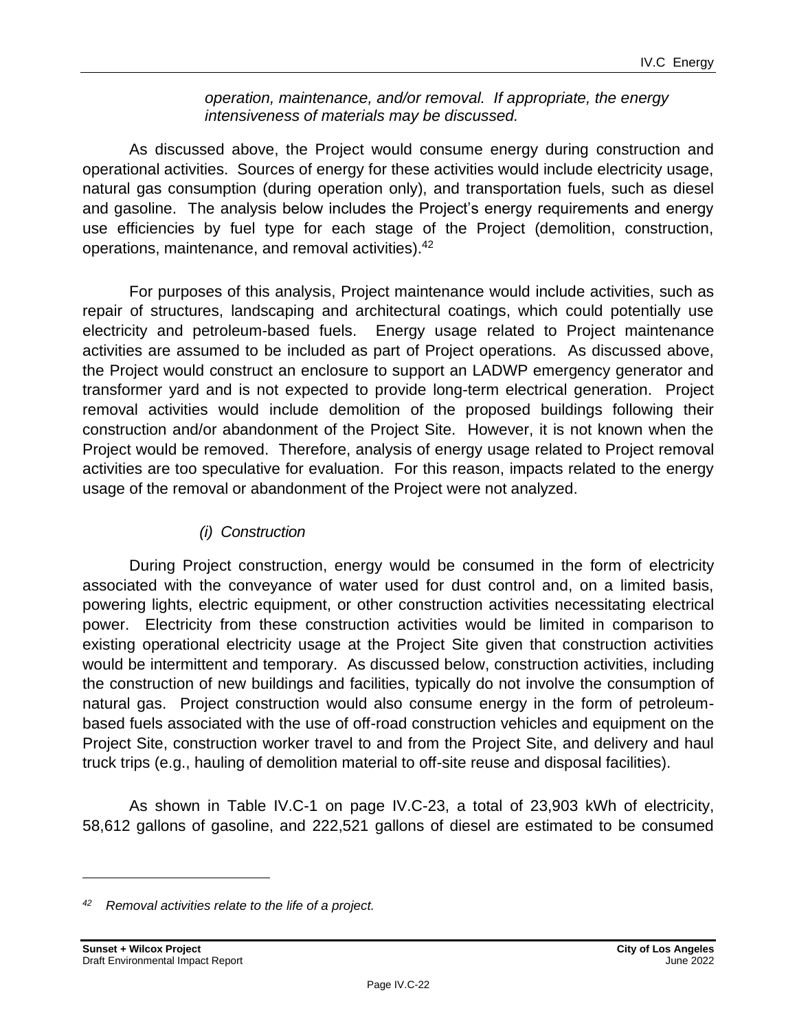*operation, maintenance, and/or removal. If appropriate, the energy intensiveness of materials may be discussed.*

As discussed above, the Project would consume energy during construction and operational activities. Sources of energy for these activities would include electricity usage, natural gas consumption (during operation only), and transportation fuels, such as diesel and gasoline. The analysis below includes the Project's energy requirements and energy use efficiencies by fuel type for each stage of the Project (demolition, construction, operations, maintenance, and removal activities).[42]

For purposes of this analysis, Project maintenance would include activities, such as repair of structures, landscaping and architectural coatings, which could potentially use electricity and petroleum-based fuels. Energy usage related to Project maintenance activities are assumed to be included as part of Project operations. As discussed above, the Project would construct an enclosure to support an LADWP emergency generator and transformer yard and is not expected to provide long-term electrical generation. Project removal activities would include demolition of the proposed buildings following their construction and/or abandonment of the Project Site. However, it is not known when the Project would be removed. Therefore, analysis of energy usage related to Project removal activities are too speculative for evaluation. For this reason, impacts related to the energy usage of the removal or abandonment of the Project were not analyzed.

*(i) Construction*

During Project construction, energy would be consumed in the form of electricity associated with the conveyance of water used for dust control and, on a limited basis, powering lights, electric equipment, or other construction activities necessitating electrical power. Electricity from these construction activities would be limited in comparison to existing operational electricity usage at the Project Site given that construction activities would be intermittent and temporary. As discussed below, construction activities, including the construction of new buildings and facilities, typically do not involve the consumption of natural gas. Project construction would also consume energy in the form of petroleum-based fuels associated with the use of off-road construction vehicles and equipment on the Project Site, construction worker travel to and from the Project Site, and delivery and haul truck trips (e.g., hauling of demolition material to off-site reuse and disposal facilities).

As shown in Table IV.C-1 on page IV.C-23, a total of 23,903 kWh of electricity, 58,612 gallons of gasoline, and 222,521 gallons of diesel are estimated to be consumed

---

[42] *Removal activities relate to the life of a project.*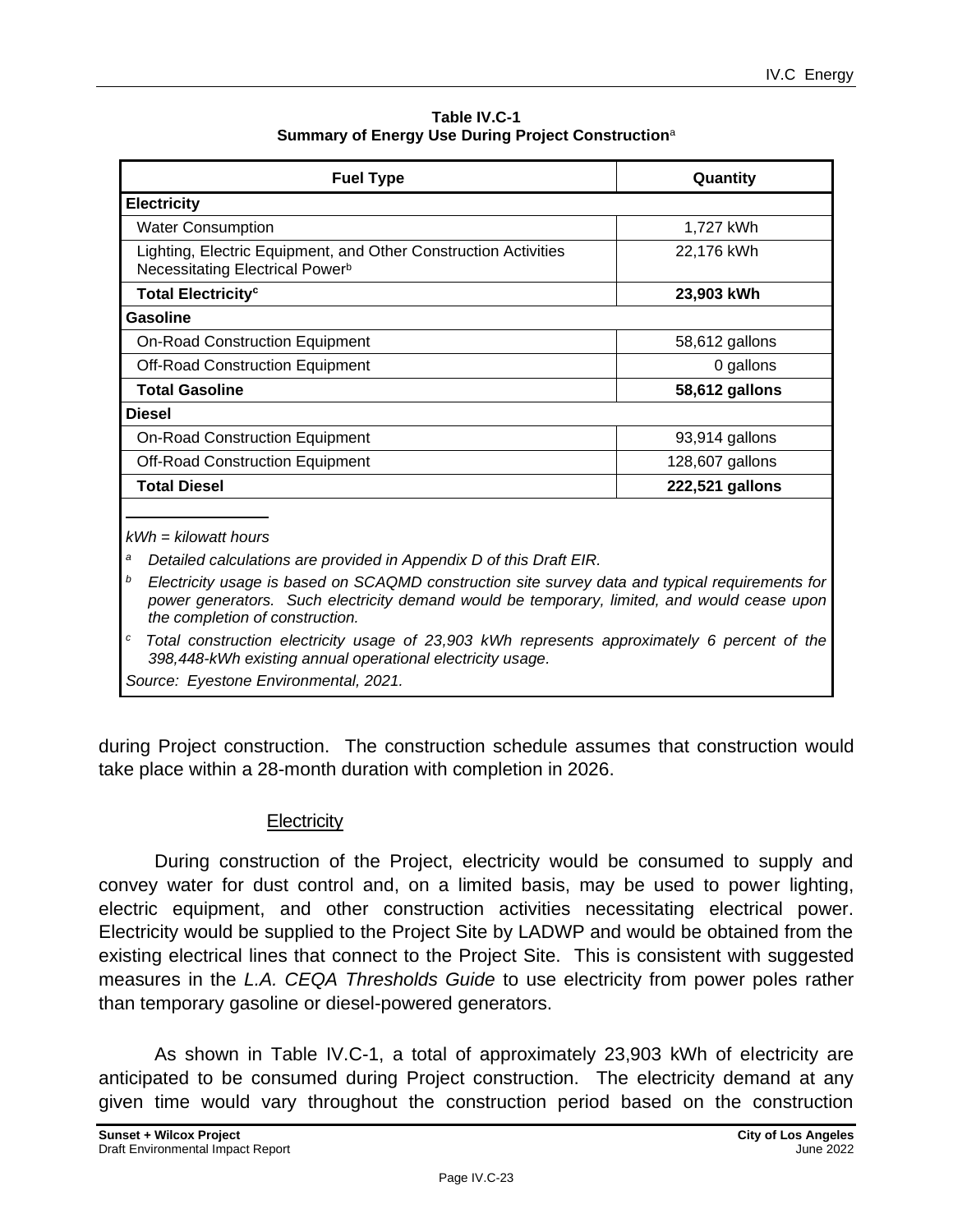**Table IV.C-1**
**Summary of Energy Use During Project Construction**[a]

| Fuel Type | Quantity |
|---|---|
| **Electricity** | |
| Water Consumption | 1,727 kWh |
| Lighting, Electric Equipment, and Other Construction Activities Necessitating Electrical Power[b] | 22,176 kWh |
| **Total Electricity[c]** | **23,903 kWh** |
| **Gasoline** | |
| On-Road Construction Equipment | 58,612 gallons |
| Off-Road Construction Equipment | 0 gallons |
| **Total Gasoline** | **58,612 gallons** |
| **Diesel** | |
| On-Road Construction Equipment | 93,914 gallons |
| Off-Road Construction Equipment | 128,607 gallons |
| **Total Diesel** | **222,521 gallons** |

*kWh = kilowatt hours*

[a] *Detailed calculations are provided in Appendix D of this Draft EIR.*

[b] *Electricity usage is based on SCAQMD construction site survey data and typical requirements for power generators. Such electricity demand would be temporary, limited, and would cease upon the completion of construction.*

[c] *Total construction electricity usage of 23,903 kWh represents approximately 6 percent of the 398,448-kWh existing annual operational electricity usage.*

*Source: Eyestone Environmental, 2021.*

during Project construction. The construction schedule assumes that construction would take place within a 28-month duration with completion in 2026.

Electricity

During construction of the Project, electricity would be consumed to supply and convey water for dust control and, on a limited basis, may be used to power lighting, electric equipment, and other construction activities necessitating electrical power. Electricity would be supplied to the Project Site by LADWP and would be obtained from the existing electrical lines that connect to the Project Site. This is consistent with suggested measures in the *L.A. CEQA Thresholds Guide* to use electricity from power poles rather than temporary gasoline or diesel-powered generators.

As shown in Table IV.C-1, a total of approximately 23,903 kWh of electricity are anticipated to be consumed during Project construction. The electricity demand at any given time would vary throughout the construction period based on the construction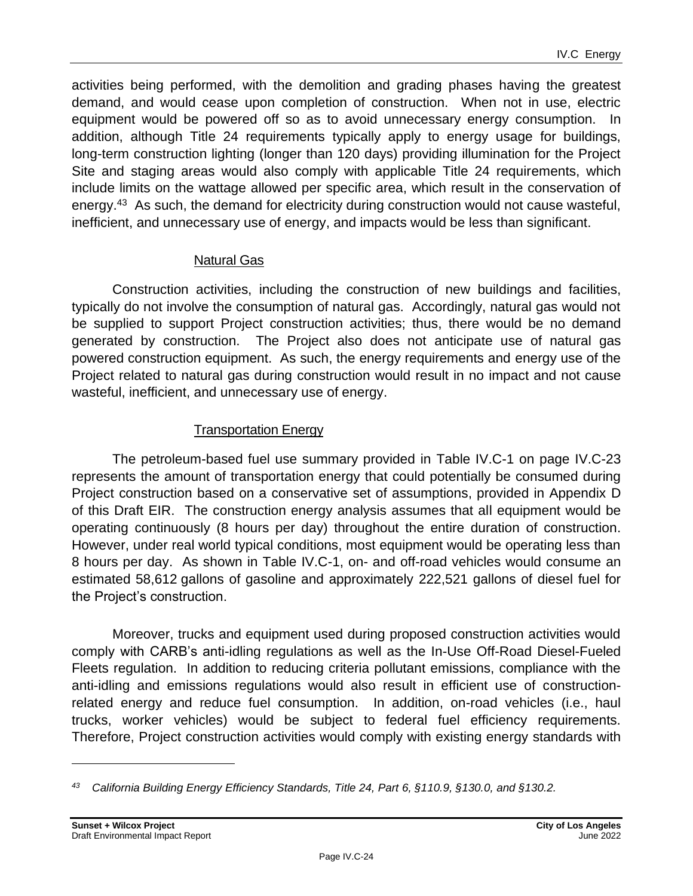activities being performed, with the demolition and grading phases having the greatest demand, and would cease upon completion of construction. When not in use, electric equipment would be powered off so as to avoid unnecessary energy consumption. In addition, although Title 24 requirements typically apply to energy usage for buildings, long-term construction lighting (longer than 120 days) providing illumination for the Project Site and staging areas would also comply with applicable Title 24 requirements, which include limits on the wattage allowed per specific area, which result in the conservation of energy.[43] As such, the demand for electricity during construction would not cause wasteful, inefficient, and unnecessary use of energy, and impacts would be less than significant.

<u>Natural Gas</u>

Construction activities, including the construction of new buildings and facilities, typically do not involve the consumption of natural gas. Accordingly, natural gas would not be supplied to support Project construction activities; thus, there would be no demand generated by construction. The Project also does not anticipate use of natural gas powered construction equipment. As such, the energy requirements and energy use of the Project related to natural gas during construction would result in no impact and not cause wasteful, inefficient, and unnecessary use of energy.

<u>Transportation Energy</u>

The petroleum-based fuel use summary provided in Table IV.C-1 on page IV.C-23 represents the amount of transportation energy that could potentially be consumed during Project construction based on a conservative set of assumptions, provided in Appendix D of this Draft EIR. The construction energy analysis assumes that all equipment would be operating continuously (8 hours per day) throughout the entire duration of construction. However, under real world typical conditions, most equipment would be operating less than 8 hours per day. As shown in Table IV.C-1, on- and off-road vehicles would consume an estimated 58,612 gallons of gasoline and approximately 222,521 gallons of diesel fuel for the Project's construction.

Moreover, trucks and equipment used during proposed construction activities would comply with CARB's anti-idling regulations as well as the In-Use Off-Road Diesel-Fueled Fleets regulation. In addition to reducing criteria pollutant emissions, compliance with the anti-idling and emissions regulations would also result in efficient use of construction-related energy and reduce fuel consumption. In addition, on-road vehicles (i.e., haul trucks, worker vehicles) would be subject to federal fuel efficiency requirements. Therefore, Project construction activities would comply with existing energy standards with

---

[43] *California Building Energy Efficiency Standards, Title 24, Part 6, §110.9, §130.0, and §130.2.*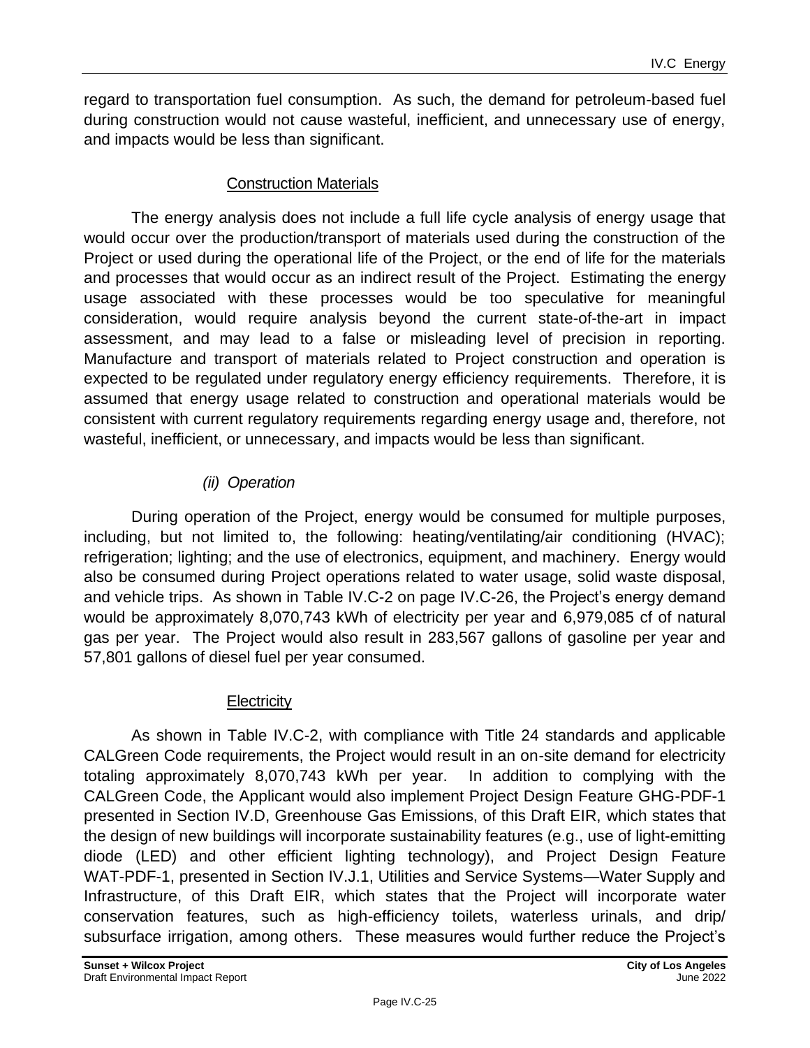regard to transportation fuel consumption. As such, the demand for petroleum-based fuel during construction would not cause wasteful, inefficient, and unnecessary use of energy, and impacts would be less than significant.

#### Construction Materials

The energy analysis does not include a full life cycle analysis of energy usage that would occur over the production/transport of materials used during the construction of the Project or used during the operational life of the Project, or the end of life for the materials and processes that would occur as an indirect result of the Project. Estimating the energy usage associated with these processes would be too speculative for meaningful consideration, would require analysis beyond the current state-of-the-art in impact assessment, and may lead to a false or misleading level of precision in reporting. Manufacture and transport of materials related to Project construction and operation is expected to be regulated under regulatory energy efficiency requirements. Therefore, it is assumed that energy usage related to construction and operational materials would be consistent with current regulatory requirements regarding energy usage and, therefore, not wasteful, inefficient, or unnecessary, and impacts would be less than significant.

### *(ii) Operation*

During operation of the Project, energy would be consumed for multiple purposes, including, but not limited to, the following: heating/ventilating/air conditioning (HVAC); refrigeration; lighting; and the use of electronics, equipment, and machinery. Energy would also be consumed during Project operations related to water usage, solid waste disposal, and vehicle trips. As shown in Table IV.C-2 on page IV.C-26, the Project's energy demand would be approximately 8,070,743 kWh of electricity per year and 6,979,085 cf of natural gas per year. The Project would also result in 283,567 gallons of gasoline per year and 57,801 gallons of diesel fuel per year consumed.

#### Electricity

As shown in Table IV.C-2, with compliance with Title 24 standards and applicable CALGreen Code requirements, the Project would result in an on-site demand for electricity totaling approximately 8,070,743 kWh per year. In addition to complying with the CALGreen Code, the Applicant would also implement Project Design Feature GHG-PDF-1 presented in Section IV.D, Greenhouse Gas Emissions, of this Draft EIR, which states that the design of new buildings will incorporate sustainability features (e.g., use of light-emitting diode (LED) and other efficient lighting technology), and Project Design Feature WAT-PDF-1, presented in Section IV.J.1, Utilities and Service Systems—Water Supply and Infrastructure, of this Draft EIR, which states that the Project will incorporate water conservation features, such as high-efficiency toilets, waterless urinals, and drip/ subsurface irrigation, among others. These measures would further reduce the Project's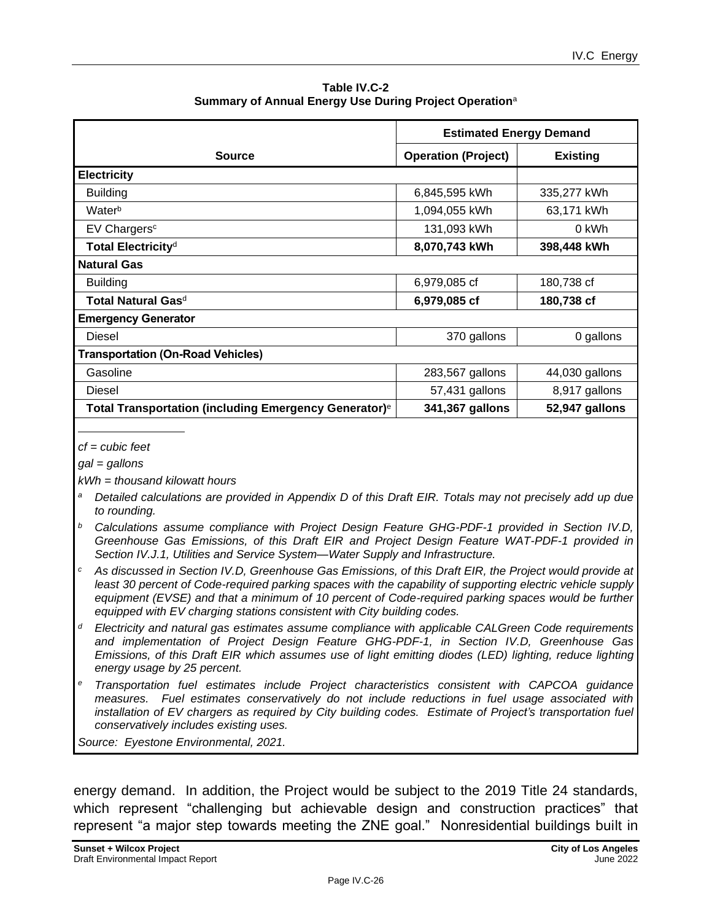**Table IV.C-2**
**Summary of Annual Energy Use During Project Operation**[a]

| Source | Estimated Energy Demand | |
|---|---|---|
| | **Operation (Project)** | **Existing** |
| **Electricity** | | |
| Building | 6,845,595 kWh | 335,277 kWh |
| Water[b] | 1,094,055 kWh | 63,171 kWh |
| EV Chargers[c] | 131,093 kWh | 0 kWh |
| **Total Electricity**[d] | **8,070,743 kWh** | **398,448 kWh** |
| **Natural Gas** | | |
| Building | 6,979,085 cf | 180,738 cf |
| **Total Natural Gas**[d] | **6,979,085 cf** | **180,738 cf** |
| **Emergency Generator** | | |
| Diesel | 370 gallons | 0 gallons |
| **Transportation (On-Road Vehicles)** | | |
| Gasoline | 283,567 gallons | 44,030 gallons |
| Diesel | 57,431 gallons | 8,917 gallons |
| **Total Transportation (including Emergency Generator)**[e] | **341,367 gallons** | **52,947 gallons** |

*cf = cubic feet*

*gal = gallons*

*kWh = thousand kilowatt hours*

[a] *Detailed calculations are provided in Appendix D of this Draft EIR. Totals may not precisely add up due to rounding.*

[b] *Calculations assume compliance with Project Design Feature GHG-PDF-1 provided in Section IV.D, Greenhouse Gas Emissions, of this Draft EIR and Project Design Feature WAT-PDF-1 provided in Section IV.J.1, Utilities and Service System—Water Supply and Infrastructure.*

[c] *As discussed in Section IV.D, Greenhouse Gas Emissions, of this Draft EIR, the Project would provide at least 30 percent of Code-required parking spaces with the capability of supporting electric vehicle supply equipment (EVSE) and that a minimum of 10 percent of Code-required parking spaces would be further equipped with EV charging stations consistent with City building codes.*

[d] *Electricity and natural gas estimates assume compliance with applicable CALGreen Code requirements and implementation of Project Design Feature GHG-PDF-1, in Section IV.D, Greenhouse Gas Emissions, of this Draft EIR which assumes use of light emitting diodes (LED) lighting, reduce lighting energy usage by 25 percent.*

[e] *Transportation fuel estimates include Project characteristics consistent with CAPCOA guidance measures. Fuel estimates conservatively do not include reductions in fuel usage associated with installation of EV chargers as required by City building codes. Estimate of Project's transportation fuel conservatively includes existing uses.*

*Source: Eyestone Environmental, 2021.*

energy demand. In addition, the Project would be subject to the 2019 Title 24 standards, which represent "challenging but achievable design and construction practices" that represent "a major step towards meeting the ZNE goal." Nonresidential buildings built in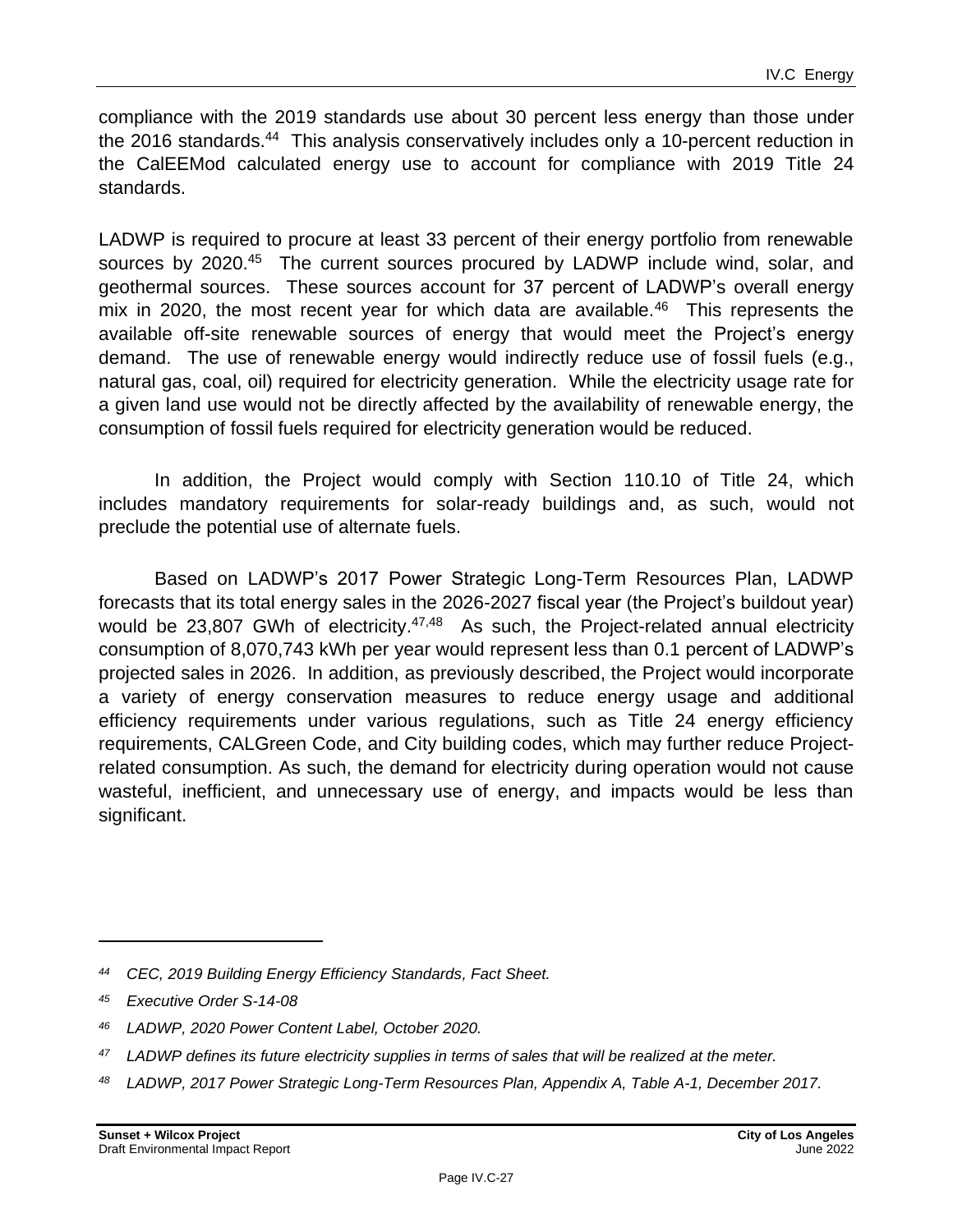compliance with the 2019 standards use about 30 percent less energy than those under the 2016 standards.[44] This analysis conservatively includes only a 10-percent reduction in the CalEEMod calculated energy use to account for compliance with 2019 Title 24 standards.

LADWP is required to procure at least 33 percent of their energy portfolio from renewable sources by 2020.[45] The current sources procured by LADWP include wind, solar, and geothermal sources. These sources account for 37 percent of LADWP's overall energy mix in 2020, the most recent year for which data are available.[46] This represents the available off-site renewable sources of energy that would meet the Project's energy demand. The use of renewable energy would indirectly reduce use of fossil fuels (e.g., natural gas, coal, oil) required for electricity generation. While the electricity usage rate for a given land use would not be directly affected by the availability of renewable energy, the consumption of fossil fuels required for electricity generation would be reduced.

In addition, the Project would comply with Section 110.10 of Title 24, which includes mandatory requirements for solar-ready buildings and, as such, would not preclude the potential use of alternate fuels.

Based on LADWP's 2017 Power Strategic Long-Term Resources Plan, LADWP forecasts that its total energy sales in the 2026-2027 fiscal year (the Project's buildout year) would be 23,807 GWh of electricity.[47,48] As such, the Project-related annual electricity consumption of 8,070,743 kWh per year would represent less than 0.1 percent of LADWP's projected sales in 2026. In addition, as previously described, the Project would incorporate a variety of energy conservation measures to reduce energy usage and additional efficiency requirements under various regulations, such as Title 24 energy efficiency requirements, CALGreen Code, and City building codes, which may further reduce Project-related consumption. As such, the demand for electricity during operation would not cause wasteful, inefficient, and unnecessary use of energy, and impacts would be less than significant.

---

*[44] CEC, 2019 Building Energy Efficiency Standards, Fact Sheet.*

*[45] Executive Order S-14-08*

*[46] LADWP, 2020 Power Content Label, October 2020.*

*[47] LADWP defines its future electricity supplies in terms of sales that will be realized at the meter.*

*[48] LADWP, 2017 Power Strategic Long-Term Resources Plan, Appendix A, Table A-1, December 2017.*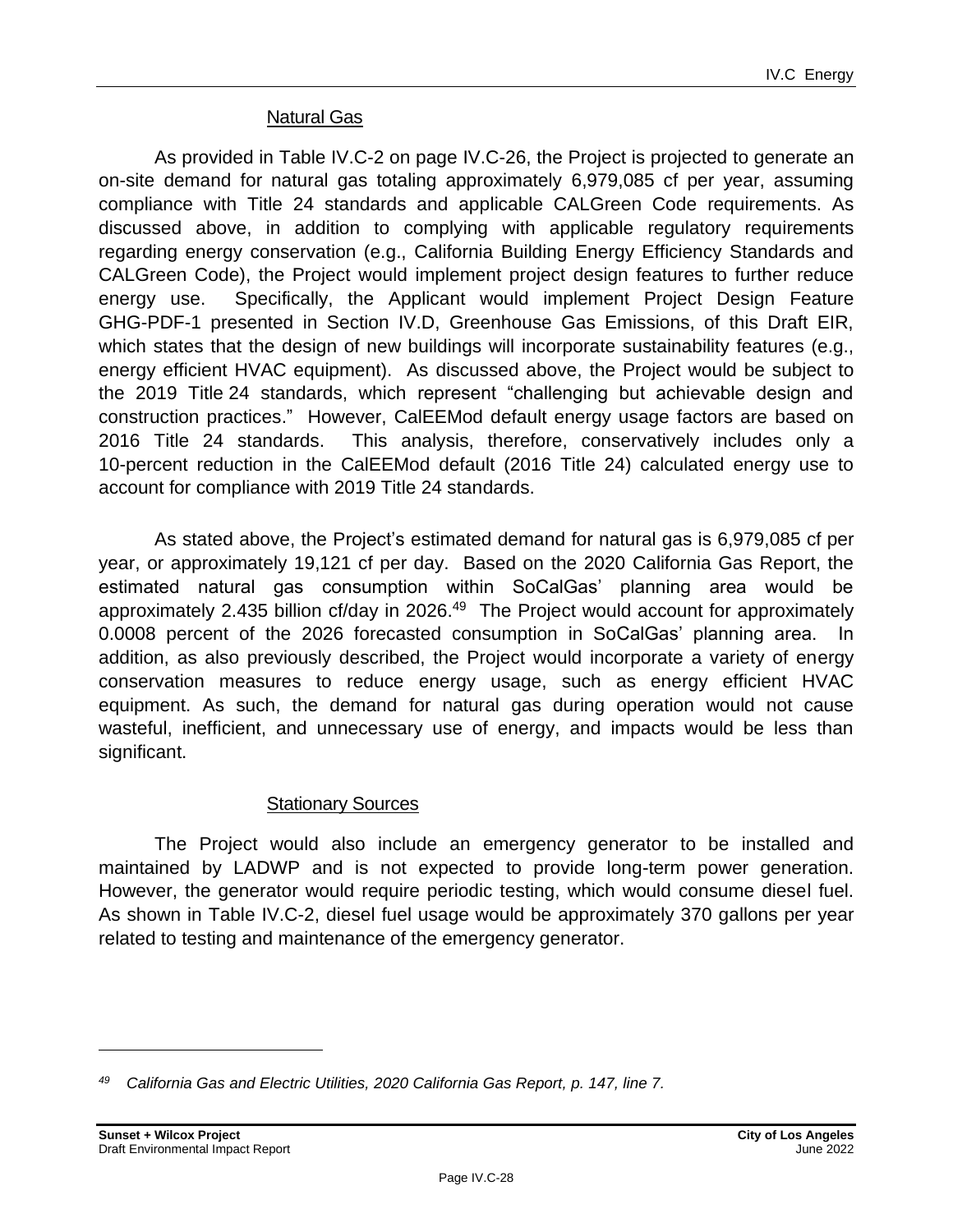#### Natural Gas

As provided in Table IV.C-2 on page IV.C-26, the Project is projected to generate an on-site demand for natural gas totaling approximately 6,979,085 cf per year, assuming compliance with Title 24 standards and applicable CALGreen Code requirements. As discussed above, in addition to complying with applicable regulatory requirements regarding energy conservation (e.g., California Building Energy Efficiency Standards and CALGreen Code), the Project would implement project design features to further reduce energy use. Specifically, the Applicant would implement Project Design Feature GHG-PDF-1 presented in Section IV.D, Greenhouse Gas Emissions, of this Draft EIR, which states that the design of new buildings will incorporate sustainability features (e.g., energy efficient HVAC equipment). As discussed above, the Project would be subject to the 2019 Title 24 standards, which represent "challenging but achievable design and construction practices." However, CalEEMod default energy usage factors are based on 2016 Title 24 standards. This analysis, therefore, conservatively includes only a 10-percent reduction in the CalEEMod default (2016 Title 24) calculated energy use to account for compliance with 2019 Title 24 standards.

As stated above, the Project's estimated demand for natural gas is 6,979,085 cf per year, or approximately 19,121 cf per day. Based on the 2020 California Gas Report, the estimated natural gas consumption within SoCalGas' planning area would be approximately 2.435 billion cf/day in 2026.[49] The Project would account for approximately 0.0008 percent of the 2026 forecasted consumption in SoCalGas' planning area. In addition, as also previously described, the Project would incorporate a variety of energy conservation measures to reduce energy usage, such as energy efficient HVAC equipment. As such, the demand for natural gas during operation would not cause wasteful, inefficient, and unnecessary use of energy, and impacts would be less than significant.

#### Stationary Sources

The Project would also include an emergency generator to be installed and maintained by LADWP and is not expected to provide long-term power generation. However, the generator would require periodic testing, which would consume diesel fuel. As shown in Table IV.C-2, diesel fuel usage would be approximately 370 gallons per year related to testing and maintenance of the emergency generator.

---

[49] *California Gas and Electric Utilities, 2020 California Gas Report, p. 147, line 7.*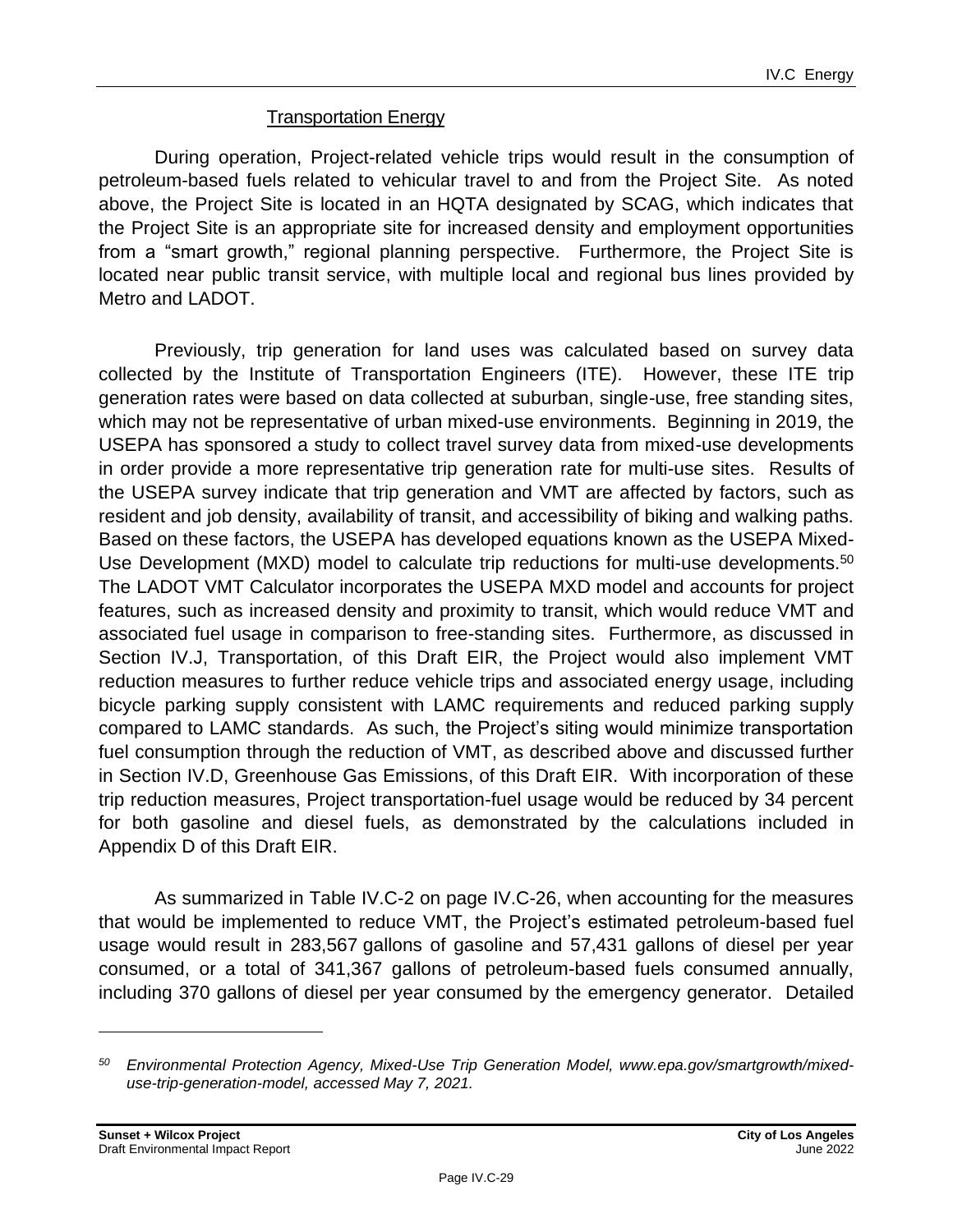#### Transportation Energy

During operation, Project-related vehicle trips would result in the consumption of petroleum-based fuels related to vehicular travel to and from the Project Site. As noted above, the Project Site is located in an HQTA designated by SCAG, which indicates that the Project Site is an appropriate site for increased density and employment opportunities from a "smart growth," regional planning perspective. Furthermore, the Project Site is located near public transit service, with multiple local and regional bus lines provided by Metro and LADOT.

Previously, trip generation for land uses was calculated based on survey data collected by the Institute of Transportation Engineers (ITE). However, these ITE trip generation rates were based on data collected at suburban, single-use, free standing sites, which may not be representative of urban mixed-use environments. Beginning in 2019, the USEPA has sponsored a study to collect travel survey data from mixed-use developments in order provide a more representative trip generation rate for multi-use sites. Results of the USEPA survey indicate that trip generation and VMT are affected by factors, such as resident and job density, availability of transit, and accessibility of biking and walking paths. Based on these factors, the USEPA has developed equations known as the USEPA Mixed-Use Development (MXD) model to calculate trip reductions for multi-use developments.[50] The LADOT VMT Calculator incorporates the USEPA MXD model and accounts for project features, such as increased density and proximity to transit, which would reduce VMT and associated fuel usage in comparison to free-standing sites. Furthermore, as discussed in Section IV.J, Transportation, of this Draft EIR, the Project would also implement VMT reduction measures to further reduce vehicle trips and associated energy usage, including bicycle parking supply consistent with LAMC requirements and reduced parking supply compared to LAMC standards. As such, the Project's siting would minimize transportation fuel consumption through the reduction of VMT, as described above and discussed further in Section IV.D, Greenhouse Gas Emissions, of this Draft EIR. With incorporation of these trip reduction measures, Project transportation-fuel usage would be reduced by 34 percent for both gasoline and diesel fuels, as demonstrated by the calculations included in Appendix D of this Draft EIR.

As summarized in Table IV.C-2 on page IV.C-26, when accounting for the measures that would be implemented to reduce VMT, the Project's estimated petroleum-based fuel usage would result in 283,567 gallons of gasoline and 57,431 gallons of diesel per year consumed, or a total of 341,367 gallons of petroleum-based fuels consumed annually, including 370 gallons of diesel per year consumed by the emergency generator. Detailed

---

[50] *Environmental Protection Agency, Mixed-Use Trip Generation Model, www.epa.gov/smartgrowth/mixed-use-trip-generation-model, accessed May 7, 2021.*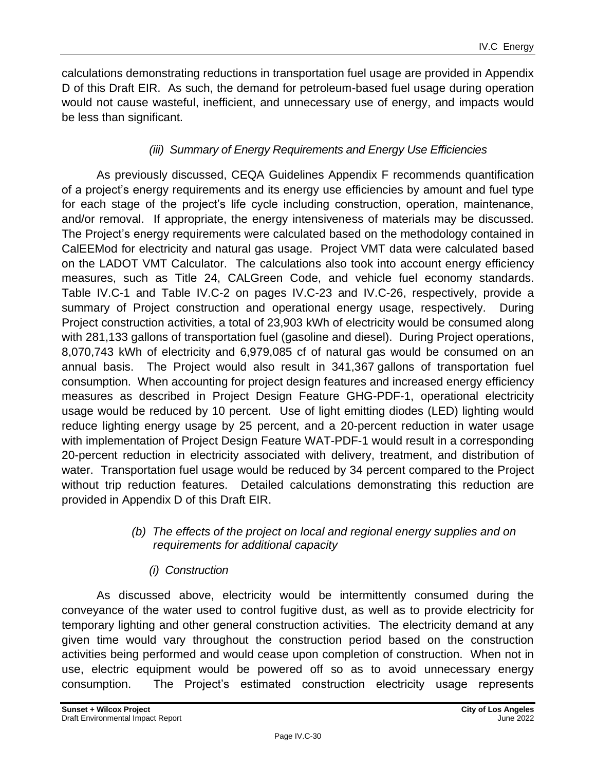calculations demonstrating reductions in transportation fuel usage are provided in Appendix D of this Draft EIR. As such, the demand for petroleum-based fuel usage during operation would not cause wasteful, inefficient, and unnecessary use of energy, and impacts would be less than significant.

*(iii) Summary of Energy Requirements and Energy Use Efficiencies*

As previously discussed, CEQA Guidelines Appendix F recommends quantification of a project's energy requirements and its energy use efficiencies by amount and fuel type for each stage of the project's life cycle including construction, operation, maintenance, and/or removal. If appropriate, the energy intensiveness of materials may be discussed. The Project's energy requirements were calculated based on the methodology contained in CalEEMod for electricity and natural gas usage. Project VMT data were calculated based on the LADOT VMT Calculator. The calculations also took into account energy efficiency measures, such as Title 24, CALGreen Code, and vehicle fuel economy standards. Table IV.C-1 and Table IV.C-2 on pages IV.C-23 and IV.C-26, respectively, provide a summary of Project construction and operational energy usage, respectively. During Project construction activities, a total of 23,903 kWh of electricity would be consumed along with 281,133 gallons of transportation fuel (gasoline and diesel). During Project operations, 8,070,743 kWh of electricity and 6,979,085 cf of natural gas would be consumed on an annual basis. The Project would also result in 341,367 gallons of transportation fuel consumption. When accounting for project design features and increased energy efficiency measures as described in Project Design Feature GHG-PDF-1, operational electricity usage would be reduced by 10 percent. Use of light emitting diodes (LED) lighting would reduce lighting energy usage by 25 percent, and a 20-percent reduction in water usage with implementation of Project Design Feature WAT-PDF-1 would result in a corresponding 20-percent reduction in electricity associated with delivery, treatment, and distribution of water. Transportation fuel usage would be reduced by 34 percent compared to the Project without trip reduction features. Detailed calculations demonstrating this reduction are provided in Appendix D of this Draft EIR.

*(b) The effects of the project on local and regional energy supplies and on requirements for additional capacity*

*(i) Construction*

As discussed above, electricity would be intermittently consumed during the conveyance of the water used to control fugitive dust, as well as to provide electricity for temporary lighting and other general construction activities. The electricity demand at any given time would vary throughout the construction period based on the construction activities being performed and would cease upon completion of construction. When not in use, electric equipment would be powered off so as to avoid unnecessary energy consumption. The Project's estimated construction electricity usage represents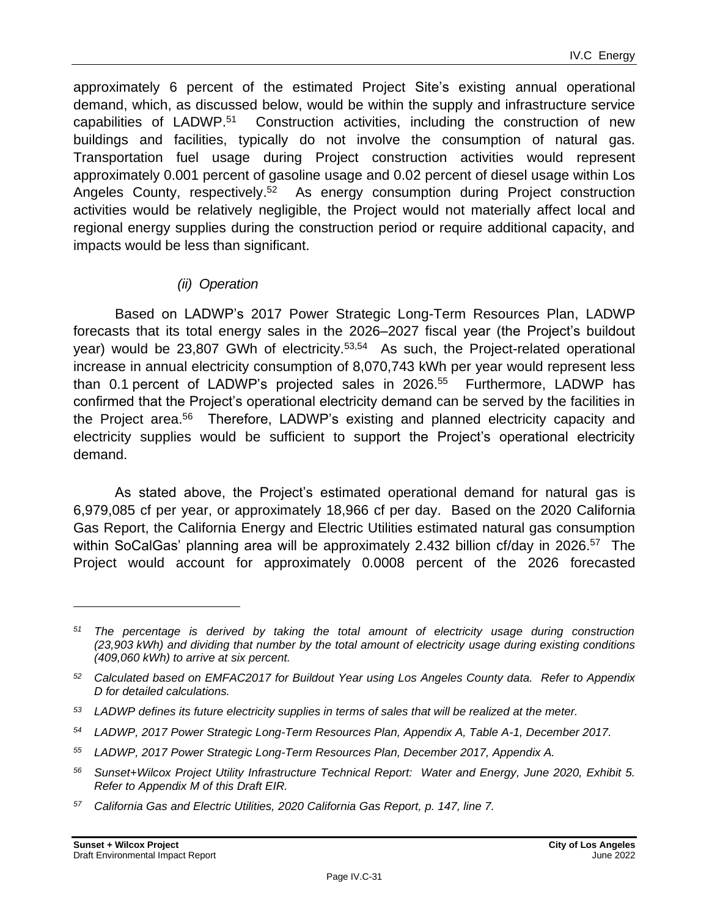approximately 6 percent of the estimated Project Site's existing annual operational demand, which, as discussed below, would be within the supply and infrastructure service capabilities of LADWP.[51] Construction activities, including the construction of new buildings and facilities, typically do not involve the consumption of natural gas. Transportation fuel usage during Project construction activities would represent approximately 0.001 percent of gasoline usage and 0.02 percent of diesel usage within Los Angeles County, respectively.[52] As energy consumption during Project construction activities would be relatively negligible, the Project would not materially affect local and regional energy supplies during the construction period or require additional capacity, and impacts would be less than significant.

*(ii) Operation*

Based on LADWP's 2017 Power Strategic Long-Term Resources Plan, LADWP forecasts that its total energy sales in the 2026–2027 fiscal year (the Project's buildout year) would be 23,807 GWh of electricity.[53,54] As such, the Project-related operational increase in annual electricity consumption of 8,070,743 kWh per year would represent less than 0.1 percent of LADWP's projected sales in 2026.[55] Furthermore, LADWP has confirmed that the Project's operational electricity demand can be served by the facilities in the Project area.[56] Therefore, LADWP's existing and planned electricity capacity and electricity supplies would be sufficient to support the Project's operational electricity demand.

As stated above, the Project's estimated operational demand for natural gas is 6,979,085 cf per year, or approximately 18,966 cf per day. Based on the 2020 California Gas Report, the California Energy and Electric Utilities estimated natural gas consumption within SoCalGas' planning area will be approximately 2.432 billion cf/day in 2026.[57] The Project would account for approximately 0.0008 percent of the 2026 forecasted

---

[51] *The percentage is derived by taking the total amount of electricity usage during construction (23,903 kWh) and dividing that number by the total amount of electricity usage during existing conditions (409,060 kWh) to arrive at six percent.*

[52] *Calculated based on EMFAC2017 for Buildout Year using Los Angeles County data. Refer to Appendix D for detailed calculations.*

[53] *LADWP defines its future electricity supplies in terms of sales that will be realized at the meter.*

[54] *LADWP, 2017 Power Strategic Long-Term Resources Plan, Appendix A, Table A-1, December 2017.*

[55] *LADWP, 2017 Power Strategic Long-Term Resources Plan, December 2017, Appendix A.*

[56] *Sunset+Wilcox Project Utility Infrastructure Technical Report: Water and Energy, June 2020, Exhibit 5. Refer to Appendix M of this Draft EIR.*

[57] *California Gas and Electric Utilities, 2020 California Gas Report, p. 147, line 7.*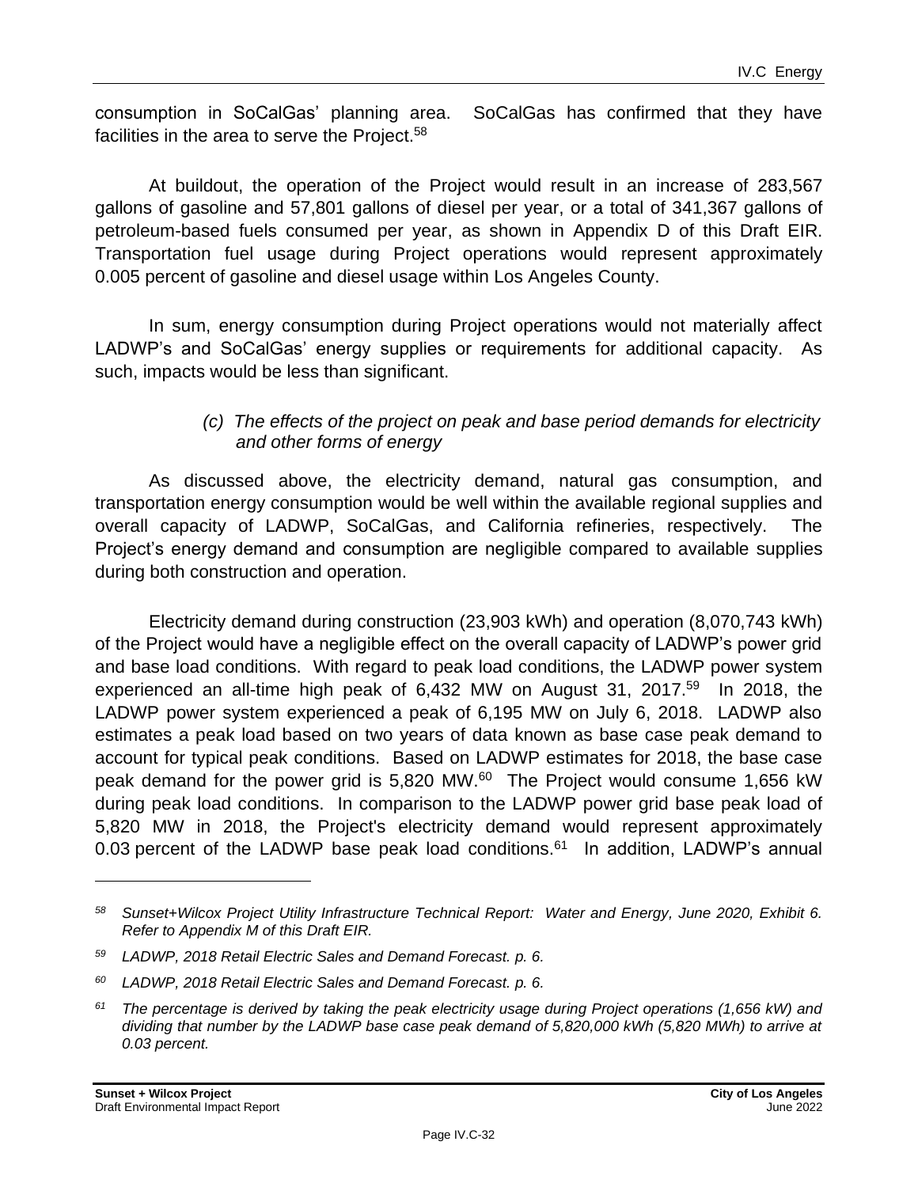consumption in SoCalGas' planning area. SoCalGas has confirmed that they have facilities in the area to serve the Project.[58]

At buildout, the operation of the Project would result in an increase of 283,567 gallons of gasoline and 57,801 gallons of diesel per year, or a total of 341,367 gallons of petroleum-based fuels consumed per year, as shown in Appendix D of this Draft EIR. Transportation fuel usage during Project operations would represent approximately 0.005 percent of gasoline and diesel usage within Los Angeles County.

In sum, energy consumption during Project operations would not materially affect LADWP's and SoCalGas' energy supplies or requirements for additional capacity. As such, impacts would be less than significant.

*(c) The effects of the project on peak and base period demands for electricity and other forms of energy*

As discussed above, the electricity demand, natural gas consumption, and transportation energy consumption would be well within the available regional supplies and overall capacity of LADWP, SoCalGas, and California refineries, respectively. The Project's energy demand and consumption are negligible compared to available supplies during both construction and operation.

Electricity demand during construction (23,903 kWh) and operation (8,070,743 kWh) of the Project would have a negligible effect on the overall capacity of LADWP's power grid and base load conditions. With regard to peak load conditions, the LADWP power system experienced an all-time high peak of 6,432 MW on August 31, 2017.[59] In 2018, the LADWP power system experienced a peak of 6,195 MW on July 6, 2018. LADWP also estimates a peak load based on two years of data known as base case peak demand to account for typical peak conditions. Based on LADWP estimates for 2018, the base case peak demand for the power grid is 5,820 MW.[60] The Project would consume 1,656 kW during peak load conditions. In comparison to the LADWP power grid base peak load of 5,820 MW in 2018, the Project's electricity demand would represent approximately 0.03 percent of the LADWP base peak load conditions.[61] In addition, LADWP's annual

---

*[58] Sunset+Wilcox Project Utility Infrastructure Technical Report: Water and Energy, June 2020, Exhibit 6. Refer to Appendix M of this Draft EIR.*

*[59] LADWP, 2018 Retail Electric Sales and Demand Forecast. p. 6.*

*[60] LADWP, 2018 Retail Electric Sales and Demand Forecast. p. 6.*

*[61] The percentage is derived by taking the peak electricity usage during Project operations (1,656 kW) and dividing that number by the LADWP base case peak demand of 5,820,000 kWh (5,820 MWh) to arrive at 0.03 percent.*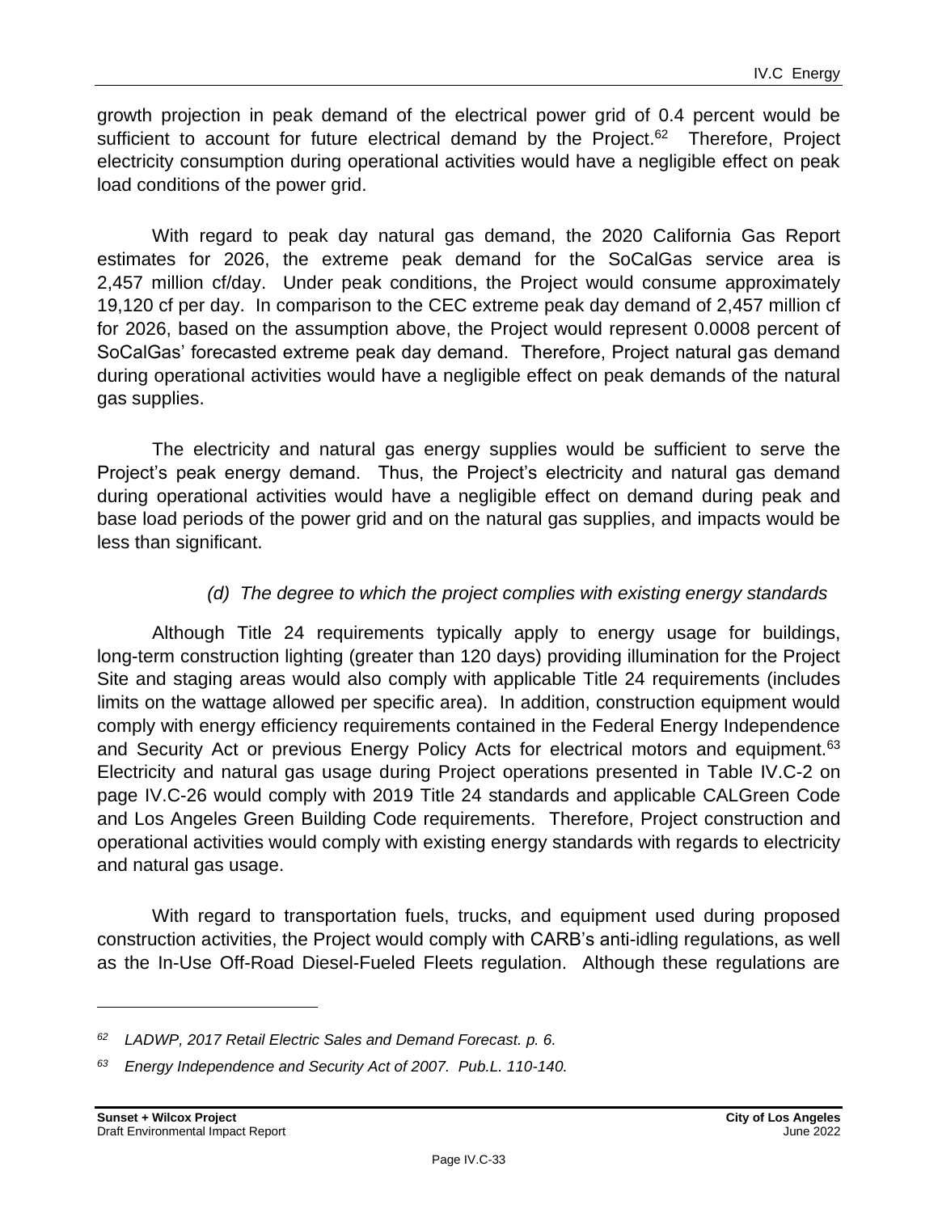growth projection in peak demand of the electrical power grid of 0.4 percent would be sufficient to account for future electrical demand by the Project.[62] Therefore, Project electricity consumption during operational activities would have a negligible effect on peak load conditions of the power grid.

With regard to peak day natural gas demand, the 2020 California Gas Report estimates for 2026, the extreme peak demand for the SoCalGas service area is 2,457 million cf/day. Under peak conditions, the Project would consume approximately 19,120 cf per day. In comparison to the CEC extreme peak day demand of 2,457 million cf for 2026, based on the assumption above, the Project would represent 0.0008 percent of SoCalGas' forecasted extreme peak day demand. Therefore, Project natural gas demand during operational activities would have a negligible effect on peak demands of the natural gas supplies.

The electricity and natural gas energy supplies would be sufficient to serve the Project's peak energy demand. Thus, the Project's electricity and natural gas demand during operational activities would have a negligible effect on demand during peak and base load periods of the power grid and on the natural gas supplies, and impacts would be less than significant.

*(d) The degree to which the project complies with existing energy standards*

Although Title 24 requirements typically apply to energy usage for buildings, long-term construction lighting (greater than 120 days) providing illumination for the Project Site and staging areas would also comply with applicable Title 24 requirements (includes limits on the wattage allowed per specific area). In addition, construction equipment would comply with energy efficiency requirements contained in the Federal Energy Independence and Security Act or previous Energy Policy Acts for electrical motors and equipment.[63] Electricity and natural gas usage during Project operations presented in Table IV.C-2 on page IV.C-26 would comply with 2019 Title 24 standards and applicable CALGreen Code and Los Angeles Green Building Code requirements. Therefore, Project construction and operational activities would comply with existing energy standards with regards to electricity and natural gas usage.

With regard to transportation fuels, trucks, and equipment used during proposed construction activities, the Project would comply with CARB's anti-idling regulations, as well as the In-Use Off-Road Diesel-Fueled Fleets regulation. Although these regulations are

---

[62] *LADWP, 2017 Retail Electric Sales and Demand Forecast. p. 6.*

[63] *Energy Independence and Security Act of 2007. Pub.L. 110-140.*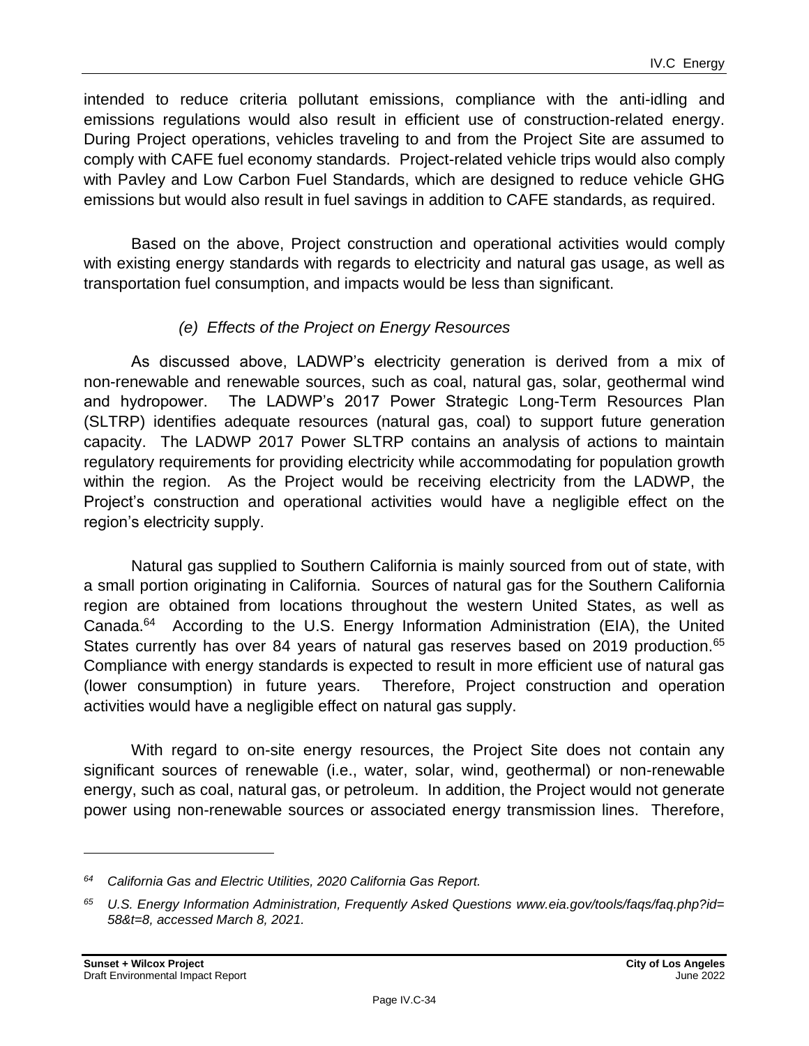intended to reduce criteria pollutant emissions, compliance with the anti-idling and emissions regulations would also result in efficient use of construction-related energy. During Project operations, vehicles traveling to and from the Project Site are assumed to comply with CAFE fuel economy standards. Project-related vehicle trips would also comply with Pavley and Low Carbon Fuel Standards, which are designed to reduce vehicle GHG emissions but would also result in fuel savings in addition to CAFE standards, as required.

Based on the above, Project construction and operational activities would comply with existing energy standards with regards to electricity and natural gas usage, as well as transportation fuel consumption, and impacts would be less than significant.

*(e) Effects of the Project on Energy Resources*

As discussed above, LADWP's electricity generation is derived from a mix of non-renewable and renewable sources, such as coal, natural gas, solar, geothermal wind and hydropower. The LADWP's 2017 Power Strategic Long-Term Resources Plan (SLTRP) identifies adequate resources (natural gas, coal) to support future generation capacity. The LADWP 2017 Power SLTRP contains an analysis of actions to maintain regulatory requirements for providing electricity while accommodating for population growth within the region. As the Project would be receiving electricity from the LADWP, the Project's construction and operational activities would have a negligible effect on the region's electricity supply.

Natural gas supplied to Southern California is mainly sourced from out of state, with a small portion originating in California. Sources of natural gas for the Southern California region are obtained from locations throughout the western United States, as well as Canada.[64] According to the U.S. Energy Information Administration (EIA), the United States currently has over 84 years of natural gas reserves based on 2019 production.[65] Compliance with energy standards is expected to result in more efficient use of natural gas (lower consumption) in future years. Therefore, Project construction and operation activities would have a negligible effect on natural gas supply.

With regard to on-site energy resources, the Project Site does not contain any significant sources of renewable (i.e., water, solar, wind, geothermal) or non-renewable energy, such as coal, natural gas, or petroleum. In addition, the Project would not generate power using non-renewable sources or associated energy transmission lines. Therefore,

---

[64] *California Gas and Electric Utilities, 2020 California Gas Report.*

[65] *U.S. Energy Information Administration, Frequently Asked Questions www.eia.gov/tools/faqs/faq.php?id=58&t=8, accessed March 8, 2021.*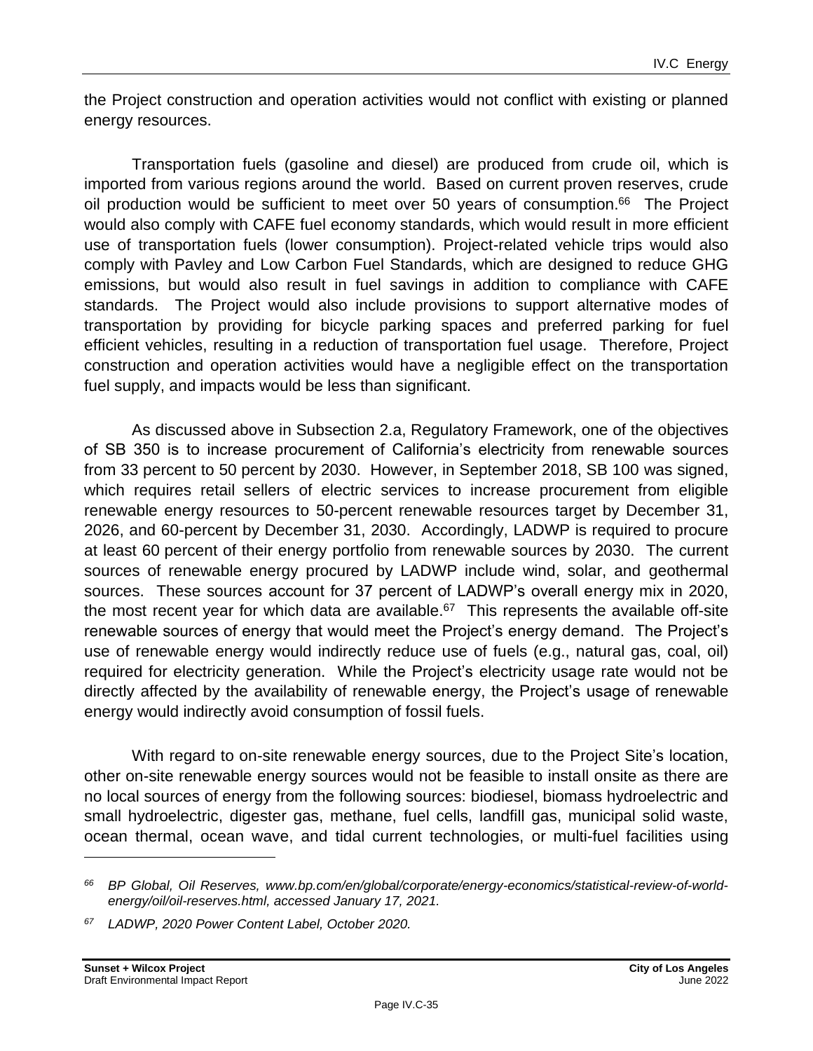the Project construction and operation activities would not conflict with existing or planned energy resources.

Transportation fuels (gasoline and diesel) are produced from crude oil, which is imported from various regions around the world. Based on current proven reserves, crude oil production would be sufficient to meet over 50 years of consumption.[66] The Project would also comply with CAFE fuel economy standards, which would result in more efficient use of transportation fuels (lower consumption). Project-related vehicle trips would also comply with Pavley and Low Carbon Fuel Standards, which are designed to reduce GHG emissions, but would also result in fuel savings in addition to compliance with CAFE standards. The Project would also include provisions to support alternative modes of transportation by providing for bicycle parking spaces and preferred parking for fuel efficient vehicles, resulting in a reduction of transportation fuel usage. Therefore, Project construction and operation activities would have a negligible effect on the transportation fuel supply, and impacts would be less than significant.

As discussed above in Subsection 2.a, Regulatory Framework, one of the objectives of SB 350 is to increase procurement of California's electricity from renewable sources from 33 percent to 50 percent by 2030. However, in September 2018, SB 100 was signed, which requires retail sellers of electric services to increase procurement from eligible renewable energy resources to 50-percent renewable resources target by December 31, 2026, and 60-percent by December 31, 2030. Accordingly, LADWP is required to procure at least 60 percent of their energy portfolio from renewable sources by 2030. The current sources of renewable energy procured by LADWP include wind, solar, and geothermal sources. These sources account for 37 percent of LADWP's overall energy mix in 2020, the most recent year for which data are available.[67] This represents the available off-site renewable sources of energy that would meet the Project's energy demand. The Project's use of renewable energy would indirectly reduce use of fuels (e.g., natural gas, coal, oil) required for electricity generation. While the Project's electricity usage rate would not be directly affected by the availability of renewable energy, the Project's usage of renewable energy would indirectly avoid consumption of fossil fuels.

With regard to on-site renewable energy sources, due to the Project Site's location, other on-site renewable energy sources would not be feasible to install onsite as there are no local sources of energy from the following sources: biodiesel, biomass hydroelectric and small hydroelectric, digester gas, methane, fuel cells, landfill gas, municipal solid waste, ocean thermal, ocean wave, and tidal current technologies, or multi-fuel facilities using

---

*[66] BP Global, Oil Reserves, www.bp.com/en/global/corporate/energy-economics/statistical-review-of-world-energy/oil/oil-reserves.html, accessed January 17, 2021.*

*[67] LADWP, 2020 Power Content Label, October 2020.*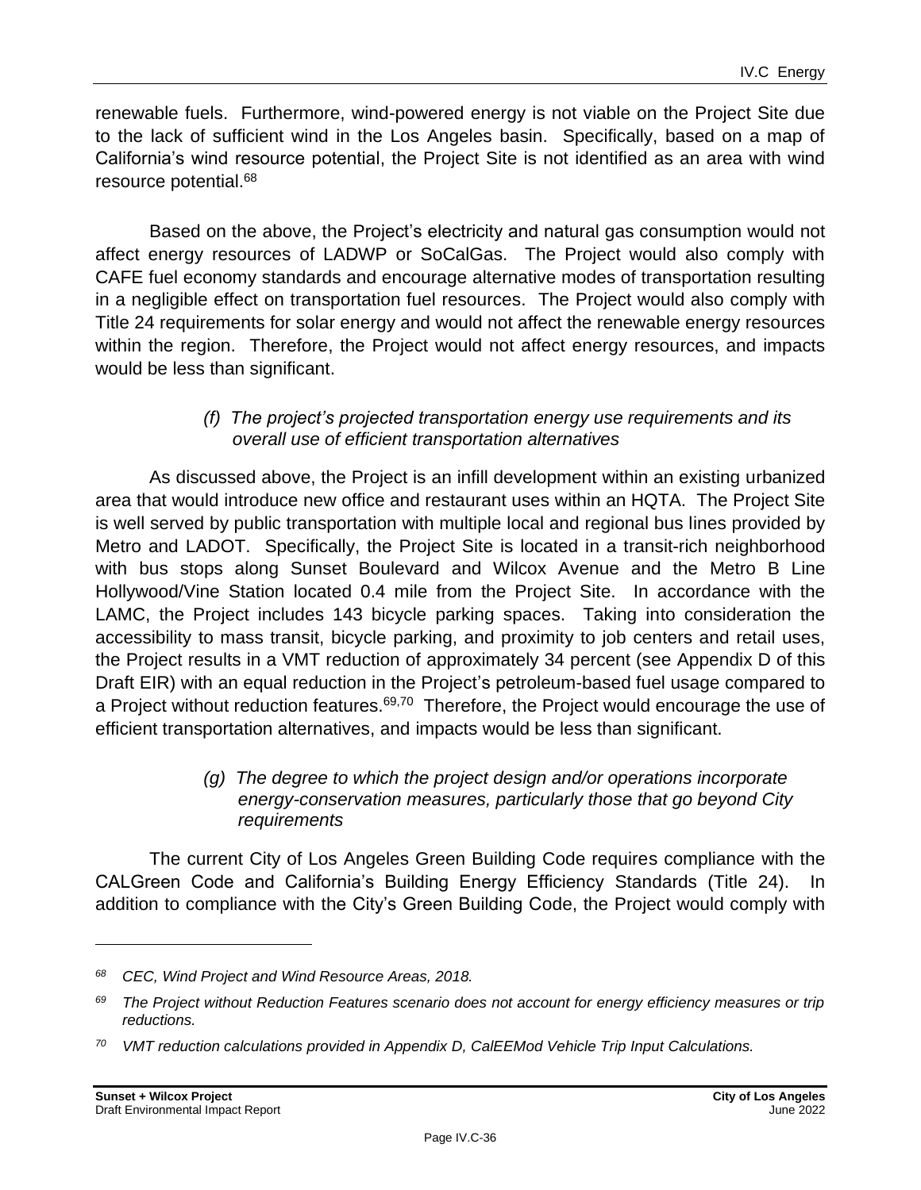renewable fuels. Furthermore, wind-powered energy is not viable on the Project Site due to the lack of sufficient wind in the Los Angeles basin. Specifically, based on a map of California's wind resource potential, the Project Site is not identified as an area with wind resource potential.[68]

Based on the above, the Project's electricity and natural gas consumption would not affect energy resources of LADWP or SoCalGas. The Project would also comply with CAFE fuel economy standards and encourage alternative modes of transportation resulting in a negligible effect on transportation fuel resources. The Project would also comply with Title 24 requirements for solar energy and would not affect the renewable energy resources within the region. Therefore, the Project would not affect energy resources, and impacts would be less than significant.

*(f) The project's projected transportation energy use requirements and its overall use of efficient transportation alternatives*

As discussed above, the Project is an infill development within an existing urbanized area that would introduce new office and restaurant uses within an HQTA. The Project Site is well served by public transportation with multiple local and regional bus lines provided by Metro and LADOT. Specifically, the Project Site is located in a transit-rich neighborhood with bus stops along Sunset Boulevard and Wilcox Avenue and the Metro B Line Hollywood/Vine Station located 0.4 mile from the Project Site. In accordance with the LAMC, the Project includes 143 bicycle parking spaces. Taking into consideration the accessibility to mass transit, bicycle parking, and proximity to job centers and retail uses, the Project results in a VMT reduction of approximately 34 percent (see Appendix D of this Draft EIR) with an equal reduction in the Project's petroleum-based fuel usage compared to a Project without reduction features.[69,70] Therefore, the Project would encourage the use of efficient transportation alternatives, and impacts would be less than significant.

*(g) The degree to which the project design and/or operations incorporate energy-conservation measures, particularly those that go beyond City requirements*

The current City of Los Angeles Green Building Code requires compliance with the CALGreen Code and California's Building Energy Efficiency Standards (Title 24). In addition to compliance with the City's Green Building Code, the Project would comply with

---

*68 CEC, Wind Project and Wind Resource Areas, 2018.*

*69 The Project without Reduction Features scenario does not account for energy efficiency measures or trip reductions.*

*70 VMT reduction calculations provided in Appendix D, CalEEMod Vehicle Trip Input Calculations.*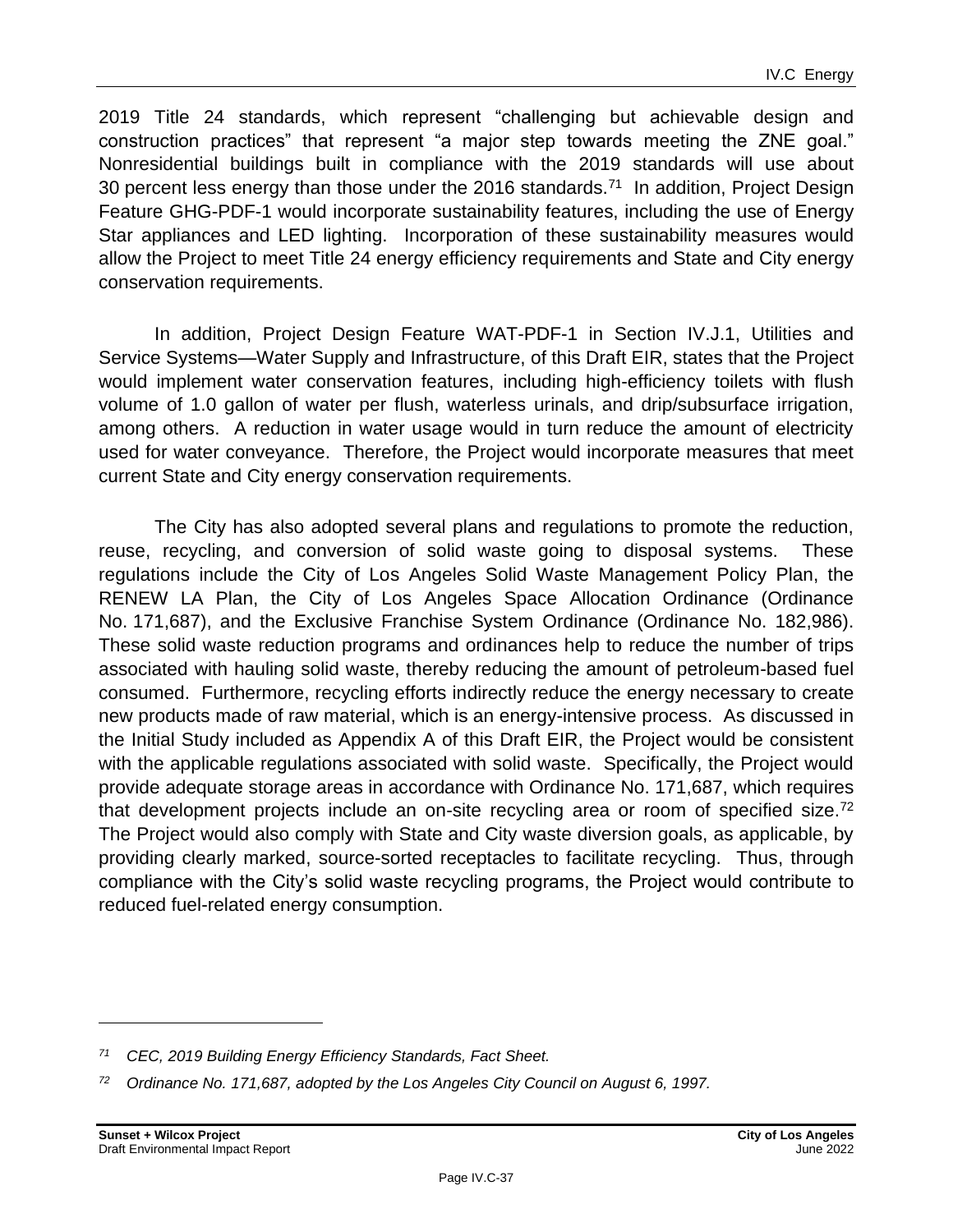2019 Title 24 standards, which represent "challenging but achievable design and construction practices" that represent "a major step towards meeting the ZNE goal." Nonresidential buildings built in compliance with the 2019 standards will use about 30 percent less energy than those under the 2016 standards.[71] In addition, Project Design Feature GHG-PDF-1 would incorporate sustainability features, including the use of Energy Star appliances and LED lighting. Incorporation of these sustainability measures would allow the Project to meet Title 24 energy efficiency requirements and State and City energy conservation requirements.

In addition, Project Design Feature WAT-PDF-1 in Section IV.J.1, Utilities and Service Systems—Water Supply and Infrastructure, of this Draft EIR, states that the Project would implement water conservation features, including high-efficiency toilets with flush volume of 1.0 gallon of water per flush, waterless urinals, and drip/subsurface irrigation, among others. A reduction in water usage would in turn reduce the amount of electricity used for water conveyance. Therefore, the Project would incorporate measures that meet current State and City energy conservation requirements.

The City has also adopted several plans and regulations to promote the reduction, reuse, recycling, and conversion of solid waste going to disposal systems. These regulations include the City of Los Angeles Solid Waste Management Policy Plan, the RENEW LA Plan, the City of Los Angeles Space Allocation Ordinance (Ordinance No. 171,687), and the Exclusive Franchise System Ordinance (Ordinance No. 182,986). These solid waste reduction programs and ordinances help to reduce the number of trips associated with hauling solid waste, thereby reducing the amount of petroleum-based fuel consumed. Furthermore, recycling efforts indirectly reduce the energy necessary to create new products made of raw material, which is an energy-intensive process. As discussed in the Initial Study included as Appendix A of this Draft EIR, the Project would be consistent with the applicable regulations associated with solid waste. Specifically, the Project would provide adequate storage areas in accordance with Ordinance No. 171,687, which requires that development projects include an on-site recycling area or room of specified size.[72] The Project would also comply with State and City waste diversion goals, as applicable, by providing clearly marked, source-sorted receptacles to facilitate recycling. Thus, through compliance with the City's solid waste recycling programs, the Project would contribute to reduced fuel-related energy consumption.

---

[71] *CEC, 2019 Building Energy Efficiency Standards, Fact Sheet.*

[72] *Ordinance No. 171,687, adopted by the Los Angeles City Council on August 6, 1997.*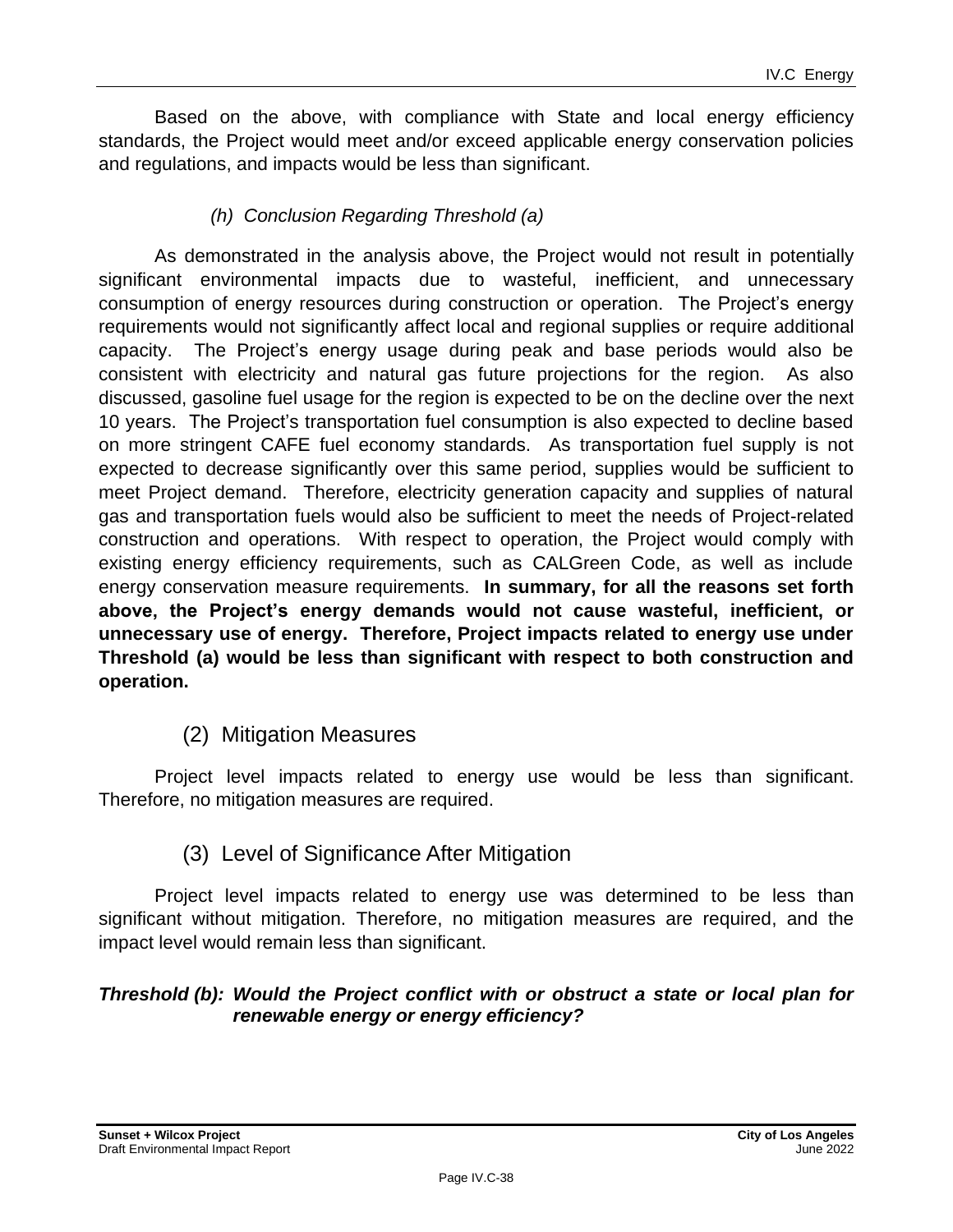Based on the above, with compliance with State and local energy efficiency standards, the Project would meet and/or exceed applicable energy conservation policies and regulations, and impacts would be less than significant.

##### *(h) Conclusion Regarding Threshold (a)*

As demonstrated in the analysis above, the Project would not result in potentially significant environmental impacts due to wasteful, inefficient, and unnecessary consumption of energy resources during construction or operation. The Project's energy requirements would not significantly affect local and regional supplies or require additional capacity. The Project's energy usage during peak and base periods would also be consistent with electricity and natural gas future projections for the region. As also discussed, gasoline fuel usage for the region is expected to be on the decline over the next 10 years. The Project's transportation fuel consumption is also expected to decline based on more stringent CAFE fuel economy standards. As transportation fuel supply is not expected to decrease significantly over this same period, supplies would be sufficient to meet Project demand. Therefore, electricity generation capacity and supplies of natural gas and transportation fuels would also be sufficient to meet the needs of Project-related construction and operations. With respect to operation, the Project would comply with existing energy efficiency requirements, such as CALGreen Code, as well as include energy conservation measure requirements. **In summary, for all the reasons set forth above, the Project's energy demands would not cause wasteful, inefficient, or unnecessary use of energy. Therefore, Project impacts related to energy use under Threshold (a) would be less than significant with respect to both construction and operation.**

### (2) Mitigation Measures

Project level impacts related to energy use would be less than significant. Therefore, no mitigation measures are required.

### (3) Level of Significance After Mitigation

Project level impacts related to energy use was determined to be less than significant without mitigation. Therefore, no mitigation measures are required, and the impact level would remain less than significant.

***Threshold (b): Would the Project conflict with or obstruct a state or local plan for renewable energy or energy efficiency?***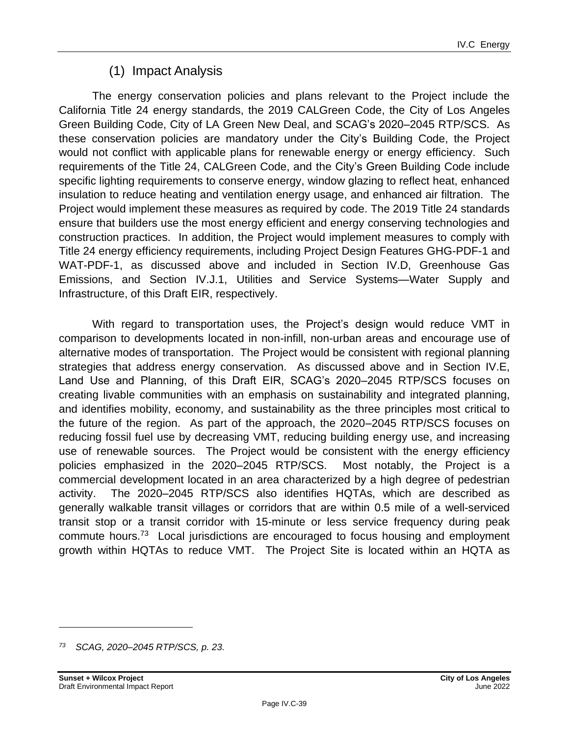### (1) Impact Analysis

The energy conservation policies and plans relevant to the Project include the California Title 24 energy standards, the 2019 CALGreen Code, the City of Los Angeles Green Building Code, City of LA Green New Deal, and SCAG's 2020–2045 RTP/SCS. As these conservation policies are mandatory under the City's Building Code, the Project would not conflict with applicable plans for renewable energy or energy efficiency. Such requirements of the Title 24, CALGreen Code, and the City's Green Building Code include specific lighting requirements to conserve energy, window glazing to reflect heat, enhanced insulation to reduce heating and ventilation energy usage, and enhanced air filtration. The Project would implement these measures as required by code. The 2019 Title 24 standards ensure that builders use the most energy efficient and energy conserving technologies and construction practices. In addition, the Project would implement measures to comply with Title 24 energy efficiency requirements, including Project Design Features GHG-PDF-1 and WAT-PDF-1, as discussed above and included in Section IV.D, Greenhouse Gas Emissions, and Section IV.J.1, Utilities and Service Systems—Water Supply and Infrastructure, of this Draft EIR, respectively.

With regard to transportation uses, the Project's design would reduce VMT in comparison to developments located in non-infill, non-urban areas and encourage use of alternative modes of transportation. The Project would be consistent with regional planning strategies that address energy conservation. As discussed above and in Section IV.E, Land Use and Planning, of this Draft EIR, SCAG's 2020–2045 RTP/SCS focuses on creating livable communities with an emphasis on sustainability and integrated planning, and identifies mobility, economy, and sustainability as the three principles most critical to the future of the region. As part of the approach, the 2020–2045 RTP/SCS focuses on reducing fossil fuel use by decreasing VMT, reducing building energy use, and increasing use of renewable sources. The Project would be consistent with the energy efficiency policies emphasized in the 2020–2045 RTP/SCS. Most notably, the Project is a commercial development located in an area characterized by a high degree of pedestrian activity. The 2020–2045 RTP/SCS also identifies HQTAs, which are described as generally walkable transit villages or corridors that are within 0.5 mile of a well-serviced transit stop or a transit corridor with 15-minute or less service frequency during peak commute hours.[73] Local jurisdictions are encouraged to focus housing and employment growth within HQTAs to reduce VMT. The Project Site is located within an HQTA as

---

[73] *SCAG, 2020–2045 RTP/SCS, p. 23.*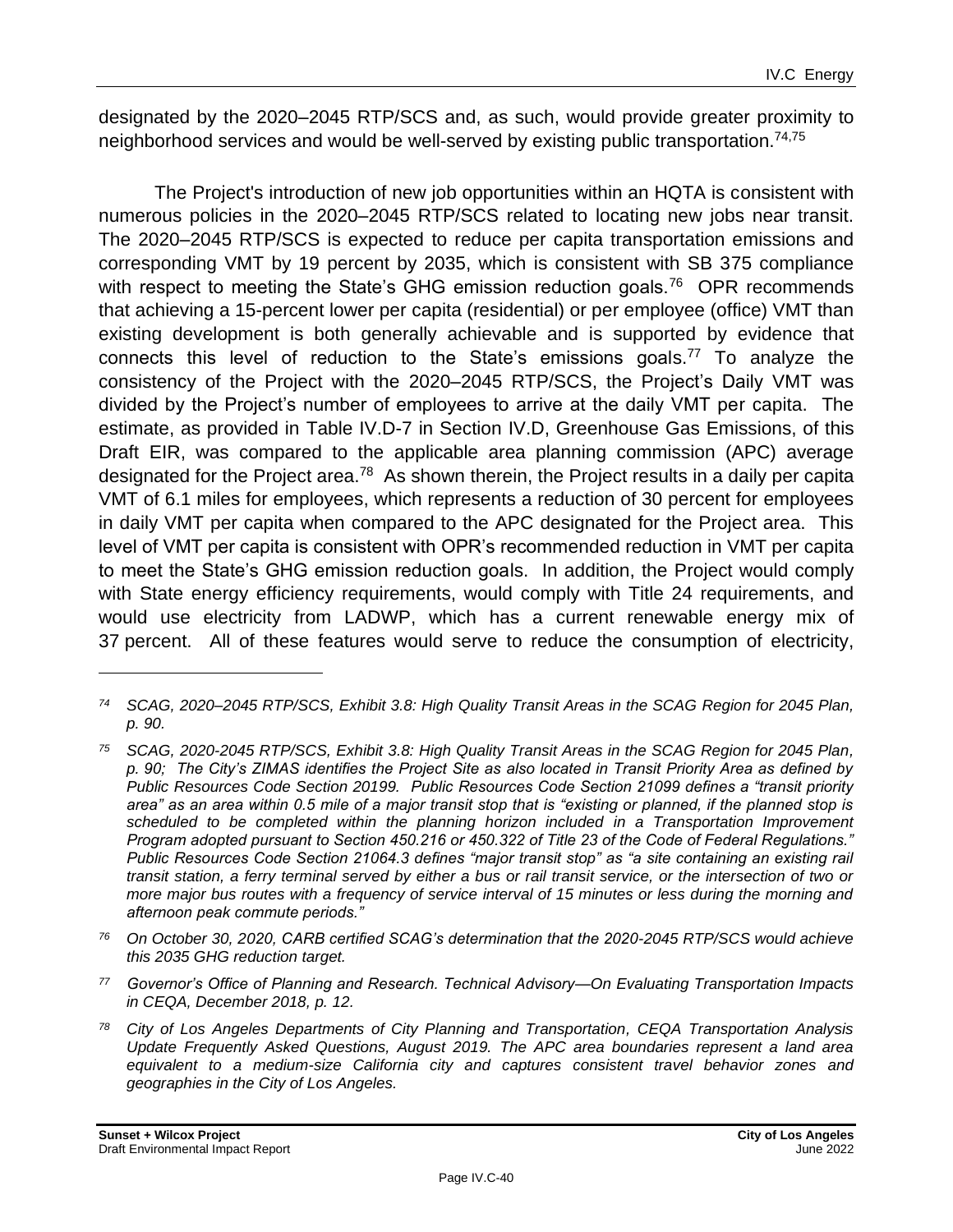designated by the 2020–2045 RTP/SCS and, as such, would provide greater proximity to neighborhood services and would be well-served by existing public transportation.[74,75]

The Project's introduction of new job opportunities within an HQTA is consistent with numerous policies in the 2020–2045 RTP/SCS related to locating new jobs near transit. The 2020–2045 RTP/SCS is expected to reduce per capita transportation emissions and corresponding VMT by 19 percent by 2035, which is consistent with SB 375 compliance with respect to meeting the State's GHG emission reduction goals.[76] OPR recommends that achieving a 15-percent lower per capita (residential) or per employee (office) VMT than existing development is both generally achievable and is supported by evidence that connects this level of reduction to the State's emissions goals.[77] To analyze the consistency of the Project with the 2020–2045 RTP/SCS, the Project's Daily VMT was divided by the Project's number of employees to arrive at the daily VMT per capita. The estimate, as provided in Table IV.D-7 in Section IV.D, Greenhouse Gas Emissions, of this Draft EIR, was compared to the applicable area planning commission (APC) average designated for the Project area.[78] As shown therein, the Project results in a daily per capita VMT of 6.1 miles for employees, which represents a reduction of 30 percent for employees in daily VMT per capita when compared to the APC designated for the Project area. This level of VMT per capita is consistent with OPR's recommended reduction in VMT per capita to meet the State's GHG emission reduction goals. In addition, the Project would comply with State energy efficiency requirements, would comply with Title 24 requirements, and would use electricity from LADWP, which has a current renewable energy mix of 37 percent. All of these features would serve to reduce the consumption of electricity,

---

*74 SCAG, 2020–2045 RTP/SCS, Exhibit 3.8: High Quality Transit Areas in the SCAG Region for 2045 Plan, p. 90.*

*75 SCAG, 2020-2045 RTP/SCS, Exhibit 3.8: High Quality Transit Areas in the SCAG Region for 2045 Plan, p. 90; The City's ZIMAS identifies the Project Site as also located in Transit Priority Area as defined by Public Resources Code Section 20199. Public Resources Code Section 21099 defines a "transit priority area" as an area within 0.5 mile of a major transit stop that is "existing or planned, if the planned stop is scheduled to be completed within the planning horizon included in a Transportation Improvement Program adopted pursuant to Section 450.216 or 450.322 of Title 23 of the Code of Federal Regulations." Public Resources Code Section 21064.3 defines "major transit stop" as "a site containing an existing rail transit station, a ferry terminal served by either a bus or rail transit service, or the intersection of two or more major bus routes with a frequency of service interval of 15 minutes or less during the morning and afternoon peak commute periods."*

*76 On October 30, 2020, CARB certified SCAG's determination that the 2020-2045 RTP/SCS would achieve this 2035 GHG reduction target.*

*77 Governor's Office of Planning and Research. Technical Advisory—On Evaluating Transportation Impacts in CEQA, December 2018, p. 12.*

*78 City of Los Angeles Departments of City Planning and Transportation, CEQA Transportation Analysis Update Frequently Asked Questions, August 2019. The APC area boundaries represent a land area equivalent to a medium-size California city and captures consistent travel behavior zones and geographies in the City of Los Angeles.*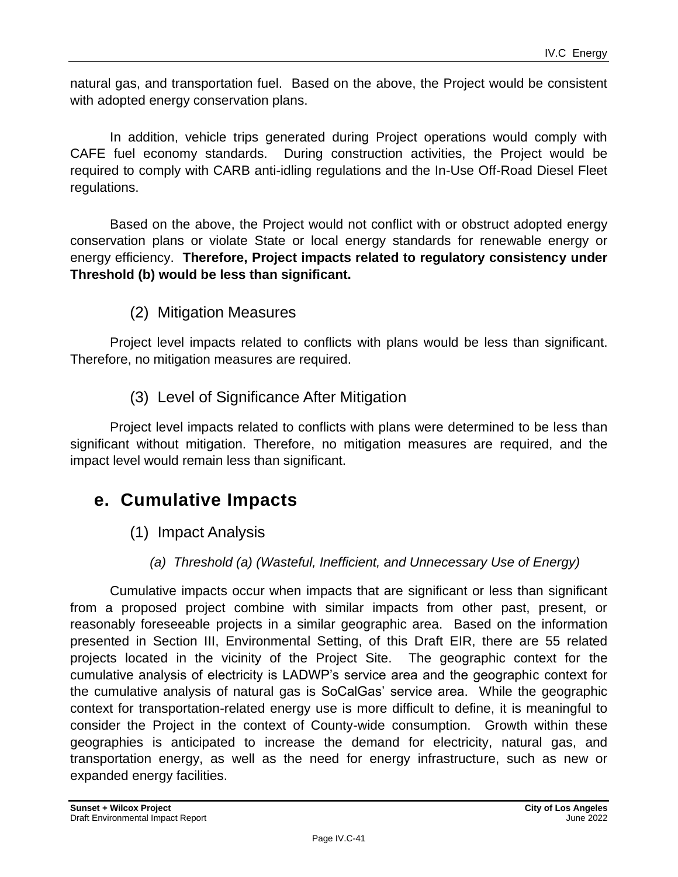natural gas, and transportation fuel. Based on the above, the Project would be consistent with adopted energy conservation plans.

In addition, vehicle trips generated during Project operations would comply with CAFE fuel economy standards. During construction activities, the Project would be required to comply with CARB anti-idling regulations and the In-Use Off-Road Diesel Fleet regulations.

Based on the above, the Project would not conflict with or obstruct adopted energy conservation plans or violate State or local energy standards for renewable energy or energy efficiency. **Therefore, Project impacts related to regulatory consistency under Threshold (b) would be less than significant.**

### (2) Mitigation Measures

Project level impacts related to conflicts with plans would be less than significant. Therefore, no mitigation measures are required.

### (3) Level of Significance After Mitigation

Project level impacts related to conflicts with plans were determined to be less than significant without mitigation. Therefore, no mitigation measures are required, and the impact level would remain less than significant.

## e. Cumulative Impacts

### (1) Impact Analysis

#### *(a) Threshold (a) (Wasteful, Inefficient, and Unnecessary Use of Energy)*

Cumulative impacts occur when impacts that are significant or less than significant from a proposed project combine with similar impacts from other past, present, or reasonably foreseeable projects in a similar geographic area. Based on the information presented in Section III, Environmental Setting, of this Draft EIR, there are 55 related projects located in the vicinity of the Project Site. The geographic context for the cumulative analysis of electricity is LADWP's service area and the geographic context for the cumulative analysis of natural gas is SoCalGas' service area. While the geographic context for transportation-related energy use is more difficult to define, it is meaningful to consider the Project in the context of County-wide consumption. Growth within these geographies is anticipated to increase the demand for electricity, natural gas, and transportation energy, as well as the need for energy infrastructure, such as new or expanded energy facilities.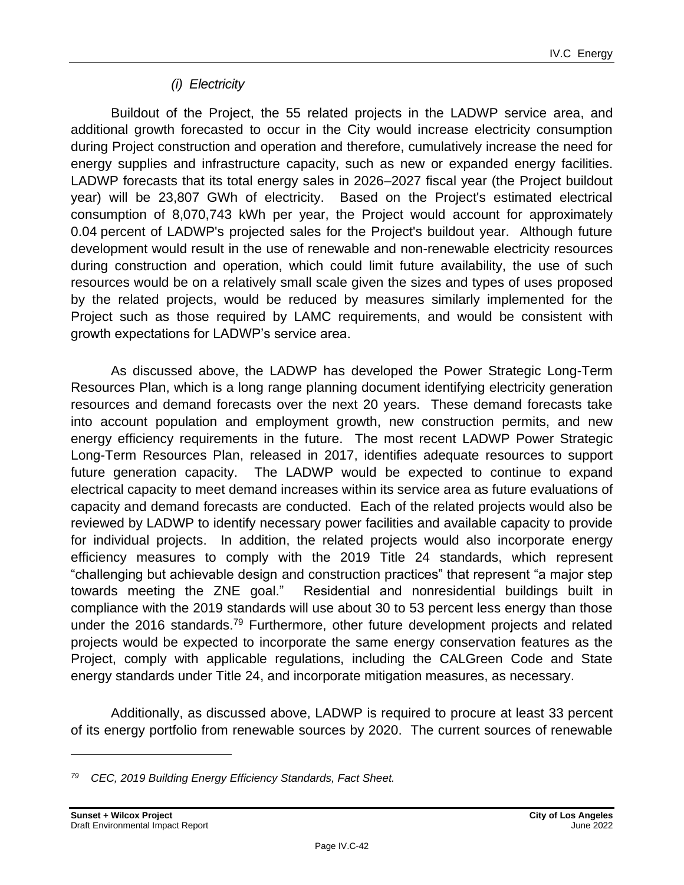#### *(i) Electricity*

Buildout of the Project, the 55 related projects in the LADWP service area, and additional growth forecasted to occur in the City would increase electricity consumption during Project construction and operation and therefore, cumulatively increase the need for energy supplies and infrastructure capacity, such as new or expanded energy facilities. LADWP forecasts that its total energy sales in 2026–2027 fiscal year (the Project buildout year) will be 23,807 GWh of electricity. Based on the Project's estimated electrical consumption of 8,070,743 kWh per year, the Project would account for approximately 0.04 percent of LADWP's projected sales for the Project's buildout year. Although future development would result in the use of renewable and non-renewable electricity resources during construction and operation, which could limit future availability, the use of such resources would be on a relatively small scale given the sizes and types of uses proposed by the related projects, would be reduced by measures similarly implemented for the Project such as those required by LAMC requirements, and would be consistent with growth expectations for LADWP's service area.

As discussed above, the LADWP has developed the Power Strategic Long-Term Resources Plan, which is a long range planning document identifying electricity generation resources and demand forecasts over the next 20 years. These demand forecasts take into account population and employment growth, new construction permits, and new energy efficiency requirements in the future. The most recent LADWP Power Strategic Long-Term Resources Plan, released in 2017, identifies adequate resources to support future generation capacity. The LADWP would be expected to continue to expand electrical capacity to meet demand increases within its service area as future evaluations of capacity and demand forecasts are conducted. Each of the related projects would also be reviewed by LADWP to identify necessary power facilities and available capacity to provide for individual projects. In addition, the related projects would also incorporate energy efficiency measures to comply with the 2019 Title 24 standards, which represent "challenging but achievable design and construction practices" that represent "a major step towards meeting the ZNE goal." Residential and nonresidential buildings built in compliance with the 2019 standards will use about 30 to 53 percent less energy than those under the 2016 standards.[79] Furthermore, other future development projects and related projects would be expected to incorporate the same energy conservation features as the Project, comply with applicable regulations, including the CALGreen Code and State energy standards under Title 24, and incorporate mitigation measures, as necessary.

Additionally, as discussed above, LADWP is required to procure at least 33 percent of its energy portfolio from renewable sources by 2020. The current sources of renewable

---

[79] *CEC, 2019 Building Energy Efficiency Standards, Fact Sheet.*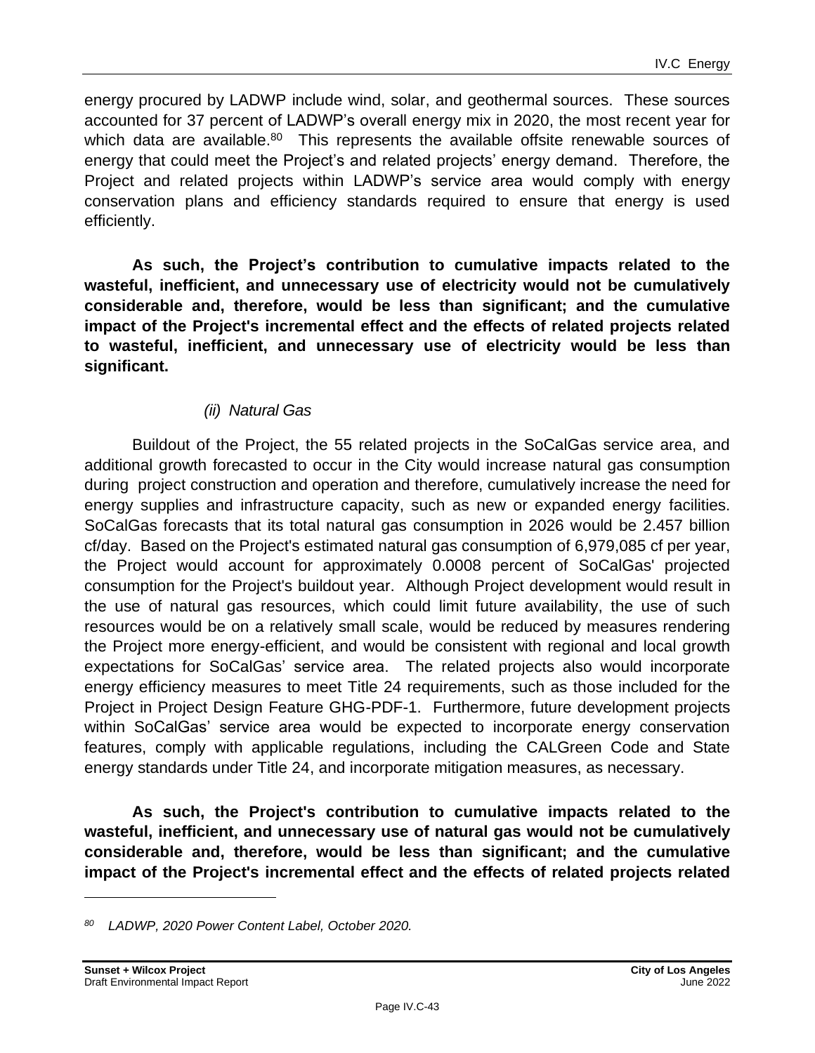energy procured by LADWP include wind, solar, and geothermal sources. These sources accounted for 37 percent of LADWP's overall energy mix in 2020, the most recent year for which data are available.[80] This represents the available offsite renewable sources of energy that could meet the Project's and related projects' energy demand. Therefore, the Project and related projects within LADWP's service area would comply with energy conservation plans and efficiency standards required to ensure that energy is used efficiently.

**As such, the Project's contribution to cumulative impacts related to the wasteful, inefficient, and unnecessary use of electricity would not be cumulatively considerable and, therefore, would be less than significant; and the cumulative impact of the Project's incremental effect and the effects of related projects related to wasteful, inefficient, and unnecessary use of electricity would be less than significant.**

*(ii) Natural Gas*

Buildout of the Project, the 55 related projects in the SoCalGas service area, and additional growth forecasted to occur in the City would increase natural gas consumption during project construction and operation and therefore, cumulatively increase the need for energy supplies and infrastructure capacity, such as new or expanded energy facilities. SoCalGas forecasts that its total natural gas consumption in 2026 would be 2.457 billion cf/day. Based on the Project's estimated natural gas consumption of 6,979,085 cf per year, the Project would account for approximately 0.0008 percent of SoCalGas' projected consumption for the Project's buildout year. Although Project development would result in the use of natural gas resources, which could limit future availability, the use of such resources would be on a relatively small scale, would be reduced by measures rendering the Project more energy-efficient, and would be consistent with regional and local growth expectations for SoCalGas' service area. The related projects also would incorporate energy efficiency measures to meet Title 24 requirements, such as those included for the Project in Project Design Feature GHG-PDF-1. Furthermore, future development projects within SoCalGas' service area would be expected to incorporate energy conservation features, comply with applicable regulations, including the CALGreen Code and State energy standards under Title 24, and incorporate mitigation measures, as necessary.

**As such, the Project's contribution to cumulative impacts related to the wasteful, inefficient, and unnecessary use of natural gas would not be cumulatively considerable and, therefore, would be less than significant; and the cumulative impact of the Project's incremental effect and the effects of related projects related**

---

[80] *LADWP, 2020 Power Content Label, October 2020.*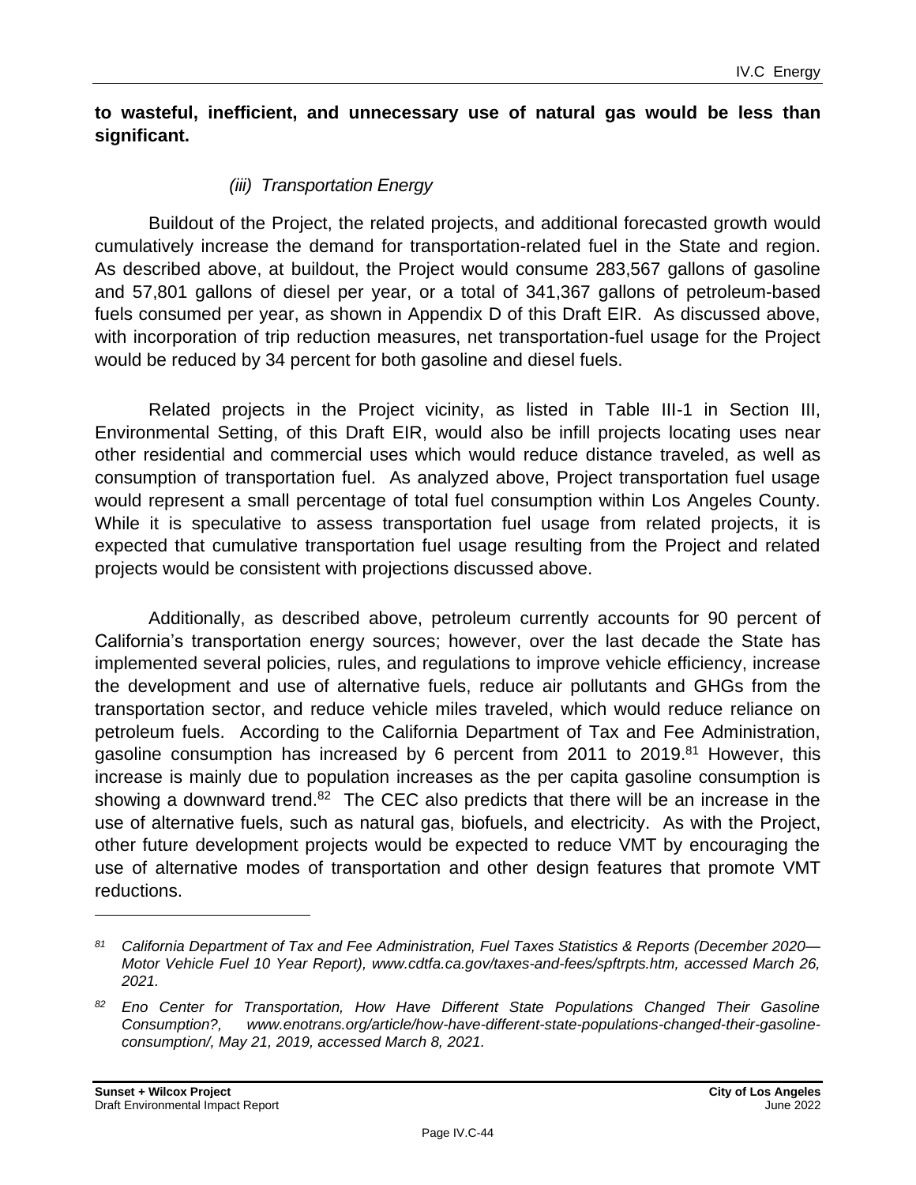**to wasteful, inefficient, and unnecessary use of natural gas would be less than significant.**

*(iii) Transportation Energy*

Buildout of the Project, the related projects, and additional forecasted growth would cumulatively increase the demand for transportation-related fuel in the State and region. As described above, at buildout, the Project would consume 283,567 gallons of gasoline and 57,801 gallons of diesel per year, or a total of 341,367 gallons of petroleum-based fuels consumed per year, as shown in Appendix D of this Draft EIR. As discussed above, with incorporation of trip reduction measures, net transportation-fuel usage for the Project would be reduced by 34 percent for both gasoline and diesel fuels.

Related projects in the Project vicinity, as listed in Table III-1 in Section III, Environmental Setting, of this Draft EIR, would also be infill projects locating uses near other residential and commercial uses which would reduce distance traveled, as well as consumption of transportation fuel. As analyzed above, Project transportation fuel usage would represent a small percentage of total fuel consumption within Los Angeles County. While it is speculative to assess transportation fuel usage from related projects, it is expected that cumulative transportation fuel usage resulting from the Project and related projects would be consistent with projections discussed above.

Additionally, as described above, petroleum currently accounts for 90 percent of California's transportation energy sources; however, over the last decade the State has implemented several policies, rules, and regulations to improve vehicle efficiency, increase the development and use of alternative fuels, reduce air pollutants and GHGs from the transportation sector, and reduce vehicle miles traveled, which would reduce reliance on petroleum fuels. According to the California Department of Tax and Fee Administration, gasoline consumption has increased by 6 percent from 2011 to 2019.[81] However, this increase is mainly due to population increases as the per capita gasoline consumption is showing a downward trend.[82] The CEC also predicts that there will be an increase in the use of alternative fuels, such as natural gas, biofuels, and electricity. As with the Project, other future development projects would be expected to reduce VMT by encouraging the use of alternative modes of transportation and other design features that promote VMT reductions.

---

[81] *California Department of Tax and Fee Administration, Fuel Taxes Statistics & Reports (December 2020—Motor Vehicle Fuel 10 Year Report), www.cdtfa.ca.gov/taxes-and-fees/spftrpts.htm, accessed March 26, 2021.*

[82] *Eno Center for Transportation, How Have Different State Populations Changed Their Gasoline Consumption?, www.enotrans.org/article/how-have-different-state-populations-changed-their-gasoline-consumption/, May 21, 2019, accessed March 8, 2021.*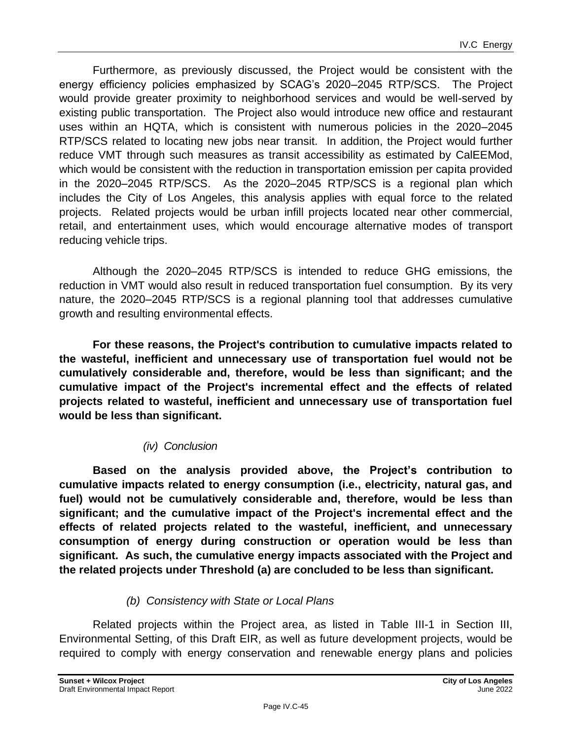Furthermore, as previously discussed, the Project would be consistent with the energy efficiency policies emphasized by SCAG's 2020–2045 RTP/SCS. The Project would provide greater proximity to neighborhood services and would be well-served by existing public transportation. The Project also would introduce new office and restaurant uses within an HQTA, which is consistent with numerous policies in the 2020–2045 RTP/SCS related to locating new jobs near transit. In addition, the Project would further reduce VMT through such measures as transit accessibility as estimated by CalEEMod, which would be consistent with the reduction in transportation emission per capita provided in the 2020–2045 RTP/SCS. As the 2020–2045 RTP/SCS is a regional plan which includes the City of Los Angeles, this analysis applies with equal force to the related projects. Related projects would be urban infill projects located near other commercial, retail, and entertainment uses, which would encourage alternative modes of transport reducing vehicle trips.

Although the 2020–2045 RTP/SCS is intended to reduce GHG emissions, the reduction in VMT would also result in reduced transportation fuel consumption. By its very nature, the 2020–2045 RTP/SCS is a regional planning tool that addresses cumulative growth and resulting environmental effects.

**For these reasons, the Project's contribution to cumulative impacts related to the wasteful, inefficient and unnecessary use of transportation fuel would not be cumulatively considerable and, therefore, would be less than significant; and the cumulative impact of the Project's incremental effect and the effects of related projects related to wasteful, inefficient and unnecessary use of transportation fuel would be less than significant.**

*(iv) Conclusion*

**Based on the analysis provided above, the Project's contribution to cumulative impacts related to energy consumption (i.e., electricity, natural gas, and fuel) would not be cumulatively considerable and, therefore, would be less than significant; and the cumulative impact of the Project's incremental effect and the effects of related projects related to the wasteful, inefficient, and unnecessary consumption of energy during construction or operation would be less than significant. As such, the cumulative energy impacts associated with the Project and the related projects under Threshold (a) are concluded to be less than significant.**

*(b) Consistency with State or Local Plans*

Related projects within the Project area, as listed in Table III-1 in Section III, Environmental Setting, of this Draft EIR, as well as future development projects, would be required to comply with energy conservation and renewable energy plans and policies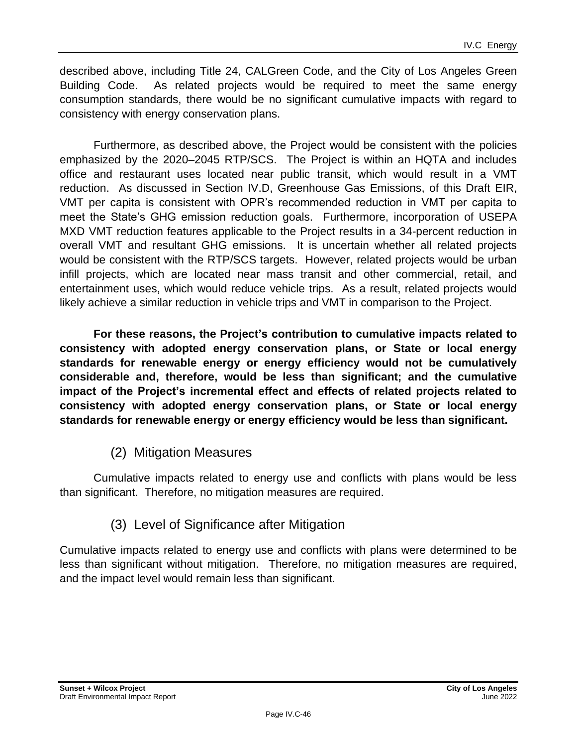described above, including Title 24, CALGreen Code, and the City of Los Angeles Green Building Code. As related projects would be required to meet the same energy consumption standards, there would be no significant cumulative impacts with regard to consistency with energy conservation plans.

Furthermore, as described above, the Project would be consistent with the policies emphasized by the 2020–2045 RTP/SCS. The Project is within an HQTA and includes office and restaurant uses located near public transit, which would result in a VMT reduction. As discussed in Section IV.D, Greenhouse Gas Emissions, of this Draft EIR, VMT per capita is consistent with OPR's recommended reduction in VMT per capita to meet the State's GHG emission reduction goals. Furthermore, incorporation of USEPA MXD VMT reduction features applicable to the Project results in a 34-percent reduction in overall VMT and resultant GHG emissions. It is uncertain whether all related projects would be consistent with the RTP/SCS targets. However, related projects would be urban infill projects, which are located near mass transit and other commercial, retail, and entertainment uses, which would reduce vehicle trips. As a result, related projects would likely achieve a similar reduction in vehicle trips and VMT in comparison to the Project.

**For these reasons, the Project's contribution to cumulative impacts related to consistency with adopted energy conservation plans, or State or local energy standards for renewable energy or energy efficiency would not be cumulatively considerable and, therefore, would be less than significant; and the cumulative impact of the Project's incremental effect and effects of related projects related to consistency with adopted energy conservation plans, or State or local energy standards for renewable energy or energy efficiency would be less than significant.**

### (2) Mitigation Measures

Cumulative impacts related to energy use and conflicts with plans would be less than significant. Therefore, no mitigation measures are required.

### (3) Level of Significance after Mitigation

Cumulative impacts related to energy use and conflicts with plans were determined to be less than significant without mitigation. Therefore, no mitigation measures are required, and the impact level would remain less than significant.